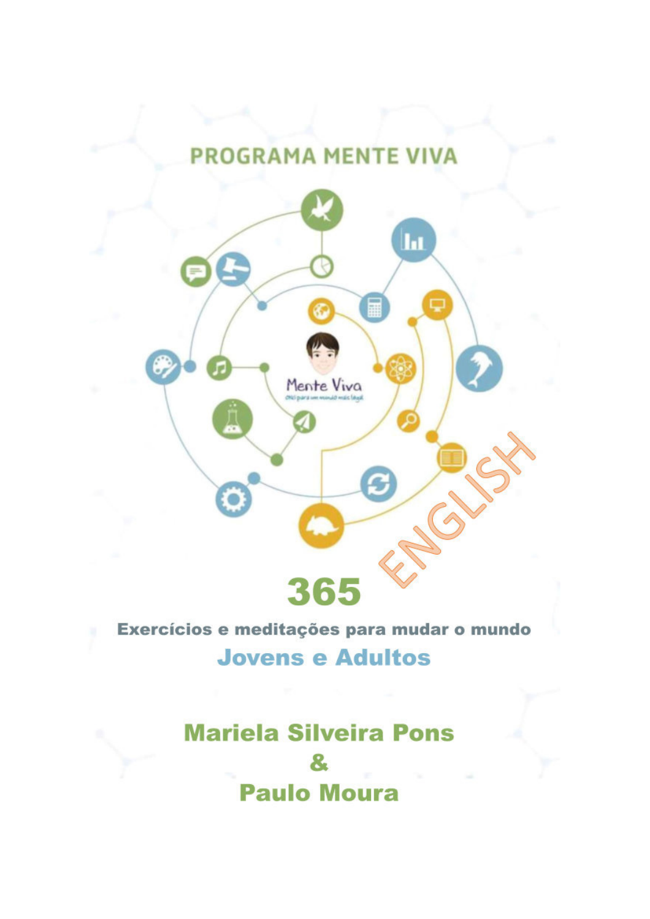# PROGRAMA MENTE VIVA

Mente Viva

ENGLISH

# 365

**Exercícios e meditações para mudar o mundo**

**Jovens e Adultos**

**Mariela Silveira Pons**

**&**

**Paulo Moura**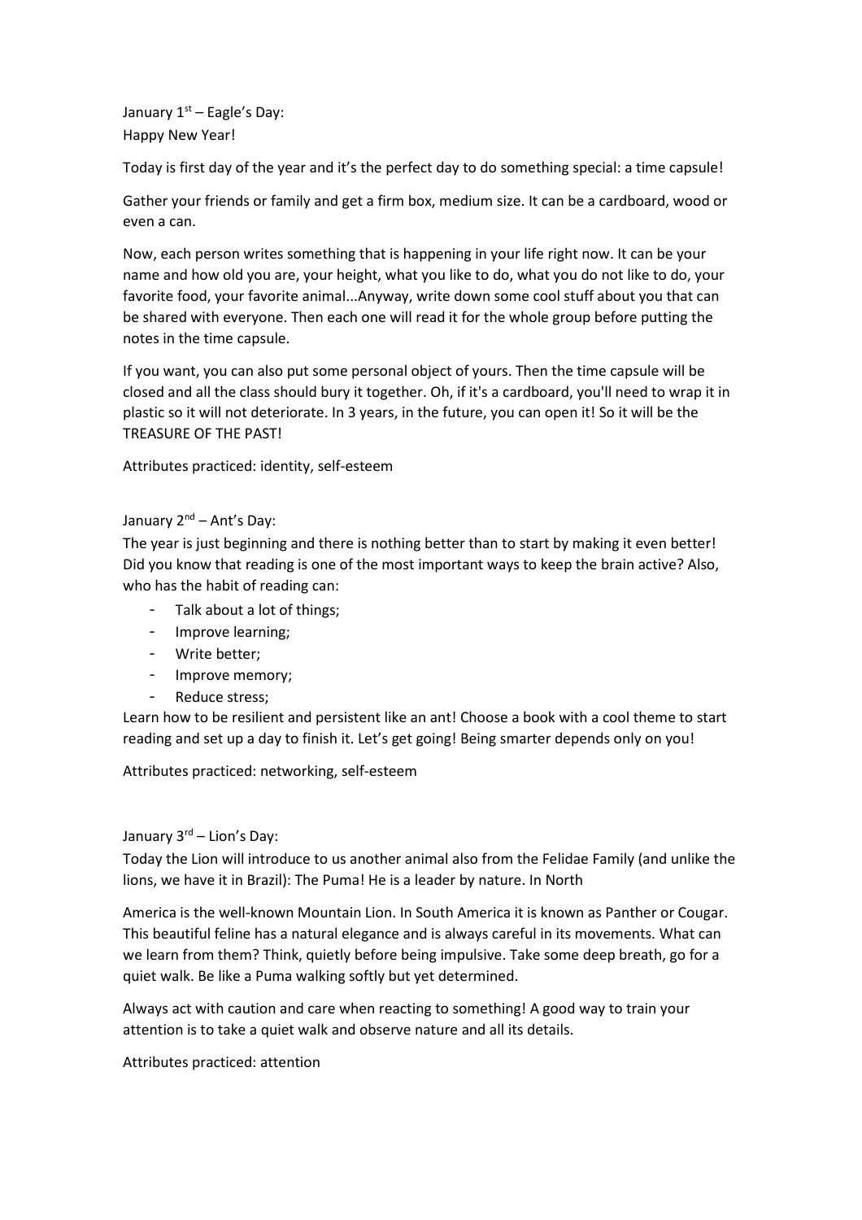January 1st – Eagle's Day:
Happy New Year!

Today is first day of the year and it's the perfect day to do something special: a time capsule!

Gather your friends or family and get a firm box, medium size. It can be a cardboard, wood or even a can.

Now, each person writes something that is happening in your life right now. It can be your name and how old you are, your height, what you like to do, what you do not like to do, your favorite food, your favorite animal...Anyway, write down some cool stuff about you that can be shared with everyone. Then each one will read it for the whole group before putting the notes in the time capsule.

If you want, you can also put some personal object of yours. Then the time capsule will be closed and all the class should bury it together. Oh, if it's a cardboard, you'll need to wrap it in plastic so it will not deteriorate. In 3 years, in the future, you can open it! So it will be the TREASURE OF THE PAST!

Attributes practiced: identity, self-esteem

January 2nd – Ant's Day:
The year is just beginning and there is nothing better than to start by making it even better! Did you know that reading is one of the most important ways to keep the brain active? Also, who has the habit of reading can:

- Talk about a lot of things;
- Improve learning;
- Write better;
- Improve memory;
- Reduce stress;

Learn how to be resilient and persistent like an ant! Choose a book with a cool theme to start reading and set up a day to finish it. Let's get going! Being smarter depends only on you!

Attributes practiced: networking, self-esteem

January 3rd – Lion's Day:
Today the Lion will introduce to us another animal also from the Felidae Family (and unlike the lions, we have it in Brazil): The Puma! He is a leader by nature. In North America is the well-known Mountain Lion. In South America it is known as Panther or Cougar. This beautiful feline has a natural elegance and is always careful in its movements. What can we learn from them? Think, quietly before being impulsive. Take some deep breath, go for a quiet walk. Be like a Puma walking softly but yet determined.

Always act with caution and care when reacting to something! A good way to train your attention is to take a quiet walk and observe nature and all its details.

Attributes practiced: attention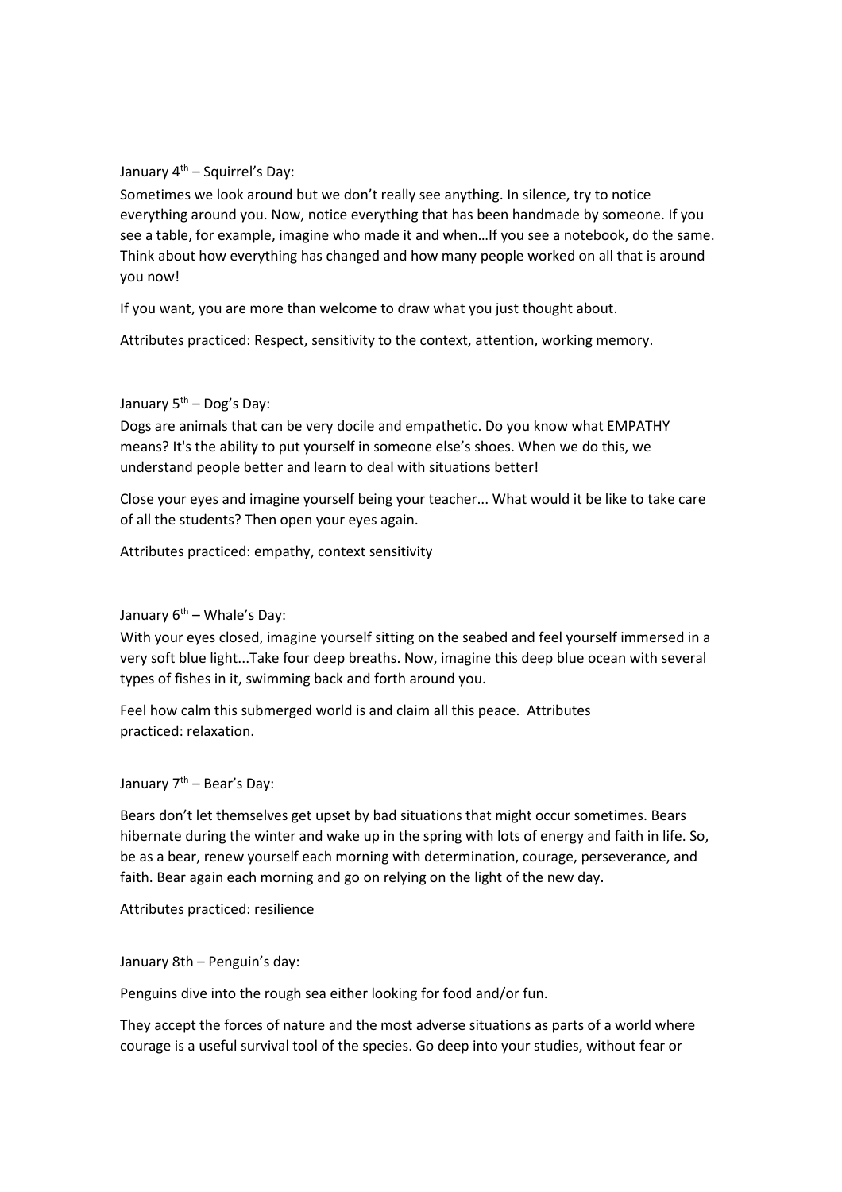January 4th – Squirrel's Day:

Sometimes we look around but we don't really see anything. In silence, try to notice everything around you. Now, notice everything that has been handmade by someone. If you see a table, for example, imagine who made it and when…If you see a notebook, do the same. Think about how everything has changed and how many people worked on all that is around you now!

If you want, you are more than welcome to draw what you just thought about.

Attributes practiced: Respect, sensitivity to the context, attention, working memory.

January 5th – Dog's Day:

Dogs are animals that can be very docile and empathetic. Do you know what EMPATHY means? It's the ability to put yourself in someone else's shoes. When we do this, we understand people better and learn to deal with situations better!

Close your eyes and imagine yourself being your teacher... What would it be like to take care of all the students? Then open your eyes again.

Attributes practiced: empathy, context sensitivity

January 6th – Whale's Day:

With your eyes closed, imagine yourself sitting on the seabed and feel yourself immersed in a very soft blue light...Take four deep breaths. Now, imagine this deep blue ocean with several types of fishes in it, swimming back and forth around you.

Feel how calm this submerged world is and claim all this peace. Attributes practiced: relaxation.

January 7th – Bear's Day:

Bears don't let themselves get upset by bad situations that might occur sometimes. Bears hibernate during the winter and wake up in the spring with lots of energy and faith in life. So, be as a bear, renew yourself each morning with determination, courage, perseverance, and faith. Bear again each morning and go on relying on the light of the new day.

Attributes practiced: resilience

January 8th – Penguin's day:

Penguins dive into the rough sea either looking for food and/or fun.

They accept the forces of nature and the most adverse situations as parts of a world where courage is a useful survival tool of the species. Go deep into your studies, without fear or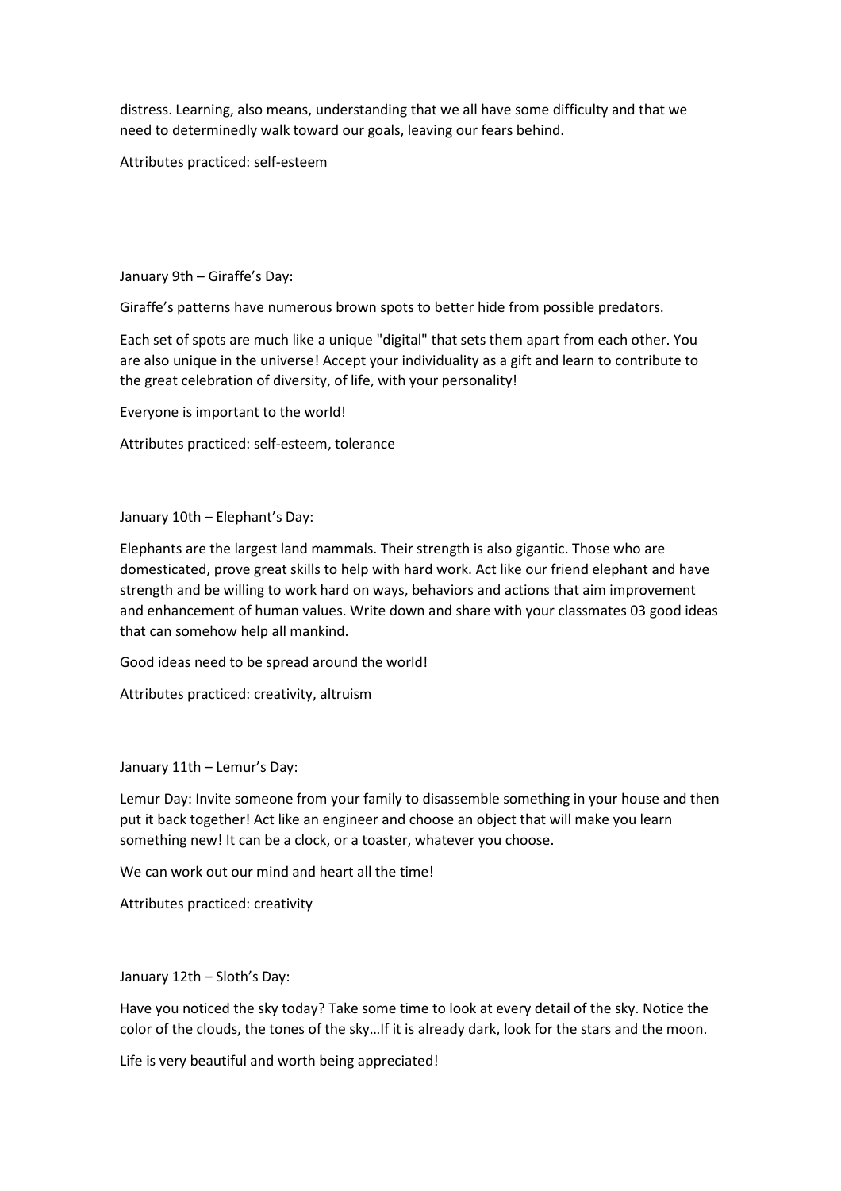distress. Learning, also means, understanding that we all have some difficulty and that we need to determinedly walk toward our goals, leaving our fears behind.

Attributes practiced: self-esteem

January 9th – Giraffe's Day:

Giraffe's patterns have numerous brown spots to better hide from possible predators.

Each set of spots are much like a unique "digital" that sets them apart from each other. You are also unique in the universe! Accept your individuality as a gift and learn to contribute to the great celebration of diversity, of life, with your personality!

Everyone is important to the world!

Attributes practiced: self-esteem, tolerance

January 10th – Elephant's Day:

Elephants are the largest land mammals. Their strength is also gigantic. Those who are domesticated, prove great skills to help with hard work. Act like our friend elephant and have strength and be willing to work hard on ways, behaviors and actions that aim improvement and enhancement of human values. Write down and share with your classmates 03 good ideas that can somehow help all mankind.

Good ideas need to be spread around the world!

Attributes practiced: creativity, altruism

January 11th – Lemur's Day:

Lemur Day: Invite someone from your family to disassemble something in your house and then put it back together! Act like an engineer and choose an object that will make you learn something new! It can be a clock, or a toaster, whatever you choose.

We can work out our mind and heart all the time!

Attributes practiced: creativity

January 12th – Sloth's Day:

Have you noticed the sky today? Take some time to look at every detail of the sky. Notice the color of the clouds, the tones of the sky…If it is already dark, look for the stars and the moon.

Life is very beautiful and worth being appreciated!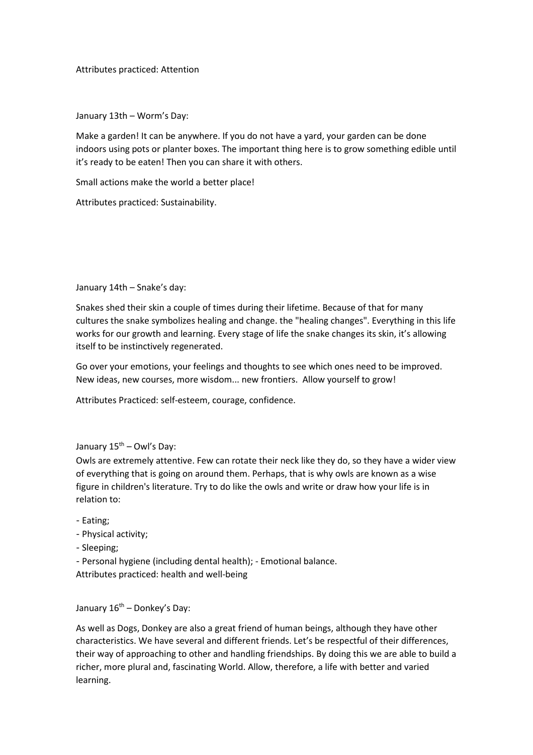Attributes practiced: Attention

January 13th – Worm's Day:

Make a garden! It can be anywhere. If you do not have a yard, your garden can be done indoors using pots or planter boxes. The important thing here is to grow something edible until it's ready to be eaten! Then you can share it with others.

Small actions make the world a better place!

Attributes practiced: Sustainability.

January 14th – Snake's day:

Snakes shed their skin a couple of times during their lifetime. Because of that for many cultures the snake symbolizes healing and change. the "healing changes". Everything in this life works for our growth and learning. Every stage of life the snake changes its skin, it's allowing itself to be instinctively regenerated.

Go over your emotions, your feelings and thoughts to see which ones need to be improved. New ideas, new courses, more wisdom... new frontiers. Allow yourself to grow!

Attributes Practiced: self-esteem, courage, confidence.

January 15th – Owl's Day:

Owls are extremely attentive. Few can rotate their neck like they do, so they have a wider view of everything that is going on around them. Perhaps, that is why owls are known as a wise figure in children's literature. Try to do like the owls and write or draw how your life is in relation to:

- Eating;
- Physical activity;
- Sleeping;
- Personal hygiene (including dental health); - Emotional balance.

Attributes practiced: health and well-being

January 16th – Donkey's Day:

As well as Dogs, Donkey are also a great friend of human beings, although they have other characteristics. We have several and different friends. Let's be respectful of their differences, their way of approaching to other and handling friendships. By doing this we are able to build a richer, more plural and, fascinating World. Allow, therefore, a life with better and varied learning.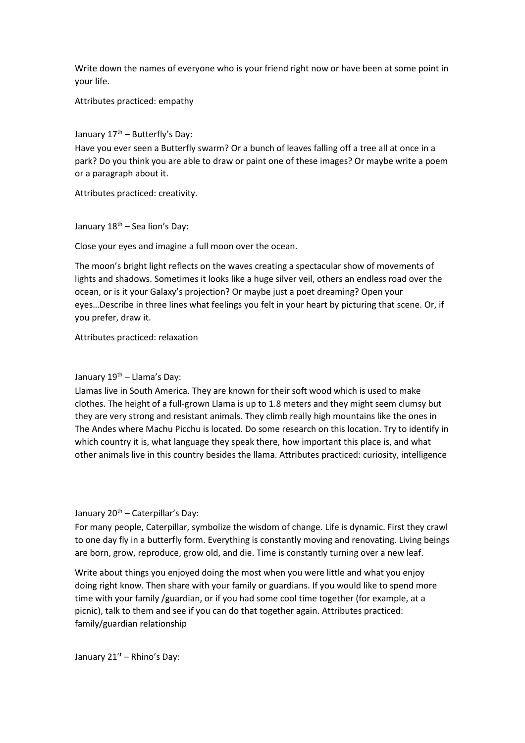Write down the names of everyone who is your friend right now or have been at some point in your life.

Attributes practiced: empathy

January 17th – Butterfly's Day:

Have you ever seen a Butterfly swarm? Or a bunch of leaves falling off a tree all at once in a park? Do you think you are able to draw or paint one of these images? Or maybe write a poem or a paragraph about it.

Attributes practiced: creativity.

January 18th – Sea lion's Day:

Close your eyes and imagine a full moon over the ocean.

The moon's bright light reflects on the waves creating a spectacular show of movements of lights and shadows. Sometimes it looks like a huge silver veil, others an endless road over the ocean, or is it your Galaxy's projection? Or maybe just a poet dreaming? Open your eyes…Describe in three lines what feelings you felt in your heart by picturing that scene. Or, if you prefer, draw it.

Attributes practiced: relaxation

January 19th – Llama's Day:

Llamas live in South America. They are known for their soft wood which is used to make clothes. The height of a full-grown Llama is up to 1.8 meters and they might seem clumsy but they are very strong and resistant animals. They climb really high mountains like the ones in The Andes where Machu Picchu is located. Do some research on this location. Try to identify in which country it is, what language they speak there, how important this place is, and what other animals live in this country besides the llama. Attributes practiced: curiosity, intelligence

January 20th – Caterpillar's Day:

For many people, Caterpillar, symbolize the wisdom of change. Life is dynamic. First they crawl to one day fly in a butterfly form. Everything is constantly moving and renovating. Living beings are born, grow, reproduce, grow old, and die. Time is constantly turning over a new leaf.

Write about things you enjoyed doing the most when you were little and what you enjoy doing right know. Then share with your family or guardians. If you would like to spend more time with your family /guardian, or if you had some cool time together (for example, at a picnic), talk to them and see if you can do that together again. Attributes practiced: family/guardian relationship

January 21st – Rhino's Day: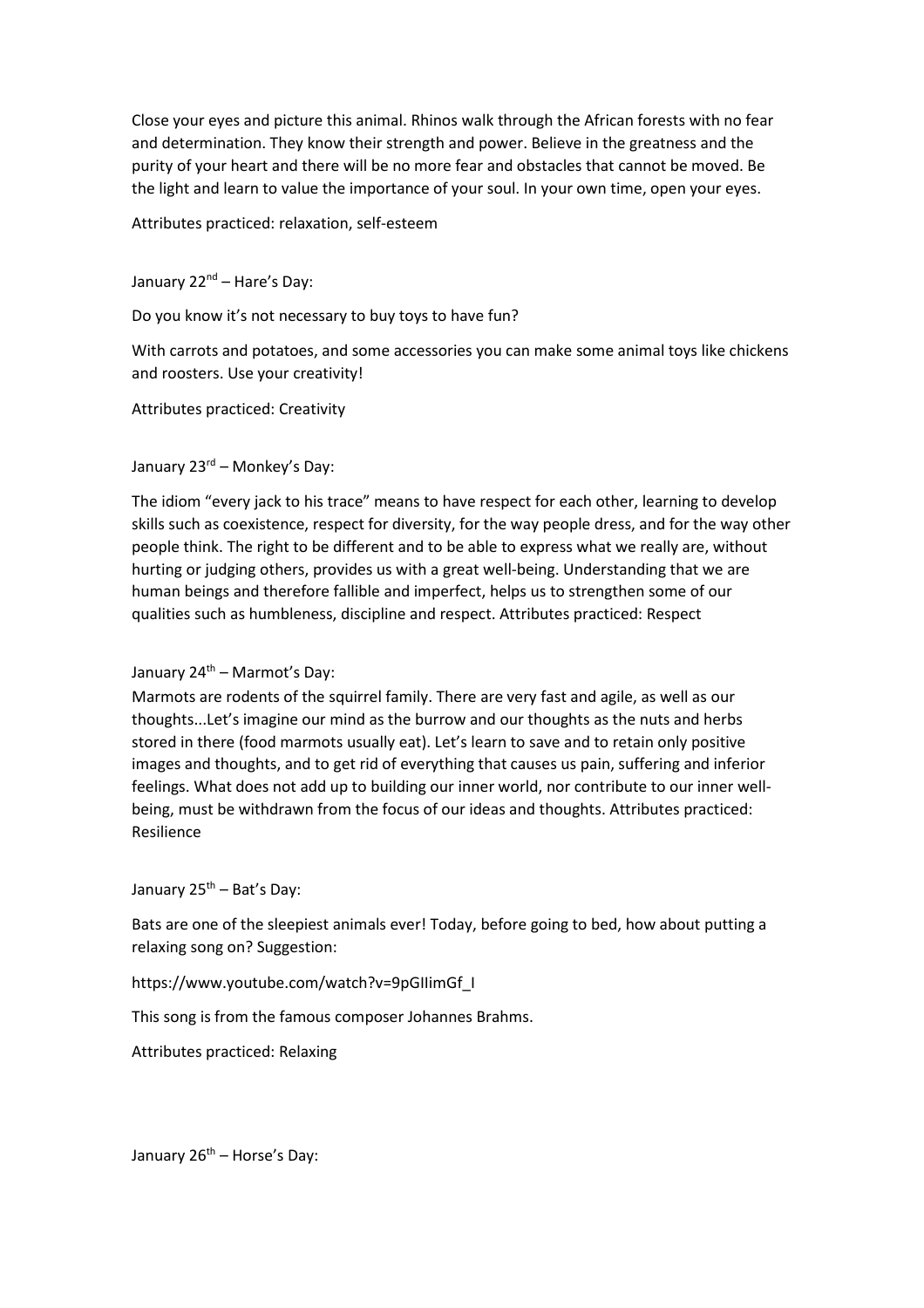Close your eyes and picture this animal. Rhinos walk through the African forests with no fear and determination. They know their strength and power. Believe in the greatness and the purity of your heart and there will be no more fear and obstacles that cannot be moved. Be the light and learn to value the importance of your soul. In your own time, open your eyes.

Attributes practiced: relaxation, self-esteem

January 22nd – Hare's Day:

Do you know it's not necessary to buy toys to have fun?

With carrots and potatoes, and some accessories you can make some animal toys like chickens and roosters. Use your creativity!

Attributes practiced: Creativity

January 23rd – Monkey's Day:

The idiom "every jack to his trace" means to have respect for each other, learning to develop skills such as coexistence, respect for diversity, for the way people dress, and for the way other people think. The right to be different and to be able to express what we really are, without hurting or judging others, provides us with a great well-being. Understanding that we are human beings and therefore fallible and imperfect, helps us to strengthen some of our qualities such as humbleness, discipline and respect. Attributes practiced: Respect

January 24th – Marmot's Day:

Marmots are rodents of the squirrel family. There are very fast and agile, as well as our thoughts...Let's imagine our mind as the burrow and our thoughts as the nuts and herbs stored in there (food marmots usually eat). Let's learn to save and to retain only positive images and thoughts, and to get rid of everything that causes us pain, suffering and inferior feelings. What does not add up to building our inner world, nor contribute to our inner well-being, must be withdrawn from the focus of our ideas and thoughts. Attributes practiced: Resilience

January 25th – Bat's Day:

Bats are one of the sleepiest animals ever! Today, before going to bed, how about putting a relaxing song on? Suggestion:

https://www.youtube.com/watch?v=9pGIIimGf_I

This song is from the famous composer Johannes Brahms.

Attributes practiced: Relaxing

January 26th – Horse's Day: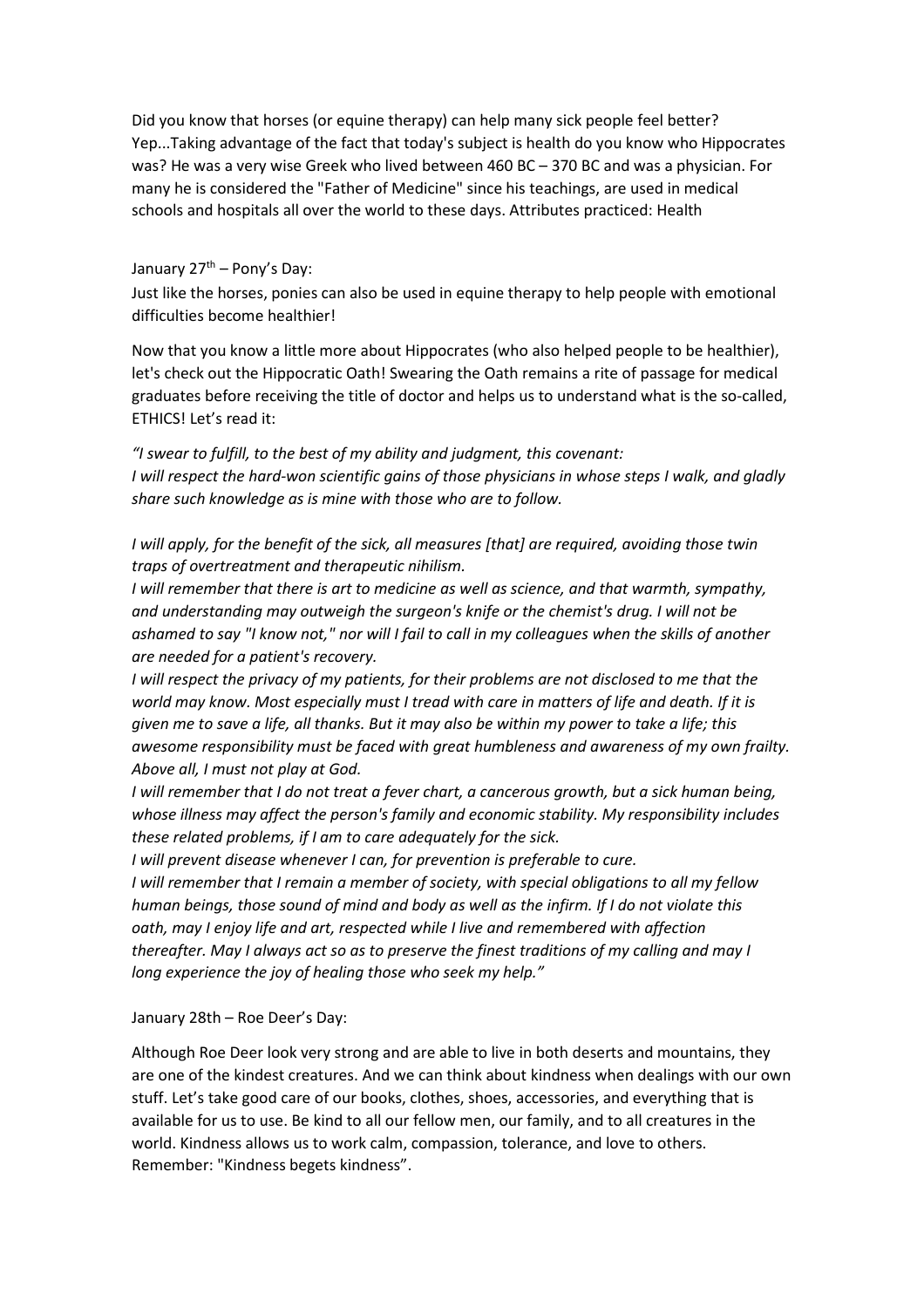Did you know that horses (or equine therapy) can help many sick people feel better? Yep...Taking advantage of the fact that today's subject is health do you know who Hippocrates was? He was a very wise Greek who lived between 460 BC – 370 BC and was a physician. For many he is considered the "Father of Medicine" since his teachings, are used in medical schools and hospitals all over the world to these days. Attributes practiced: Health

January 27th – Pony's Day:

Just like the horses, ponies can also be used in equine therapy to help people with emotional difficulties become healthier!

Now that you know a little more about Hippocrates (who also helped people to be healthier), let's check out the Hippocratic Oath! Swearing the Oath remains a rite of passage for medical graduates before receiving the title of doctor and helps us to understand what is the so-called, ETHICS! Let's read it:

*"I swear to fulfill, to the best of my ability and judgment, this covenant:*
*I will respect the hard-won scientific gains of those physicians in whose steps I walk, and gladly share such knowledge as is mine with those who are to follow.*

*I will apply, for the benefit of the sick, all measures [that] are required, avoiding those twin traps of overtreatment and therapeutic nihilism.*
*I will remember that there is art to medicine as well as science, and that warmth, sympathy, and understanding may outweigh the surgeon's knife or the chemist's drug. I will not be ashamed to say "I know not," nor will I fail to call in my colleagues when the skills of another are needed for a patient's recovery.*
*I will respect the privacy of my patients, for their problems are not disclosed to me that the world may know. Most especially must I tread with care in matters of life and death. If it is given me to save a life, all thanks. But it may also be within my power to take a life; this awesome responsibility must be faced with great humbleness and awareness of my own frailty. Above all, I must not play at God.*
*I will remember that I do not treat a fever chart, a cancerous growth, but a sick human being, whose illness may affect the person's family and economic stability. My responsibility includes these related problems, if I am to care adequately for the sick.*
*I will prevent disease whenever I can, for prevention is preferable to cure.*
*I will remember that I remain a member of society, with special obligations to all my fellow human beings, those sound of mind and body as well as the infirm. If I do not violate this oath, may I enjoy life and art, respected while I live and remembered with affection thereafter. May I always act so as to preserve the finest traditions of my calling and may I long experience the joy of healing those who seek my help."*

January 28th – Roe Deer's Day:

Although Roe Deer look very strong and are able to live in both deserts and mountains, they are one of the kindest creatures. And we can think about kindness when dealings with our own stuff. Let's take good care of our books, clothes, shoes, accessories, and everything that is available for us to use. Be kind to all our fellow men, our family, and to all creatures in the world. Kindness allows us to work calm, compassion, tolerance, and love to others. Remember: "Kindness begets kindness".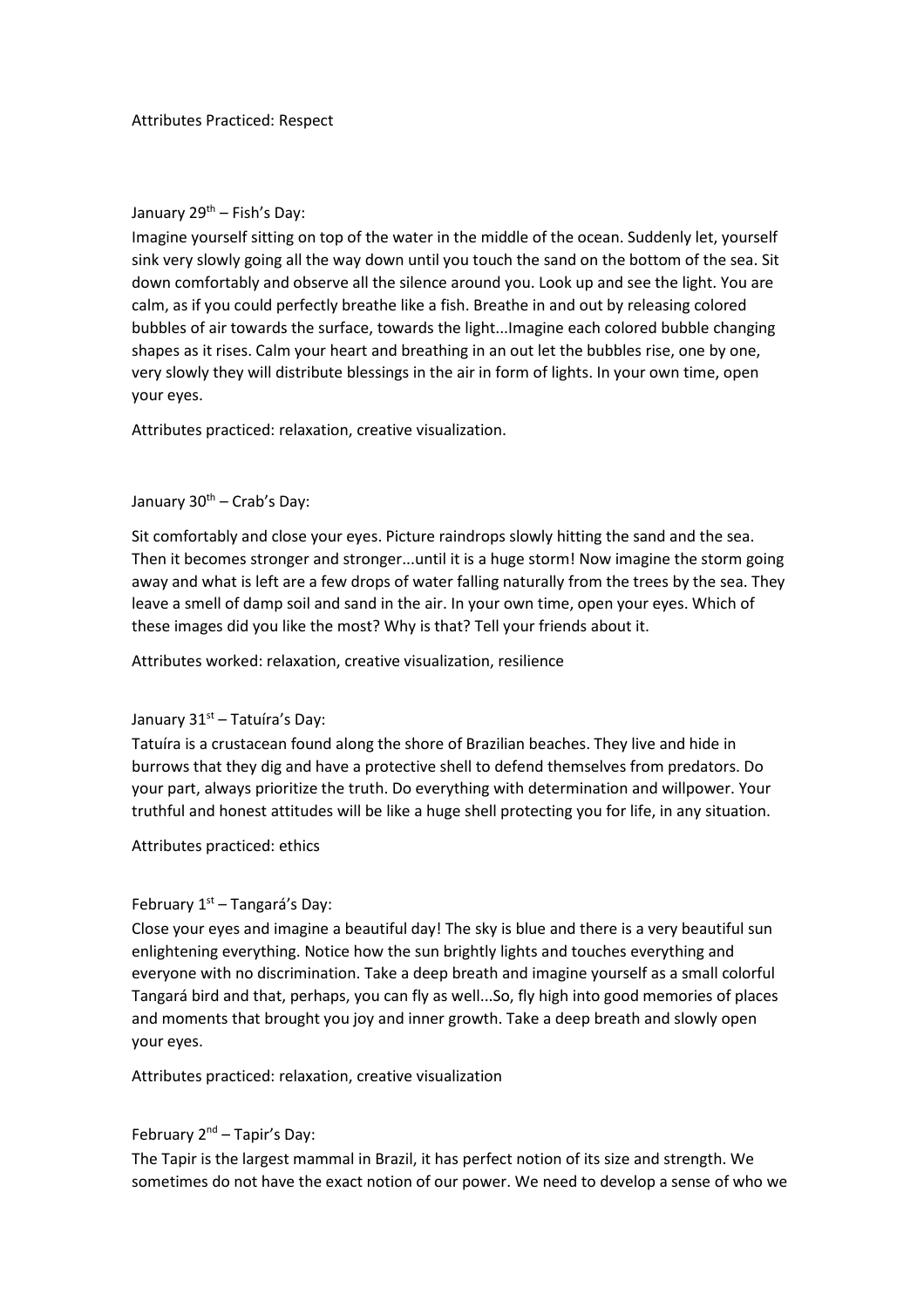Attributes Practiced: Respect

January 29th – Fish's Day:

Imagine yourself sitting on top of the water in the middle of the ocean. Suddenly let, yourself sink very slowly going all the way down until you touch the sand on the bottom of the sea. Sit down comfortably and observe all the silence around you. Look up and see the light. You are calm, as if you could perfectly breathe like a fish. Breathe in and out by releasing colored bubbles of air towards the surface, towards the light...Imagine each colored bubble changing shapes as it rises. Calm your heart and breathing in an out let the bubbles rise, one by one, very slowly they will distribute blessings in the air in form of lights. In your own time, open your eyes.

Attributes practiced: relaxation, creative visualization.

January 30th – Crab's Day:

Sit comfortably and close your eyes. Picture raindrops slowly hitting the sand and the sea. Then it becomes stronger and stronger...until it is a huge storm! Now imagine the storm going away and what is left are a few drops of water falling naturally from the trees by the sea. They leave a smell of damp soil and sand in the air. In your own time, open your eyes. Which of these images did you like the most? Why is that? Tell your friends about it.

Attributes worked: relaxation, creative visualization, resilience

January 31st – Tatuíra's Day:

Tatuíra is a crustacean found along the shore of Brazilian beaches. They live and hide in burrows that they dig and have a protective shell to defend themselves from predators. Do your part, always prioritize the truth. Do everything with determination and willpower. Your truthful and honest attitudes will be like a huge shell protecting you for life, in any situation.

Attributes practiced: ethics

February 1st – Tangará's Day:

Close your eyes and imagine a beautiful day! The sky is blue and there is a very beautiful sun enlightening everything. Notice how the sun brightly lights and touches everything and everyone with no discrimination. Take a deep breath and imagine yourself as a small colorful Tangará bird and that, perhaps, you can fly as well...So, fly high into good memories of places and moments that brought you joy and inner growth. Take a deep breath and slowly open your eyes.

Attributes practiced: relaxation, creative visualization

February 2nd – Tapir's Day:

The Tapir is the largest mammal in Brazil, it has perfect notion of its size and strength. We sometimes do not have the exact notion of our power. We need to develop a sense of who we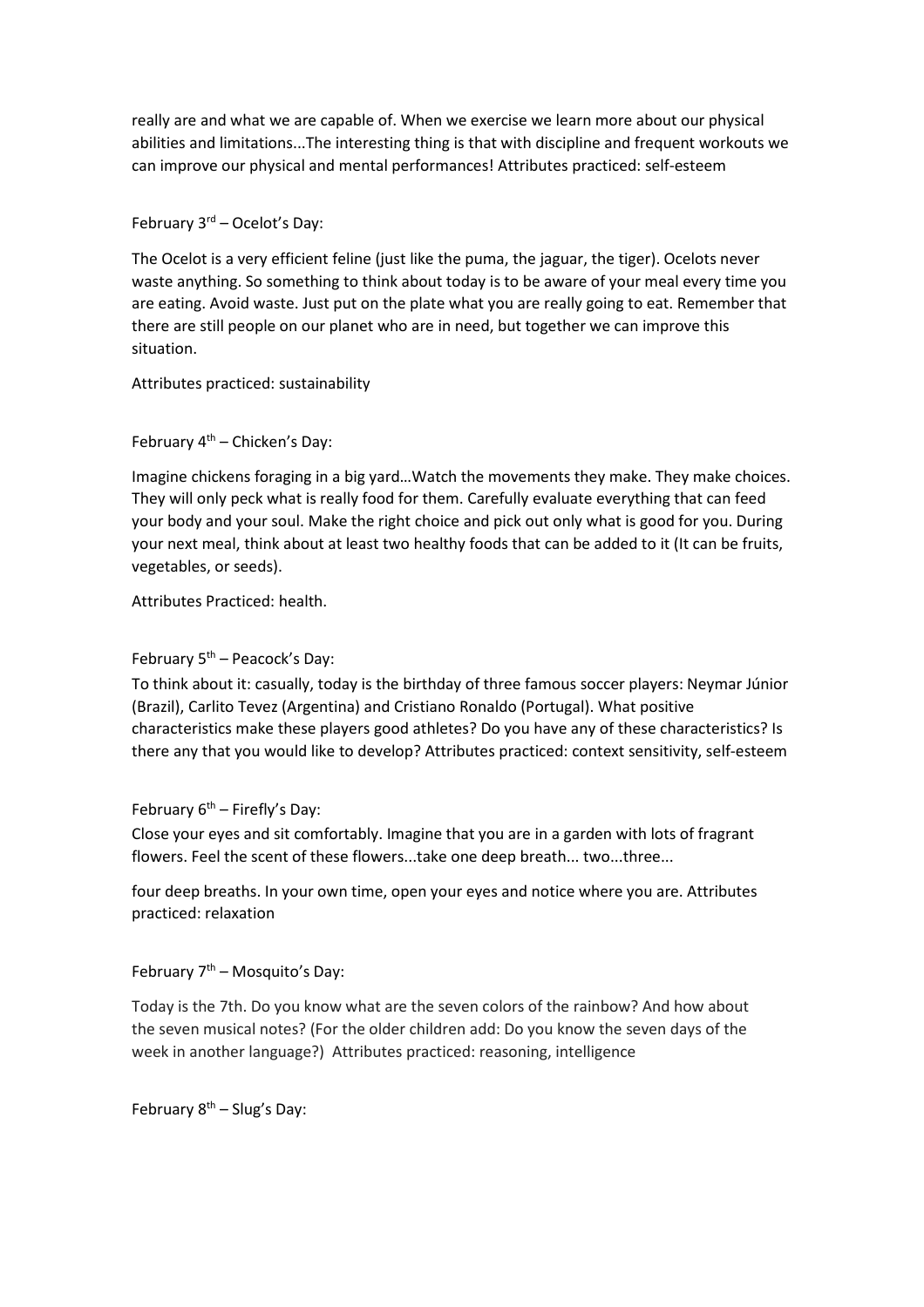really are and what we are capable of. When we exercise we learn more about our physical abilities and limitations...The interesting thing is that with discipline and frequent workouts we can improve our physical and mental performances! Attributes practiced: self-esteem

February 3rd – Ocelot's Day:

The Ocelot is a very efficient feline (just like the puma, the jaguar, the tiger). Ocelots never waste anything. So something to think about today is to be aware of your meal every time you are eating. Avoid waste. Just put on the plate what you are really going to eat. Remember that there are still people on our planet who are in need, but together we can improve this situation.

Attributes practiced: sustainability

February 4th – Chicken's Day:

Imagine chickens foraging in a big yard…Watch the movements they make. They make choices. They will only peck what is really food for them. Carefully evaluate everything that can feed your body and your soul. Make the right choice and pick out only what is good for you. During your next meal, think about at least two healthy foods that can be added to it (It can be fruits, vegetables, or seeds).

Attributes Practiced: health.

February 5th – Peacock's Day:

To think about it: casually, today is the birthday of three famous soccer players: Neymar Júnior (Brazil), Carlito Tevez (Argentina) and Cristiano Ronaldo (Portugal). What positive characteristics make these players good athletes? Do you have any of these characteristics? Is there any that you would like to develop? Attributes practiced: context sensitivity, self-esteem

February 6th – Firefly's Day:

Close your eyes and sit comfortably. Imagine that you are in a garden with lots of fragrant flowers. Feel the scent of these flowers...take one deep breath... two...three...

four deep breaths. In your own time, open your eyes and notice where you are. Attributes practiced: relaxation

February 7th – Mosquito's Day:

Today is the 7th. Do you know what are the seven colors of the rainbow? And how about the seven musical notes? (For the older children add: Do you know the seven days of the week in another language?) Attributes practiced: reasoning, intelligence

February 8th – Slug's Day: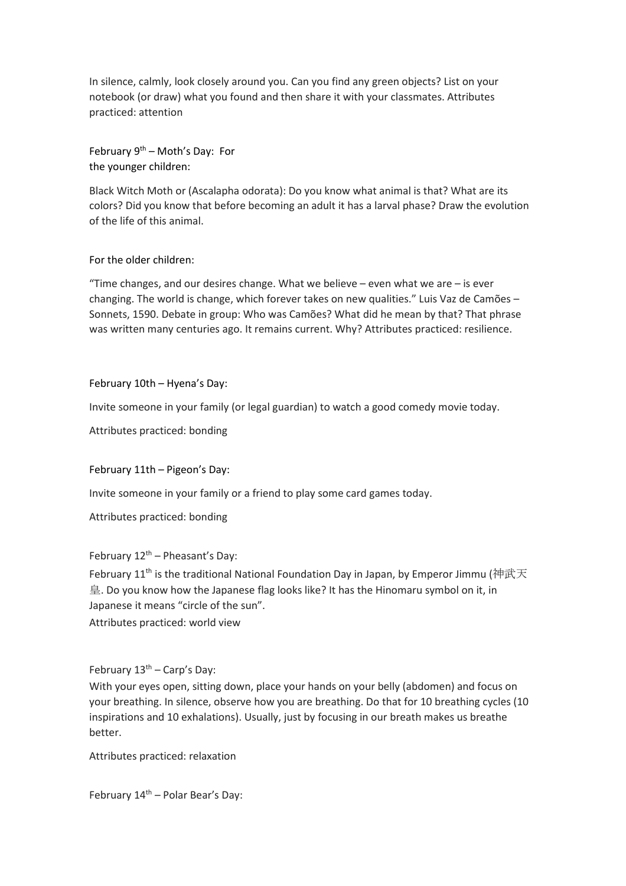In silence, calmly, look closely around you. Can you find any green objects? List on your notebook (or draw) what you found and then share it with your classmates. Attributes practiced: attention

February 9th – Moth's Day: For the younger children:

Black Witch Moth or (Ascalapha odorata): Do you know what animal is that? What are its colors? Did you know that before becoming an adult it has a larval phase? Draw the evolution of the life of this animal.

For the older children:

"Time changes, and our desires change. What we believe – even what we are – is ever changing. The world is change, which forever takes on new qualities." Luis Vaz de Camões – Sonnets, 1590. Debate in group: Who was Camões? What did he mean by that? That phrase was written many centuries ago. It remains current. Why? Attributes practiced: resilience.

February 10th – Hyena's Day:

Invite someone in your family (or legal guardian) to watch a good comedy movie today.

Attributes practiced: bonding

February 11th – Pigeon's Day:

Invite someone in your family or a friend to play some card games today.

Attributes practiced: bonding

February 12th – Pheasant's Day:

February 11th is the traditional National Foundation Day in Japan, by Emperor Jimmu (神武天皇. Do you know how the Japanese flag looks like? It has the Hinomaru symbol on it, in Japanese it means "circle of the sun".

Attributes practiced: world view

February 13th – Carp's Day:

With your eyes open, sitting down, place your hands on your belly (abdomen) and focus on your breathing. In silence, observe how you are breathing. Do that for 10 breathing cycles (10 inspirations and 10 exhalations). Usually, just by focusing in our breath makes us breathe better.

Attributes practiced: relaxation

February 14th – Polar Bear's Day: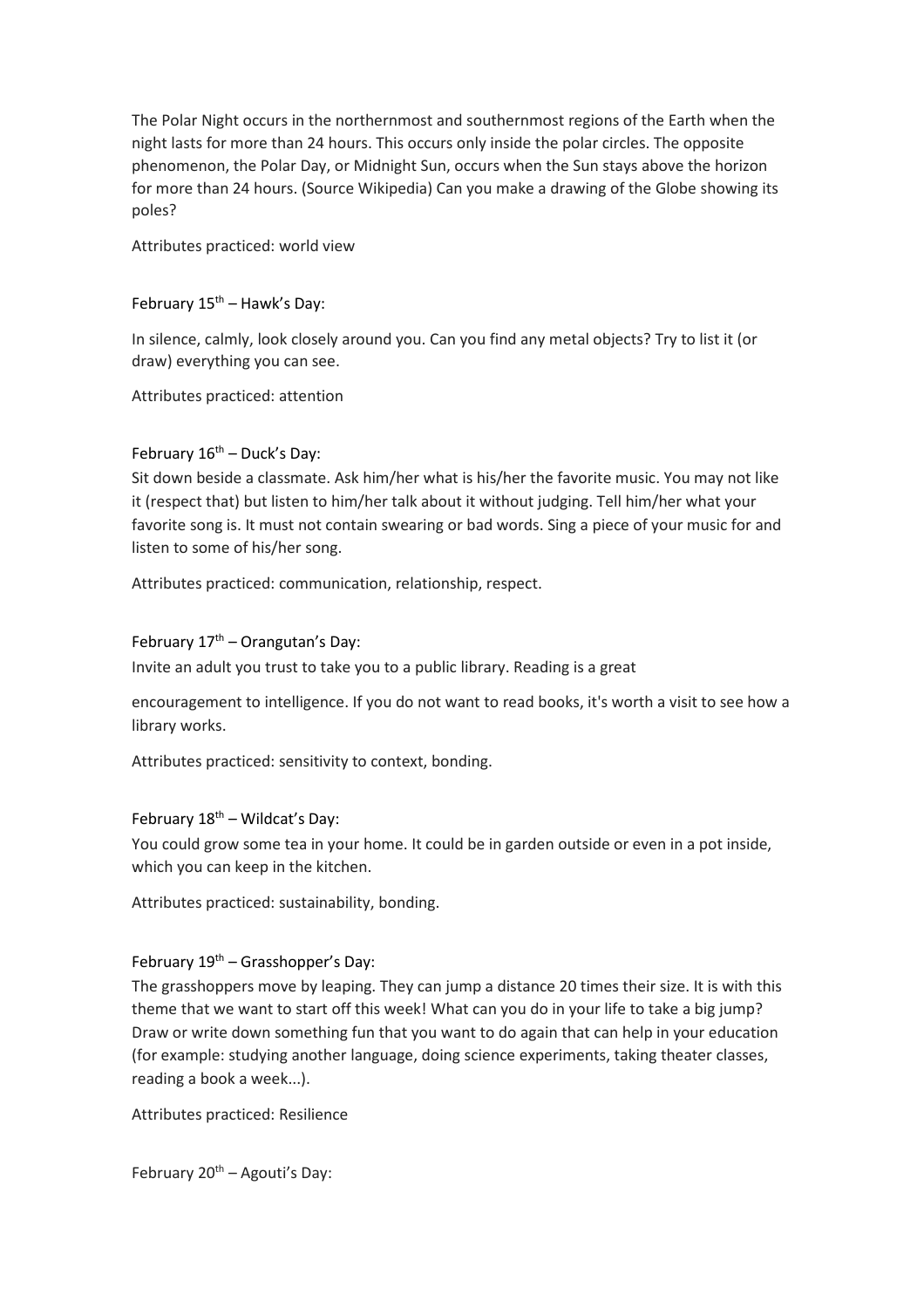The Polar Night occurs in the northernmost and southernmost regions of the Earth when the night lasts for more than 24 hours. This occurs only inside the polar circles. The opposite phenomenon, the Polar Day, or Midnight Sun, occurs when the Sun stays above the horizon for more than 24 hours. (Source Wikipedia) Can you make a drawing of the Globe showing its poles?

Attributes practiced: world view

February 15th – Hawk's Day:

In silence, calmly, look closely around you. Can you find any metal objects? Try to list it (or draw) everything you can see.

Attributes practiced: attention

February 16th – Duck's Day:

Sit down beside a classmate. Ask him/her what is his/her the favorite music. You may not like it (respect that) but listen to him/her talk about it without judging. Tell him/her what your favorite song is. It must not contain swearing or bad words. Sing a piece of your music for and listen to some of his/her song.

Attributes practiced: communication, relationship, respect.

February 17th – Orangutan's Day:

Invite an adult you trust to take you to a public library. Reading is a great

encouragement to intelligence. If you do not want to read books, it's worth a visit to see how a library works.

Attributes practiced: sensitivity to context, bonding.

February 18th – Wildcat's Day:

You could grow some tea in your home. It could be in garden outside or even in a pot inside, which you can keep in the kitchen.

Attributes practiced: sustainability, bonding.

February 19th – Grasshopper's Day:

The grasshoppers move by leaping. They can jump a distance 20 times their size. It is with this theme that we want to start off this week! What can you do in your life to take a big jump? Draw or write down something fun that you want to do again that can help in your education (for example: studying another language, doing science experiments, taking theater classes, reading a book a week...).

Attributes practiced: Resilience

February 20th – Agouti's Day: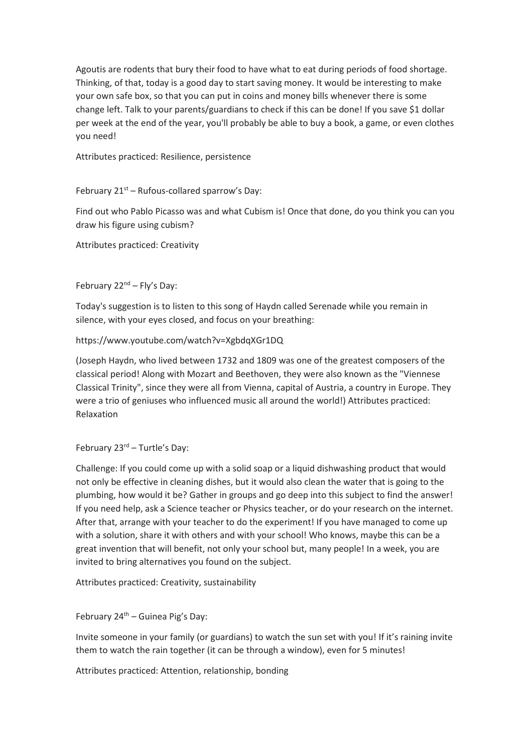Agoutis are rodents that bury their food to have what to eat during periods of food shortage. Thinking, of that, today is a good day to start saving money. It would be interesting to make your own safe box, so that you can put in coins and money bills whenever there is some change left. Talk to your parents/guardians to check if this can be done! If you save $1 dollar per week at the end of the year, you'll probably be able to buy a book, a game, or even clothes you need!

Attributes practiced: Resilience, persistence

February 21st – Rufous-collared sparrow's Day:

Find out who Pablo Picasso was and what Cubism is! Once that done, do you think you can you draw his figure using cubism?

Attributes practiced: Creativity

February 22nd – Fly's Day:

Today's suggestion is to listen to this song of Haydn called Serenade while you remain in silence, with your eyes closed, and focus on your breathing:

https://www.youtube.com/watch?v=XgbdqXGr1DQ

(Joseph Haydn, who lived between 1732 and 1809 was one of the greatest composers of the classical period! Along with Mozart and Beethoven, they were also known as the "Viennese Classical Trinity", since they were all from Vienna, capital of Austria, a country in Europe. They were a trio of geniuses who influenced music all around the world!) Attributes practiced: Relaxation

February 23rd – Turtle's Day:

Challenge: If you could come up with a solid soap or a liquid dishwashing product that would not only be effective in cleaning dishes, but it would also clean the water that is going to the plumbing, how would it be? Gather in groups and go deep into this subject to find the answer! If you need help, ask a Science teacher or Physics teacher, or do your research on the internet. After that, arrange with your teacher to do the experiment! If you have managed to come up with a solution, share it with others and with your school! Who knows, maybe this can be a great invention that will benefit, not only your school but, many people! In a week, you are invited to bring alternatives you found on the subject.

Attributes practiced: Creativity, sustainability

February 24th – Guinea Pig's Day:

Invite someone in your family (or guardians) to watch the sun set with you! If it's raining invite them to watch the rain together (it can be through a window), even for 5 minutes!

Attributes practiced: Attention, relationship, bonding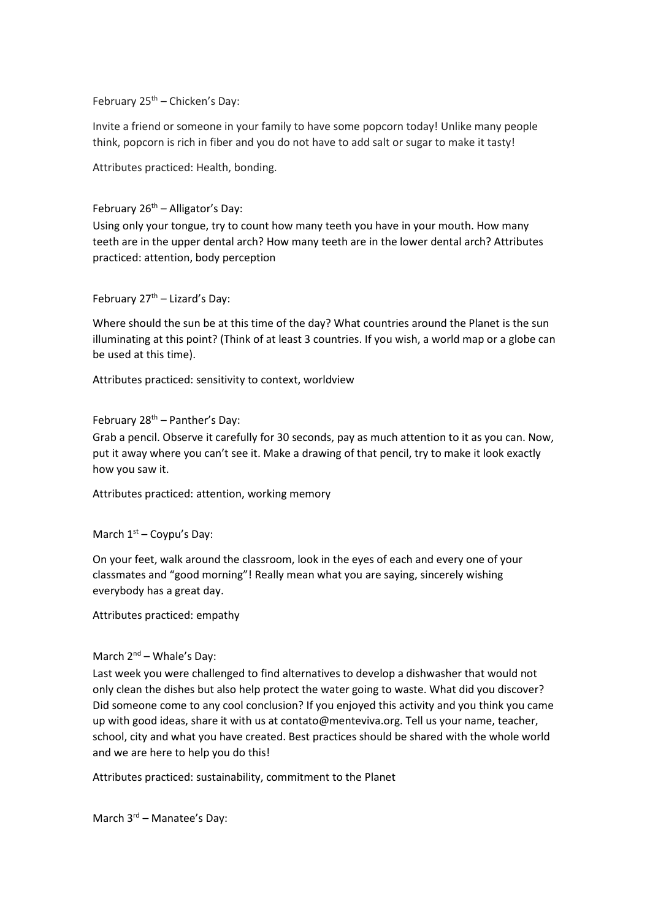February 25th – Chicken's Day:

Invite a friend or someone in your family to have some popcorn today! Unlike many people think, popcorn is rich in fiber and you do not have to add salt or sugar to make it tasty!

Attributes practiced: Health, bonding.

February 26th – Alligator's Day:

Using only your tongue, try to count how many teeth you have in your mouth. How many teeth are in the upper dental arch? How many teeth are in the lower dental arch? Attributes practiced: attention, body perception

February 27th – Lizard's Day:

Where should the sun be at this time of the day? What countries around the Planet is the sun illuminating at this point? (Think of at least 3 countries. If you wish, a world map or a globe can be used at this time).

Attributes practiced: sensitivity to context, worldview

February 28th – Panther's Day:

Grab a pencil. Observe it carefully for 30 seconds, pay as much attention to it as you can. Now, put it away where you can't see it. Make a drawing of that pencil, try to make it look exactly how you saw it.

Attributes practiced: attention, working memory

March 1st – Coypu's Day:

On your feet, walk around the classroom, look in the eyes of each and every one of your classmates and "good morning"! Really mean what you are saying, sincerely wishing everybody has a great day.

Attributes practiced: empathy

March 2nd – Whale's Day:

Last week you were challenged to find alternatives to develop a dishwasher that would not only clean the dishes but also help protect the water going to waste. What did you discover? Did someone come to any cool conclusion? If you enjoyed this activity and you think you came up with good ideas, share it with us at contato@menteviva.org. Tell us your name, teacher, school, city and what you have created. Best practices should be shared with the whole world and we are here to help you do this!

Attributes practiced: sustainability, commitment to the Planet

March 3rd – Manatee's Day: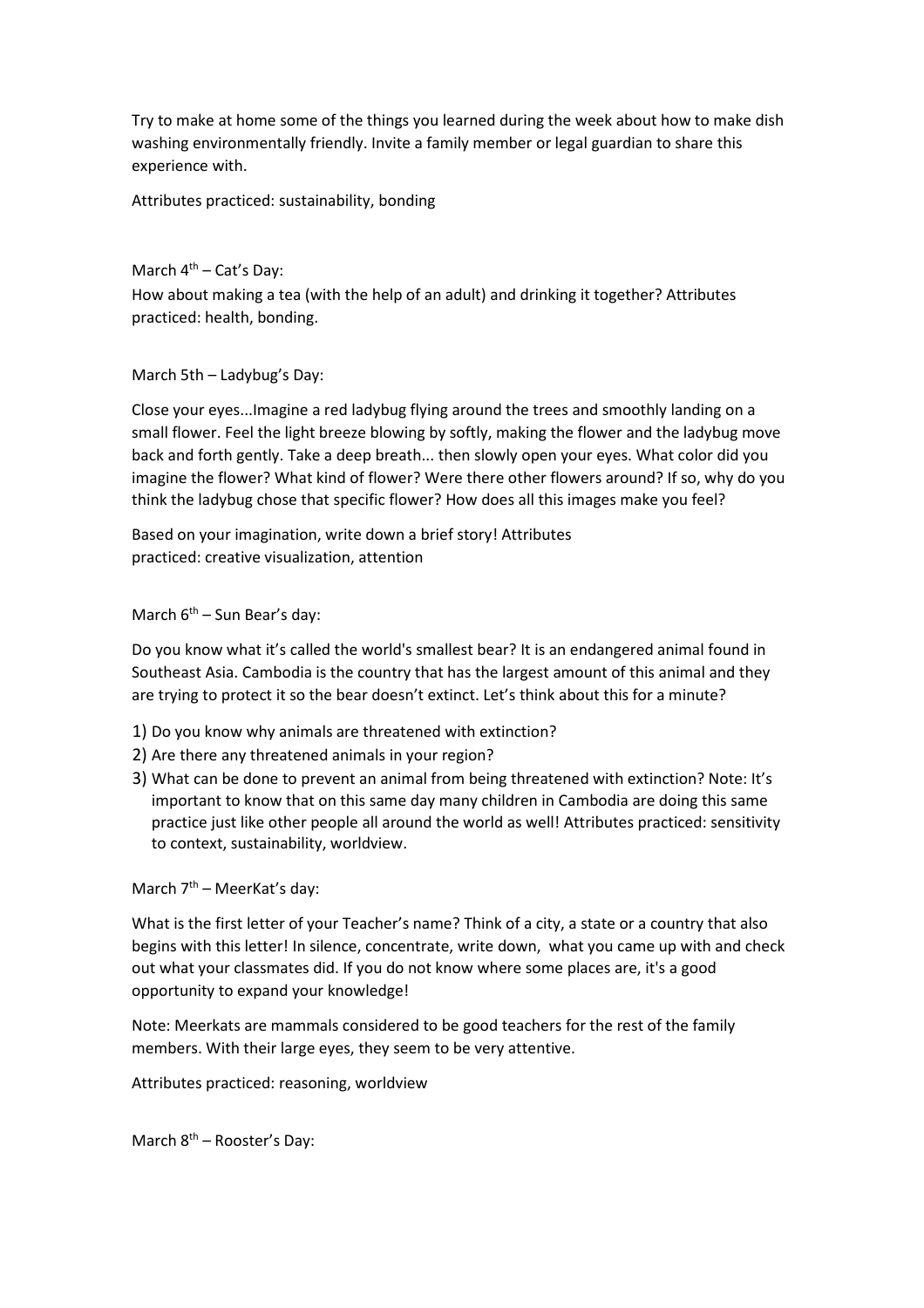Try to make at home some of the things you learned during the week about how to make dish washing environmentally friendly. Invite a family member or legal guardian to share this experience with.

Attributes practiced: sustainability, bonding

March 4th – Cat's Day:

How about making a tea (with the help of an adult) and drinking it together? Attributes practiced: health, bonding.

March 5th – Ladybug's Day:

Close your eyes...Imagine a red ladybug flying around the trees and smoothly landing on a small flower. Feel the light breeze blowing by softly, making the flower and the ladybug move back and forth gently. Take a deep breath... then slowly open your eyes. What color did you imagine the flower? What kind of flower? Were there other flowers around? If so, why do you think the ladybug chose that specific flower? How does all this images make you feel?

Based on your imagination, write down a brief story! Attributes practiced: creative visualization, attention

March 6th – Sun Bear's day:

Do you know what it's called the world's smallest bear? It is an endangered animal found in Southeast Asia. Cambodia is the country that has the largest amount of this animal and they are trying to protect it so the bear doesn't extinct. Let's think about this for a minute?

1) Do you know why animals are threatened with extinction?
2) Are there any threatened animals in your region?
3) What can be done to prevent an animal from being threatened with extinction? Note: It's important to know that on this same day many children in Cambodia are doing this same practice just like other people all around the world as well! Attributes practiced: sensitivity to context, sustainability, worldview.

March 7th – MeerKat's day:

What is the first letter of your Teacher's name? Think of a city, a state or a country that also begins with this letter! In silence, concentrate, write down, what you came up with and check out what your classmates did. If you do not know where some places are, it's a good opportunity to expand your knowledge!

Note: Meerkats are mammals considered to be good teachers for the rest of the family members. With their large eyes, they seem to be very attentive.

Attributes practiced: reasoning, worldview

March 8th – Rooster's Day: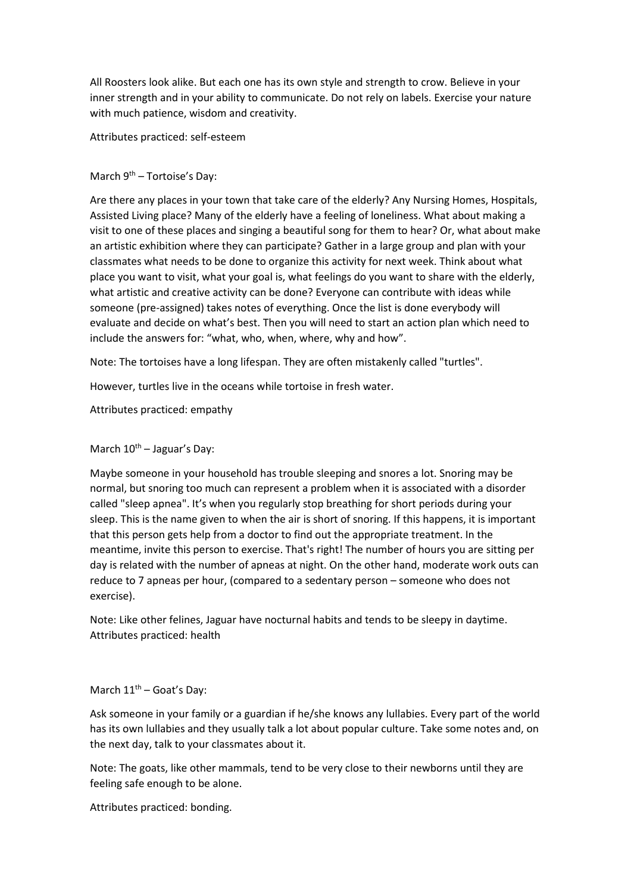All Roosters look alike. But each one has its own style and strength to crow. Believe in your inner strength and in your ability to communicate. Do not rely on labels. Exercise your nature with much patience, wisdom and creativity.

Attributes practiced: self-esteem

March 9th – Tortoise's Day:

Are there any places in your town that take care of the elderly? Any Nursing Homes, Hospitals, Assisted Living place? Many of the elderly have a feeling of loneliness. What about making a visit to one of these places and singing a beautiful song for them to hear? Or, what about make an artistic exhibition where they can participate? Gather in a large group and plan with your classmates what needs to be done to organize this activity for next week. Think about what place you want to visit, what your goal is, what feelings do you want to share with the elderly, what artistic and creative activity can be done? Everyone can contribute with ideas while someone (pre-assigned) takes notes of everything. Once the list is done everybody will evaluate and decide on what's best. Then you will need to start an action plan which need to include the answers for: "what, who, when, where, why and how".

Note: The tortoises have a long lifespan. They are often mistakenly called "turtles".

However, turtles live in the oceans while tortoise in fresh water.

Attributes practiced: empathy

March 10th – Jaguar's Day:

Maybe someone in your household has trouble sleeping and snores a lot. Snoring may be normal, but snoring too much can represent a problem when it is associated with a disorder called "sleep apnea". It's when you regularly stop breathing for short periods during your sleep. This is the name given to when the air is short of snoring. If this happens, it is important that this person gets help from a doctor to find out the appropriate treatment. In the meantime, invite this person to exercise. That's right! The number of hours you are sitting per day is related with the number of apneas at night. On the other hand, moderate work outs can reduce to 7 apneas per hour, (compared to a sedentary person – someone who does not exercise).

Note: Like other felines, Jaguar have nocturnal habits and tends to be sleepy in daytime.
Attributes practiced: health

March 11th – Goat's Day:

Ask someone in your family or a guardian if he/she knows any lullabies. Every part of the world has its own lullabies and they usually talk a lot about popular culture. Take some notes and, on the next day, talk to your classmates about it.

Note: The goats, like other mammals, tend to be very close to their newborns until they are feeling safe enough to be alone.

Attributes practiced: bonding.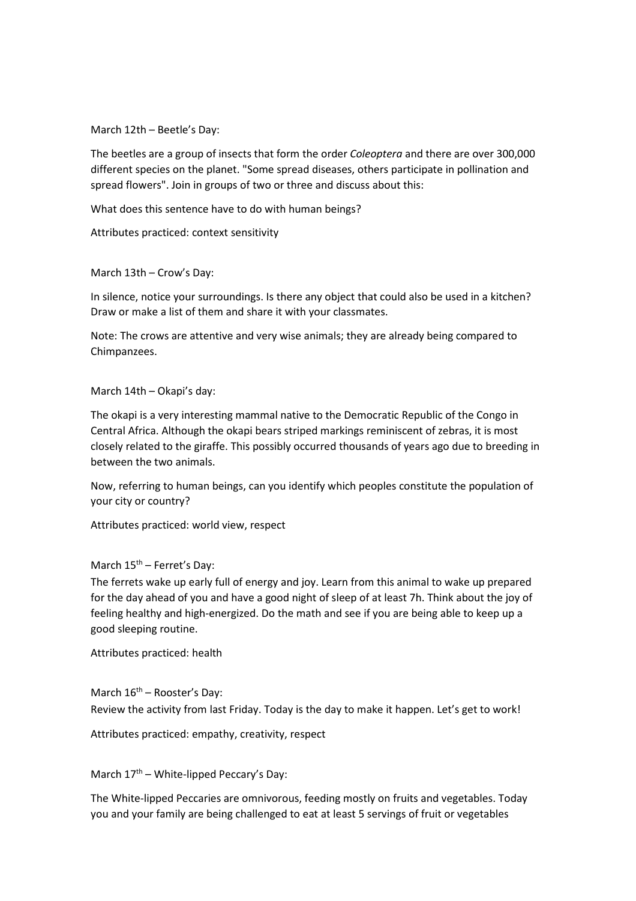March 12th – Beetle's Day:

The beetles are a group of insects that form the order *Coleoptera* and there are over 300,000 different species on the planet. "Some spread diseases, others participate in pollination and spread flowers". Join in groups of two or three and discuss about this:

What does this sentence have to do with human beings?

Attributes practiced: context sensitivity

March 13th – Crow's Day:

In silence, notice your surroundings. Is there any object that could also be used in a kitchen? Draw or make a list of them and share it with your classmates.

Note: The crows are attentive and very wise animals; they are already being compared to Chimpanzees.

March 14th – Okapi's day:

The okapi is a very interesting mammal native to the Democratic Republic of the Congo in Central Africa. Although the okapi bears striped markings reminiscent of zebras, it is most closely related to the giraffe. This possibly occurred thousands of years ago due to breeding in between the two animals.

Now, referring to human beings, can you identify which peoples constitute the population of your city or country?

Attributes practiced: world view, respect

March 15th – Ferret's Day:

The ferrets wake up early full of energy and joy. Learn from this animal to wake up prepared for the day ahead of you and have a good night of sleep of at least 7h. Think about the joy of feeling healthy and high-energized. Do the math and see if you are being able to keep up a good sleeping routine.

Attributes practiced: health

March 16th – Rooster's Day:

Review the activity from last Friday. Today is the day to make it happen. Let's get to work!

Attributes practiced: empathy, creativity, respect

March 17th – White-lipped Peccary's Day:

The White-lipped Peccaries are omnivorous, feeding mostly on fruits and vegetables. Today you and your family are being challenged to eat at least 5 servings of fruit or vegetables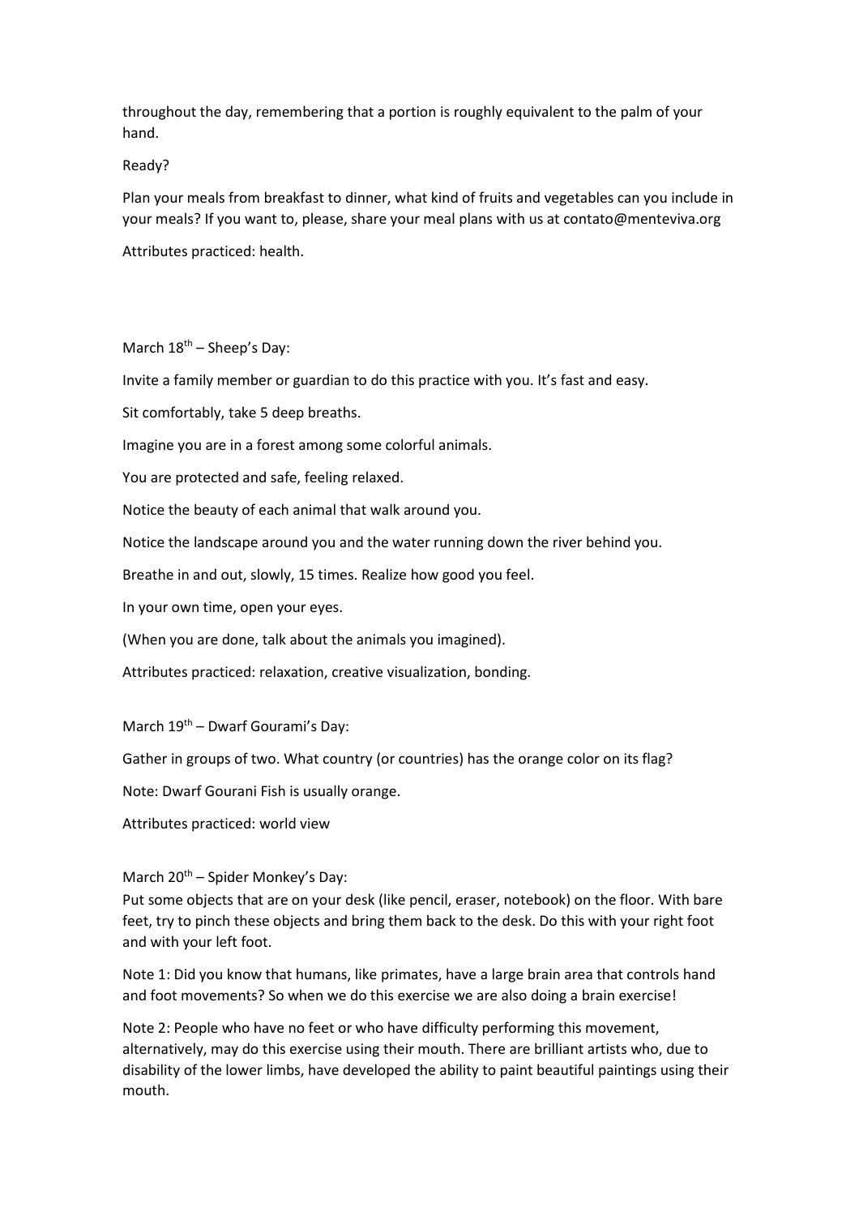throughout the day, remembering that a portion is roughly equivalent to the palm of your hand.

Ready?

Plan your meals from breakfast to dinner, what kind of fruits and vegetables can you include in your meals? If you want to, please, share your meal plans with us at contato@menteviva.org

Attributes practiced: health.

March 18th – Sheep's Day:

Invite a family member or guardian to do this practice with you. It's fast and easy.

Sit comfortably, take 5 deep breaths.

Imagine you are in a forest among some colorful animals.

You are protected and safe, feeling relaxed.

Notice the beauty of each animal that walk around you.

Notice the landscape around you and the water running down the river behind you.

Breathe in and out, slowly, 15 times. Realize how good you feel.

In your own time, open your eyes.

(When you are done, talk about the animals you imagined).

Attributes practiced: relaxation, creative visualization, bonding.

March 19th – Dwarf Gourami's Day:

Gather in groups of two. What country (or countries) has the orange color on its flag?

Note: Dwarf Gourani Fish is usually orange.

Attributes practiced: world view

March 20th – Spider Monkey's Day:

Put some objects that are on your desk (like pencil, eraser, notebook) on the floor. With bare feet, try to pinch these objects and bring them back to the desk. Do this with your right foot and with your left foot.

Note 1: Did you know that humans, like primates, have a large brain area that controls hand and foot movements? So when we do this exercise we are also doing a brain exercise!

Note 2: People who have no feet or who have difficulty performing this movement, alternatively, may do this exercise using their mouth. There are brilliant artists who, due to disability of the lower limbs, have developed the ability to paint beautiful paintings using their mouth.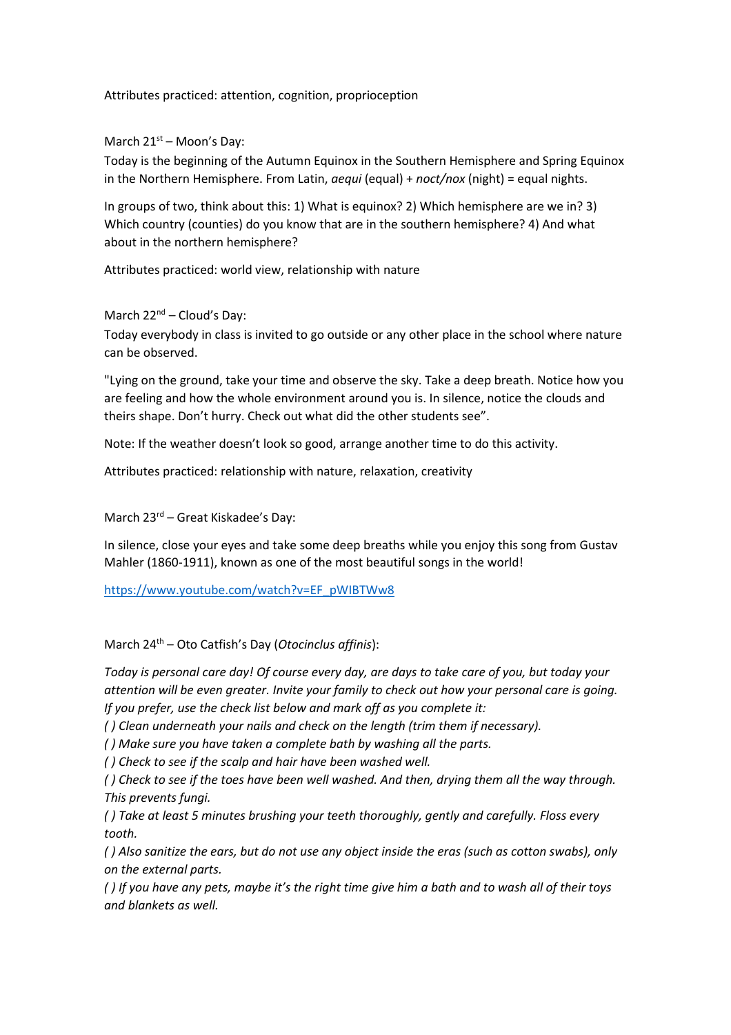Attributes practiced: attention, cognition, proprioception

March 21st – Moon's Day:

Today is the beginning of the Autumn Equinox in the Southern Hemisphere and Spring Equinox in the Northern Hemisphere. From Latin, *aequi* (equal) + *noct/nox* (night) = equal nights.

In groups of two, think about this: 1) What is equinox? 2) Which hemisphere are we in? 3) Which country (counties) do you know that are in the southern hemisphere? 4) And what about in the northern hemisphere?

Attributes practiced: world view, relationship with nature

March 22nd – Cloud's Day:

Today everybody in class is invited to go outside or any other place in the school where nature can be observed.

"Lying on the ground, take your time and observe the sky. Take a deep breath. Notice how you are feeling and how the whole environment around you is. In silence, notice the clouds and theirs shape. Don't hurry. Check out what did the other students see".

Note: If the weather doesn't look so good, arrange another time to do this activity.

Attributes practiced: relationship with nature, relaxation, creativity

March 23rd – Great Kiskadee's Day:

In silence, close your eyes and take some deep breaths while you enjoy this song from Gustav Mahler (1860-1911), known as one of the most beautiful songs in the world!

https://www.youtube.com/watch?v=EF_pWIBTWw8

March 24th – Oto Catfish's Day (*Otocinclus affinis*):

*Today is personal care day! Of course every day, are days to take care of you, but today your attention will be even greater. Invite your family to check out how your personal care is going. If you prefer, use the check list below and mark off as you complete it:*

*( ) Clean underneath your nails and check on the length (trim them if necessary).*

*( ) Make sure you have taken a complete bath by washing all the parts.*

*( ) Check to see if the scalp and hair have been washed well.*

*( ) Check to see if the toes have been well washed. And then, drying them all the way through. This prevents fungi.*

*( ) Take at least 5 minutes brushing your teeth thoroughly, gently and carefully. Floss every tooth.*

*( ) Also sanitize the ears, but do not use any object inside the eras (such as cotton swabs), only on the external parts.*

*( ) If you have any pets, maybe it's the right time give him a bath and to wash all of their toys and blankets as well.*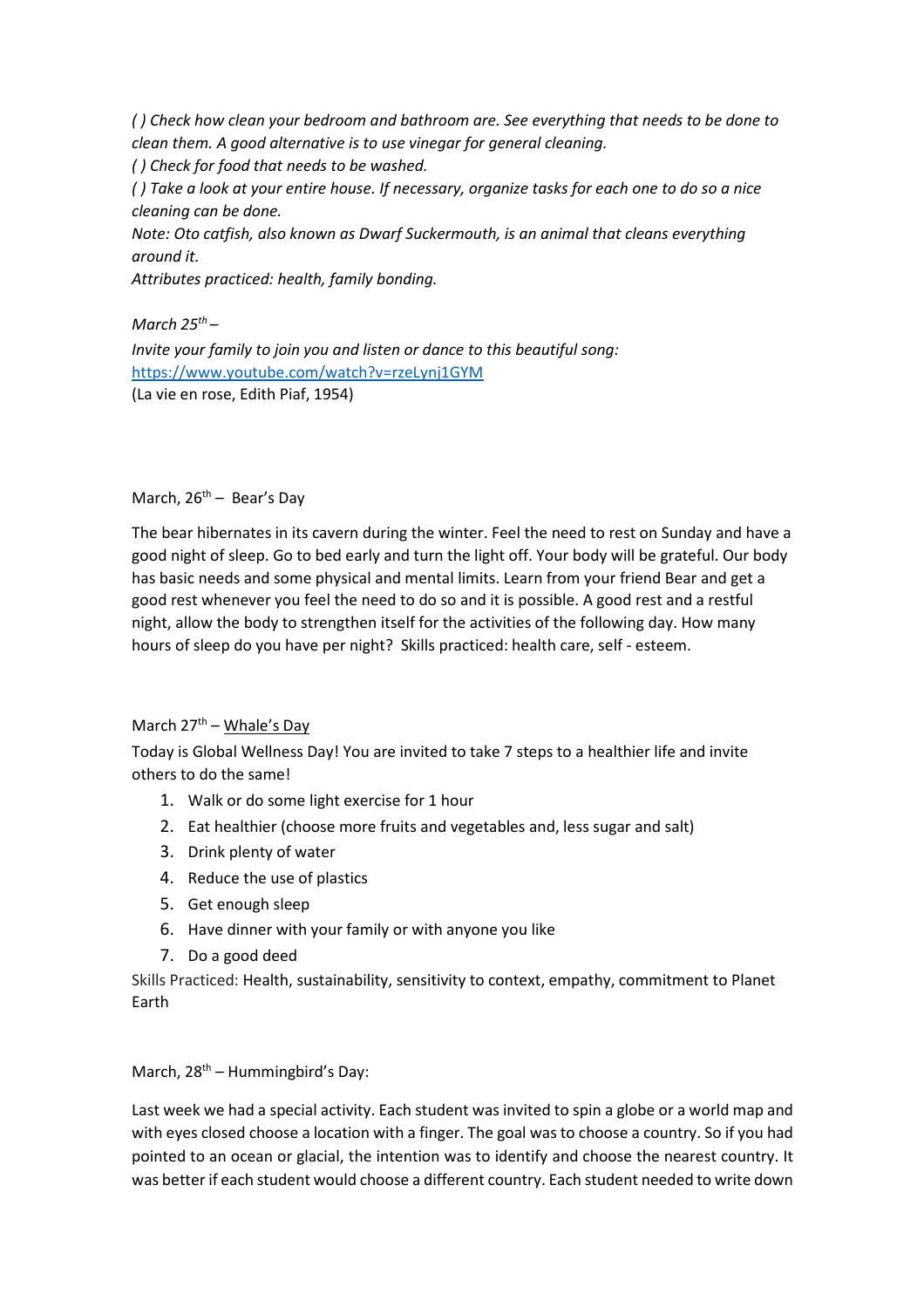*( ) Check how clean your bedroom and bathroom are. See everything that needs to be done to clean them. A good alternative is to use vinegar for general cleaning.*
*( ) Check for food that needs to be washed.*
*( ) Take a look at your entire house. If necessary, organize tasks for each one to do so a nice cleaning can be done.*
*Note: Oto catfish, also known as Dwarf Suckermouth, is an animal that cleans everything around it.*
*Attributes practiced: health, family bonding.*

*March 25th –*
*Invite your family to join you and listen or dance to this beautiful song:*
[https://www.youtube.com/watch?v=rzeLynj1GYM](https://www.youtube.com/watch?v=rzeLynj1GYM)
(La vie en rose, Edith Piaf, 1954)

March, 26th – Bear's Day

The bear hibernates in its cavern during the winter. Feel the need to rest on Sunday and have a good night of sleep. Go to bed early and turn the light off. Your body will be grateful. Our body has basic needs and some physical and mental limits. Learn from your friend Bear and get a good rest whenever you feel the need to do so and it is possible. A good rest and a restful night, allow the body to strengthen itself for the activities of the following day. How many hours of sleep do you have per night? Skills practiced: health care, self - esteem.

March 27th – <u>Whale's Day</u>
Today is Global Wellness Day! You are invited to take 7 steps to a healthier life and invite others to do the same!

1. Walk or do some light exercise for 1 hour
2. Eat healthier (choose more fruits and vegetables and, less sugar and salt)
3. Drink plenty of water
4. Reduce the use of plastics
5. Get enough sleep
6. Have dinner with your family or with anyone you like
7. Do a good deed

Skills Practiced: Health, sustainability, sensitivity to context, empathy, commitment to Planet Earth

March, 28th – Hummingbird's Day:

Last week we had a special activity. Each student was invited to spin a globe or a world map and with eyes closed choose a location with a finger. The goal was to choose a country. So if you had pointed to an ocean or glacial, the intention was to identify and choose the nearest country. It was better if each student would choose a different country. Each student needed to write down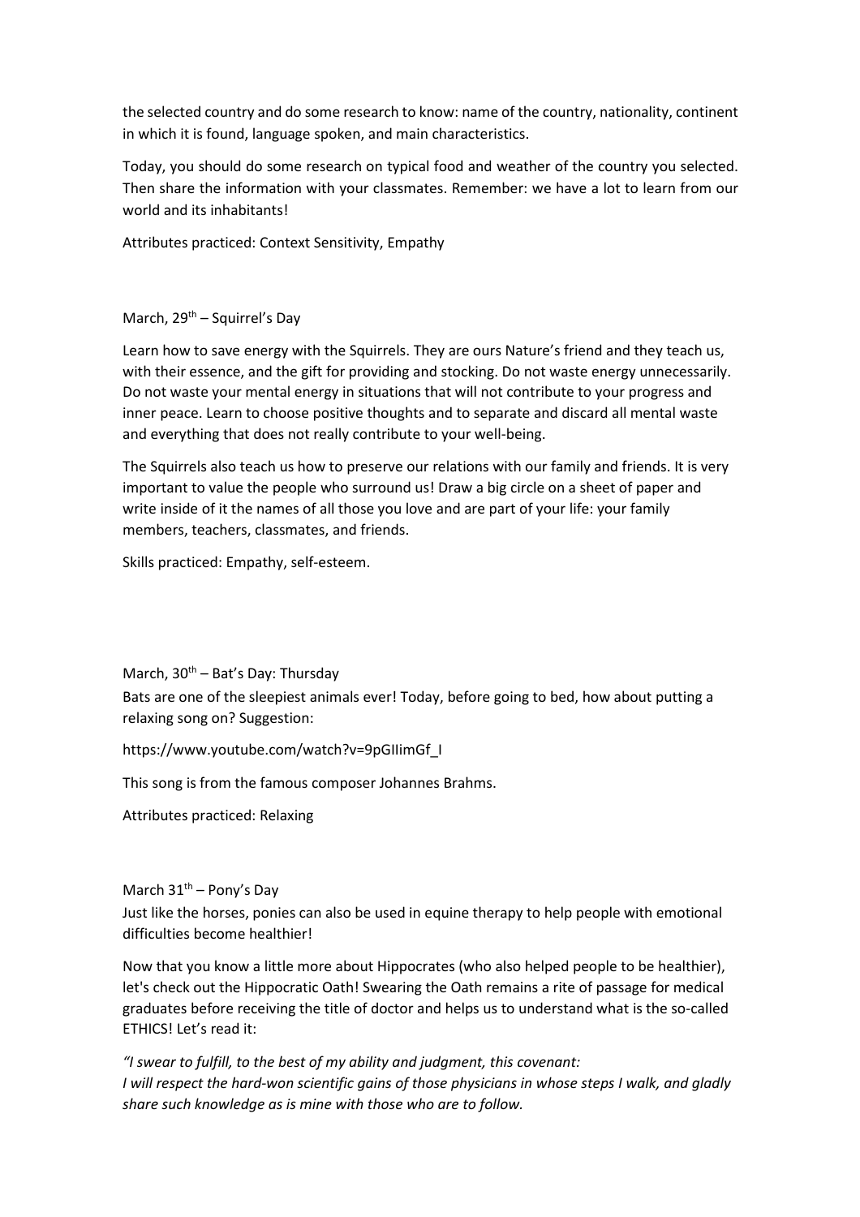the selected country and do some research to know: name of the country, nationality, continent in which it is found, language spoken, and main characteristics.

Today, you should do some research on typical food and weather of the country you selected. Then share the information with your classmates. Remember: we have a lot to learn from our world and its inhabitants!

Attributes practiced: Context Sensitivity, Empathy

March, 29th – Squirrel's Day

Learn how to save energy with the Squirrels. They are ours Nature's friend and they teach us, with their essence, and the gift for providing and stocking. Do not waste energy unnecessarily. Do not waste your mental energy in situations that will not contribute to your progress and inner peace. Learn to choose positive thoughts and to separate and discard all mental waste and everything that does not really contribute to your well-being.

The Squirrels also teach us how to preserve our relations with our family and friends. It is very important to value the people who surround us! Draw a big circle on a sheet of paper and write inside of it the names of all those you love and are part of your life: your family members, teachers, classmates, and friends.

Skills practiced: Empathy, self-esteem.

March, 30th – Bat's Day: Thursday

Bats are one of the sleepiest animals ever! Today, before going to bed, how about putting a relaxing song on? Suggestion:

https://www.youtube.com/watch?v=9pGIIimGf_I

This song is from the famous composer Johannes Brahms.

Attributes practiced: Relaxing

March 31th – Pony's Day

Just like the horses, ponies can also be used in equine therapy to help people with emotional difficulties become healthier!

Now that you know a little more about Hippocrates (who also helped people to be healthier), let's check out the Hippocratic Oath! Swearing the Oath remains a rite of passage for medical graduates before receiving the title of doctor and helps us to understand what is the so-called ETHICS! Let's read it:

*"I swear to fulfill, to the best of my ability and judgment, this covenant:*
*I will respect the hard-won scientific gains of those physicians in whose steps I walk, and gladly share such knowledge as is mine with those who are to follow.*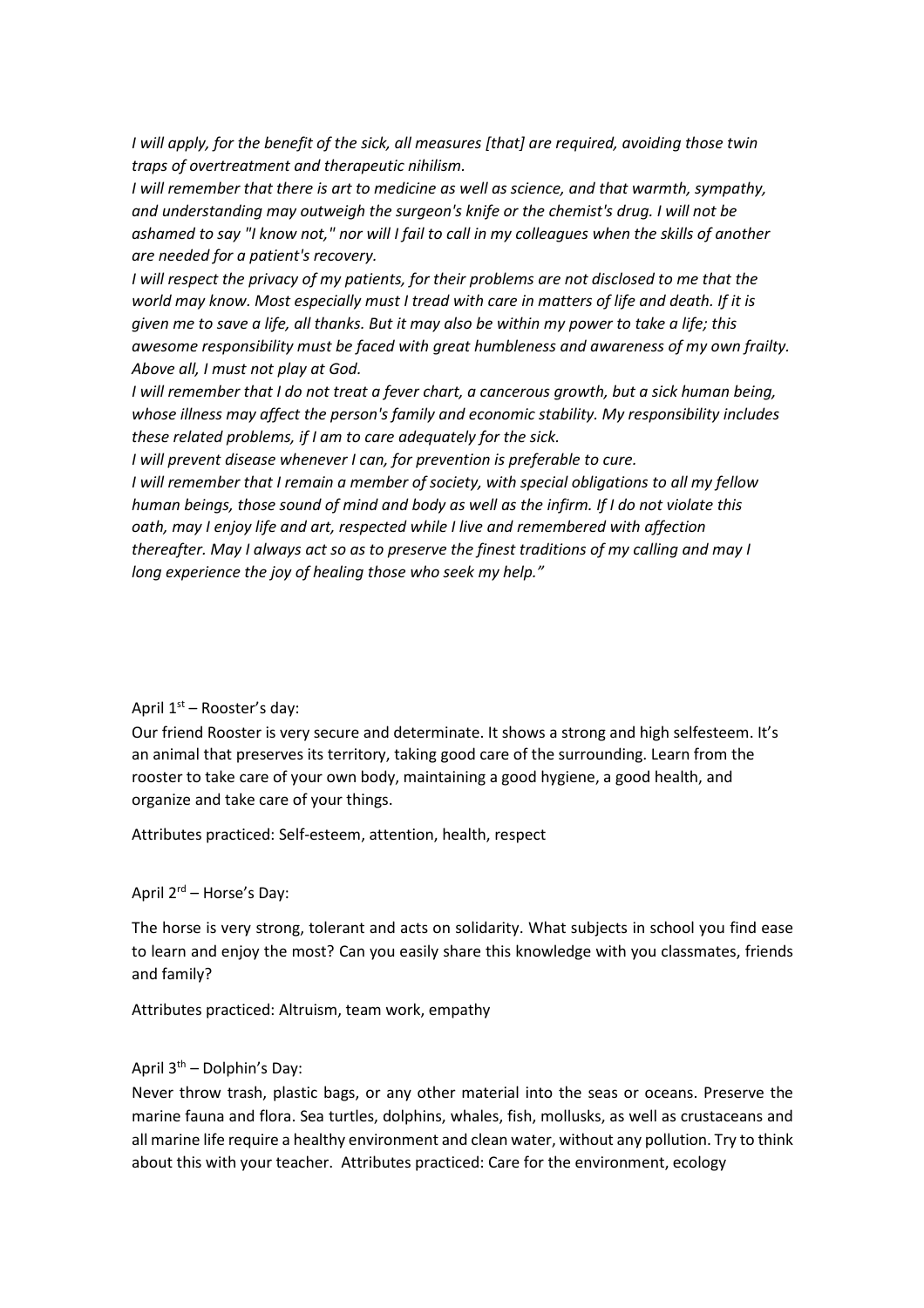*I will apply, for the benefit of the sick, all measures [that] are required, avoiding those twin traps of overtreatment and therapeutic nihilism.*
*I will remember that there is art to medicine as well as science, and that warmth, sympathy, and understanding may outweigh the surgeon's knife or the chemist's drug. I will not be ashamed to say "I know not," nor will I fail to call in my colleagues when the skills of another are needed for a patient's recovery.*
*I will respect the privacy of my patients, for their problems are not disclosed to me that the world may know. Most especially must I tread with care in matters of life and death. If it is given me to save a life, all thanks. But it may also be within my power to take a life; this awesome responsibility must be faced with great humbleness and awareness of my own frailty. Above all, I must not play at God.*
*I will remember that I do not treat a fever chart, a cancerous growth, but a sick human being, whose illness may affect the person's family and economic stability. My responsibility includes these related problems, if I am to care adequately for the sick.*
*I will prevent disease whenever I can, for prevention is preferable to cure.*
*I will remember that I remain a member of society, with special obligations to all my fellow human beings, those sound of mind and body as well as the infirm. If I do not violate this oath, may I enjoy life and art, respected while I live and remembered with affection thereafter. May I always act so as to preserve the finest traditions of my calling and may I long experience the joy of healing those who seek my help."*

April 1st – Rooster's day:

Our friend Rooster is very secure and determinate. It shows a strong and high selfesteem. It's an animal that preserves its territory, taking good care of the surrounding. Learn from the rooster to take care of your own body, maintaining a good hygiene, a good health, and organize and take care of your things.

Attributes practiced: Self-esteem, attention, health, respect

April 2nd – Horse's Day:

The horse is very strong, tolerant and acts on solidarity. What subjects in school you find ease to learn and enjoy the most? Can you easily share this knowledge with you classmates, friends and family?

Attributes practiced: Altruism, team work, empathy

April 3th – Dolphin's Day:

Never throw trash, plastic bags, or any other material into the seas or oceans. Preserve the marine fauna and flora. Sea turtles, dolphins, whales, fish, mollusks, as well as crustaceans and all marine life require a healthy environment and clean water, without any pollution. Try to think about this with your teacher. Attributes practiced: Care for the environment, ecology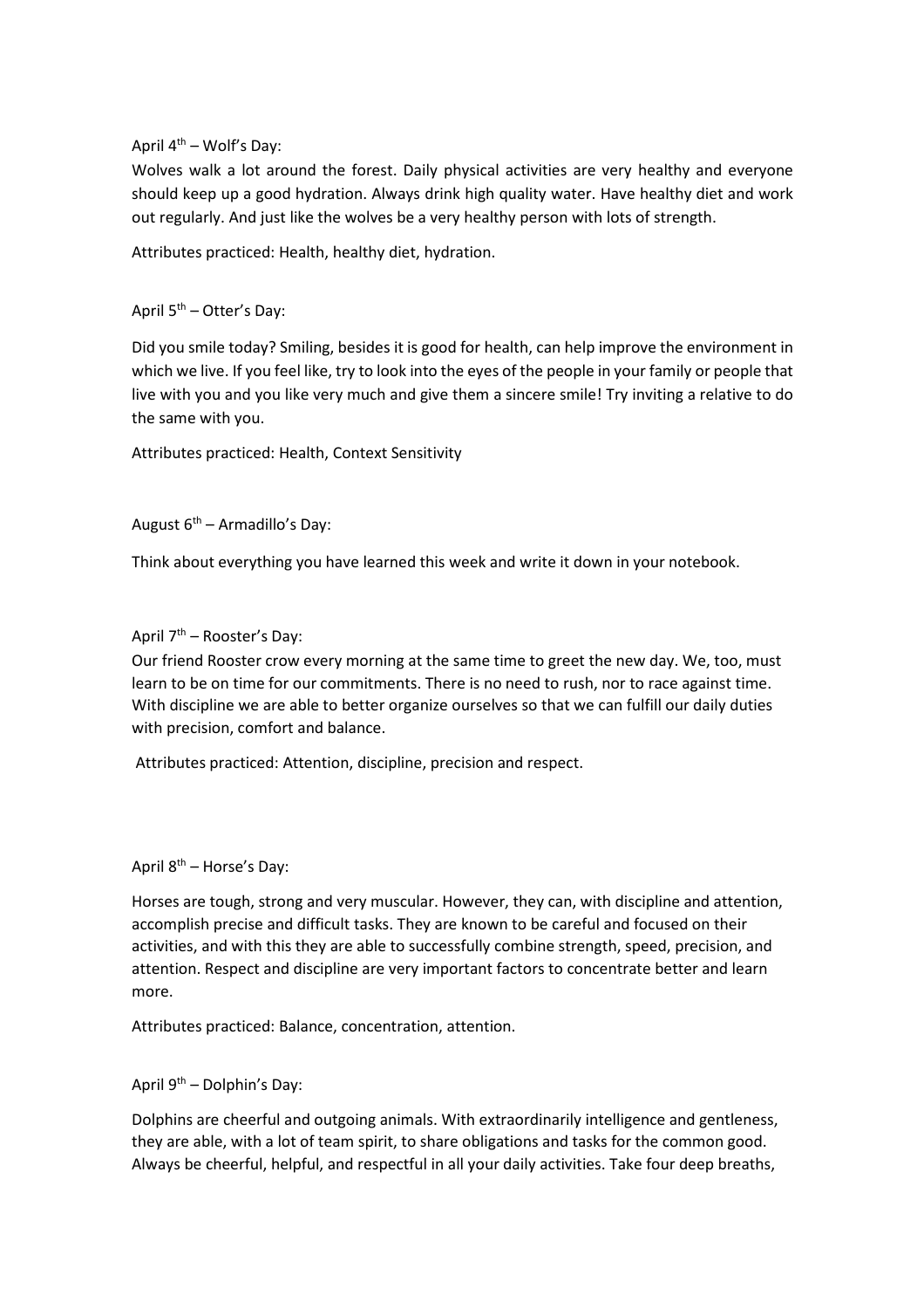April 4th – Wolf's Day:

Wolves walk a lot around the forest. Daily physical activities are very healthy and everyone should keep up a good hydration. Always drink high quality water. Have healthy diet and work out regularly. And just like the wolves be a very healthy person with lots of strength.

Attributes practiced: Health, healthy diet, hydration.

April 5th – Otter's Day:

Did you smile today? Smiling, besides it is good for health, can help improve the environment in which we live. If you feel like, try to look into the eyes of the people in your family or people that live with you and you like very much and give them a sincere smile! Try inviting a relative to do the same with you.

Attributes practiced: Health, Context Sensitivity

August 6th – Armadillo's Day:

Think about everything you have learned this week and write it down in your notebook.

April 7th – Rooster's Day:

Our friend Rooster crow every morning at the same time to greet the new day. We, too, must learn to be on time for our commitments. There is no need to rush, nor to race against time. With discipline we are able to better organize ourselves so that we can fulfill our daily duties with precision, comfort and balance.

Attributes practiced: Attention, discipline, precision and respect.

April 8th – Horse's Day:

Horses are tough, strong and very muscular. However, they can, with discipline and attention, accomplish precise and difficult tasks. They are known to be careful and focused on their activities, and with this they are able to successfully combine strength, speed, precision, and attention. Respect and discipline are very important factors to concentrate better and learn more.

Attributes practiced: Balance, concentration, attention.

April 9th – Dolphin's Day:

Dolphins are cheerful and outgoing animals. With extraordinarily intelligence and gentleness, they are able, with a lot of team spirit, to share obligations and tasks for the common good. Always be cheerful, helpful, and respectful in all your daily activities. Take four deep breaths,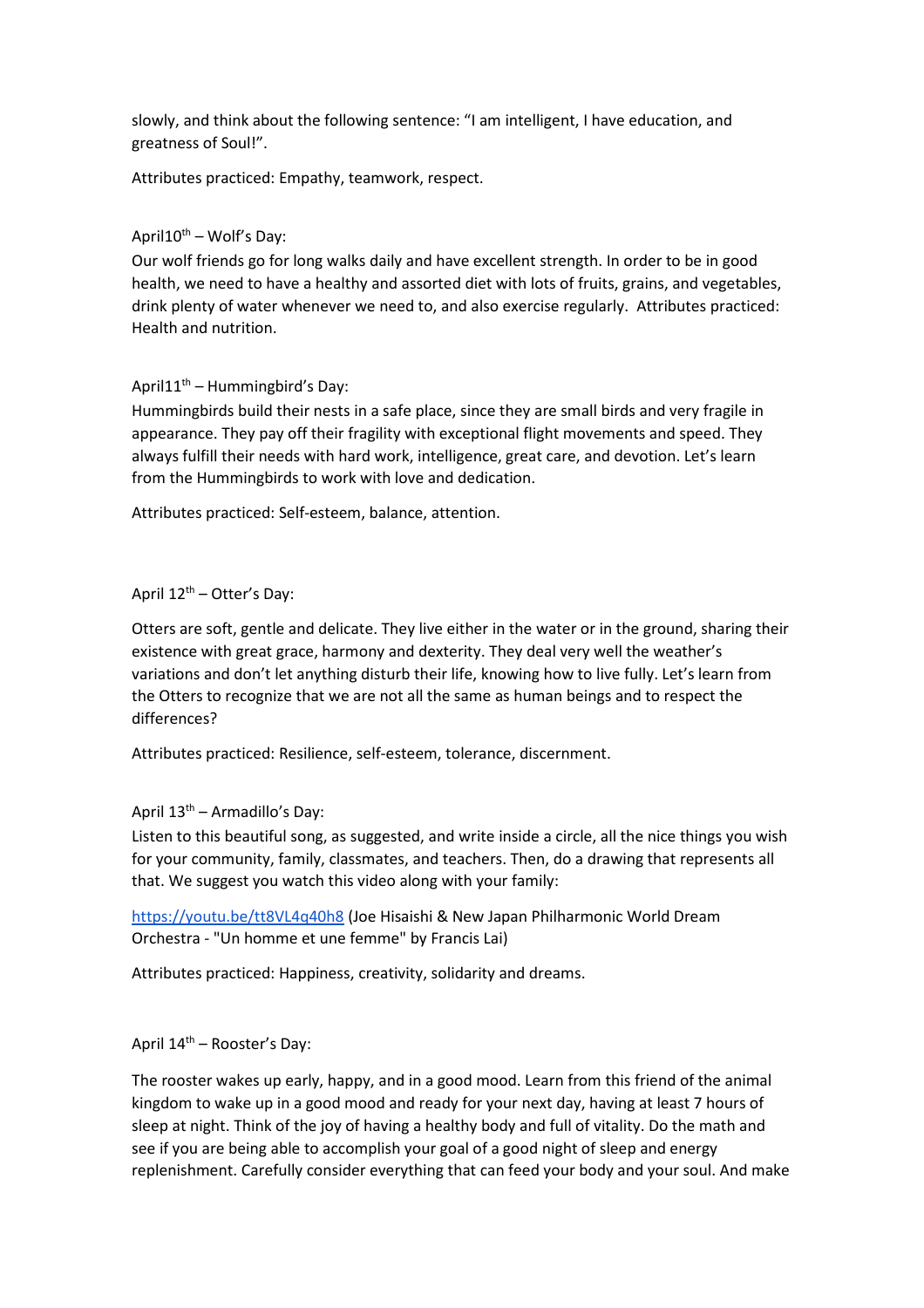slowly, and think about the following sentence: "I am intelligent, I have education, and greatness of Soul!".

Attributes practiced: Empathy, teamwork, respect.

April10th – Wolf's Day:

Our wolf friends go for long walks daily and have excellent strength. In order to be in good health, we need to have a healthy and assorted diet with lots of fruits, grains, and vegetables, drink plenty of water whenever we need to, and also exercise regularly. Attributes practiced: Health and nutrition.

April11th – Hummingbird's Day:

Hummingbirds build their nests in a safe place, since they are small birds and very fragile in appearance. They pay off their fragility with exceptional flight movements and speed. They always fulfill their needs with hard work, intelligence, great care, and devotion. Let's learn from the Hummingbirds to work with love and dedication.

Attributes practiced: Self-esteem, balance, attention.

April 12th – Otter's Day:

Otters are soft, gentle and delicate. They live either in the water or in the ground, sharing their existence with great grace, harmony and dexterity. They deal very well the weather's variations and don't let anything disturb their life, knowing how to live fully. Let's learn from the Otters to recognize that we are not all the same as human beings and to respect the differences?

Attributes practiced: Resilience, self-esteem, tolerance, discernment.

April 13th – Armadillo's Day:

Listen to this beautiful song, as suggested, and write inside a circle, all the nice things you wish for your community, family, classmates, and teachers. Then, do a drawing that represents all that. We suggest you watch this video along with your family:

https://youtu.be/tt8VL4q40h8 (Joe Hisaishi & New Japan Philharmonic World Dream Orchestra - "Un homme et une femme" by Francis Lai)

Attributes practiced: Happiness, creativity, solidarity and dreams.

April 14th – Rooster's Day:

The rooster wakes up early, happy, and in a good mood. Learn from this friend of the animal kingdom to wake up in a good mood and ready for your next day, having at least 7 hours of sleep at night. Think of the joy of having a healthy body and full of vitality. Do the math and see if you are being able to accomplish your goal of a good night of sleep and energy replenishment. Carefully consider everything that can feed your body and your soul. And make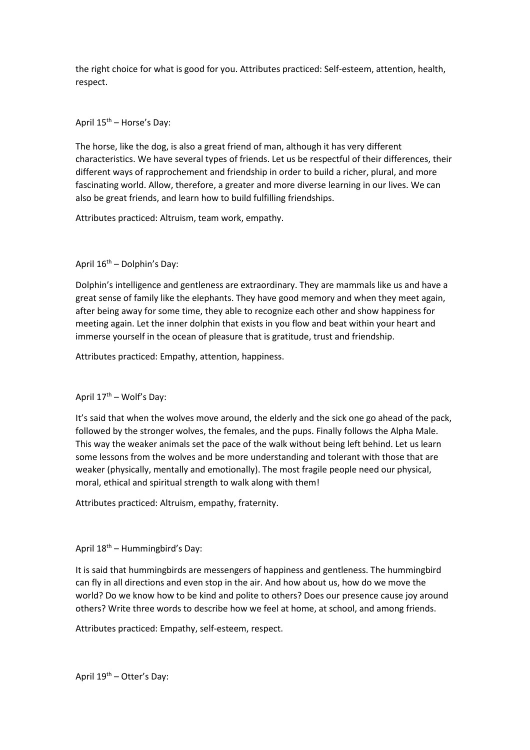the right choice for what is good for you. Attributes practiced: Self-esteem, attention, health, respect.

April 15th – Horse's Day:

The horse, like the dog, is also a great friend of man, although it has very different characteristics. We have several types of friends. Let us be respectful of their differences, their different ways of rapprochement and friendship in order to build a richer, plural, and more fascinating world. Allow, therefore, a greater and more diverse learning in our lives. We can also be great friends, and learn how to build fulfilling friendships.

Attributes practiced: Altruism, team work, empathy.

April 16th – Dolphin's Day:

Dolphin's intelligence and gentleness are extraordinary. They are mammals like us and have a great sense of family like the elephants. They have good memory and when they meet again, after being away for some time, they able to recognize each other and show happiness for meeting again. Let the inner dolphin that exists in you flow and beat within your heart and immerse yourself in the ocean of pleasure that is gratitude, trust and friendship.

Attributes practiced: Empathy, attention, happiness.

April 17th – Wolf's Day:

It's said that when the wolves move around, the elderly and the sick one go ahead of the pack, followed by the stronger wolves, the females, and the pups. Finally follows the Alpha Male. This way the weaker animals set the pace of the walk without being left behind. Let us learn some lessons from the wolves and be more understanding and tolerant with those that are weaker (physically, mentally and emotionally). The most fragile people need our physical, moral, ethical and spiritual strength to walk along with them!

Attributes practiced: Altruism, empathy, fraternity.

April 18th – Hummingbird's Day:

It is said that hummingbirds are messengers of happiness and gentleness. The hummingbird can fly in all directions and even stop in the air. And how about us, how do we move the world? Do we know how to be kind and polite to others? Does our presence cause joy around others? Write three words to describe how we feel at home, at school, and among friends.

Attributes practiced: Empathy, self-esteem, respect.

April 19th – Otter's Day: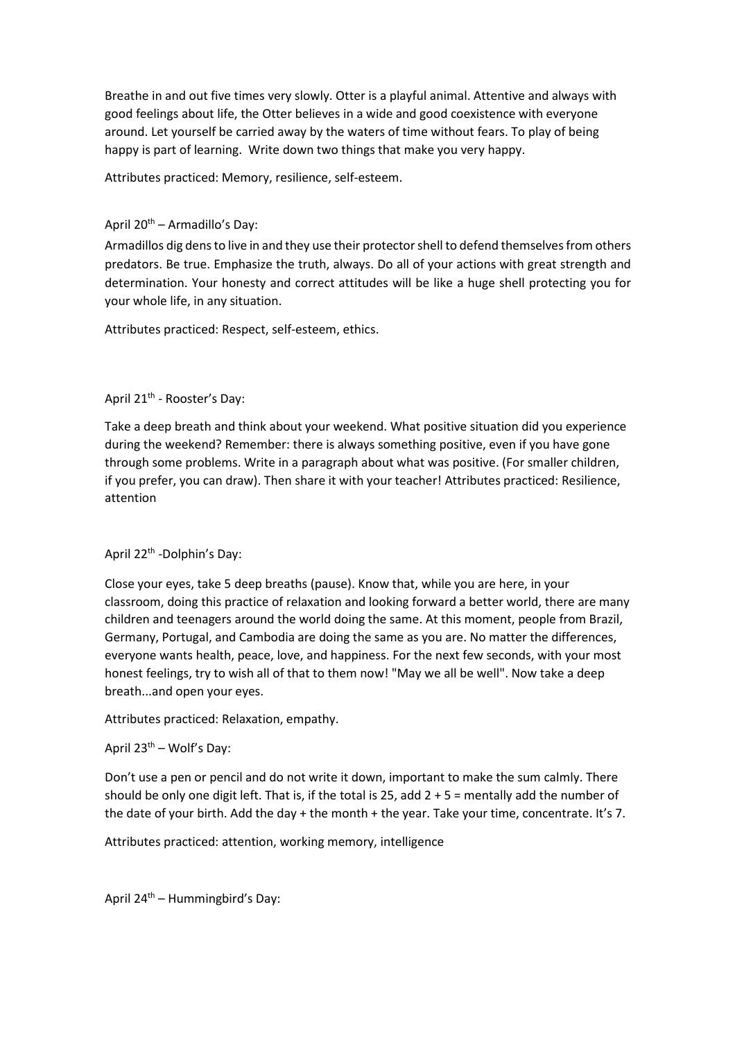Breathe in and out five times very slowly. Otter is a playful animal. Attentive and always with good feelings about life, the Otter believes in a wide and good coexistence with everyone around. Let yourself be carried away by the waters of time without fears. To play of being happy is part of learning. Write down two things that make you very happy.

Attributes practiced: Memory, resilience, self-esteem.

April 20th – Armadillo's Day:

Armadillos dig dens to live in and they use their protector shell to defend themselves from others predators. Be true. Emphasize the truth, always. Do all of your actions with great strength and determination. Your honesty and correct attitudes will be like a huge shell protecting you for your whole life, in any situation.

Attributes practiced: Respect, self-esteem, ethics.

April 21th - Rooster's Day:

Take a deep breath and think about your weekend. What positive situation did you experience during the weekend? Remember: there is always something positive, even if you have gone through some problems. Write in a paragraph about what was positive. (For smaller children, if you prefer, you can draw). Then share it with your teacher! Attributes practiced: Resilience, attention

April 22th -Dolphin's Day:

Close your eyes, take 5 deep breaths (pause). Know that, while you are here, in your classroom, doing this practice of relaxation and looking forward a better world, there are many children and teenagers around the world doing the same. At this moment, people from Brazil, Germany, Portugal, and Cambodia are doing the same as you are. No matter the differences, everyone wants health, peace, love, and happiness. For the next few seconds, with your most honest feelings, try to wish all of that to them now! "May we all be well". Now take a deep breath...and open your eyes.

Attributes practiced: Relaxation, empathy.

April 23th – Wolf's Day:

Don't use a pen or pencil and do not write it down, important to make the sum calmly. There should be only one digit left. That is, if the total is 25, add 2 + 5 = mentally add the number of the date of your birth. Add the day + the month + the year. Take your time, concentrate. It's 7.

Attributes practiced: attention, working memory, intelligence

April 24th – Hummingbird's Day: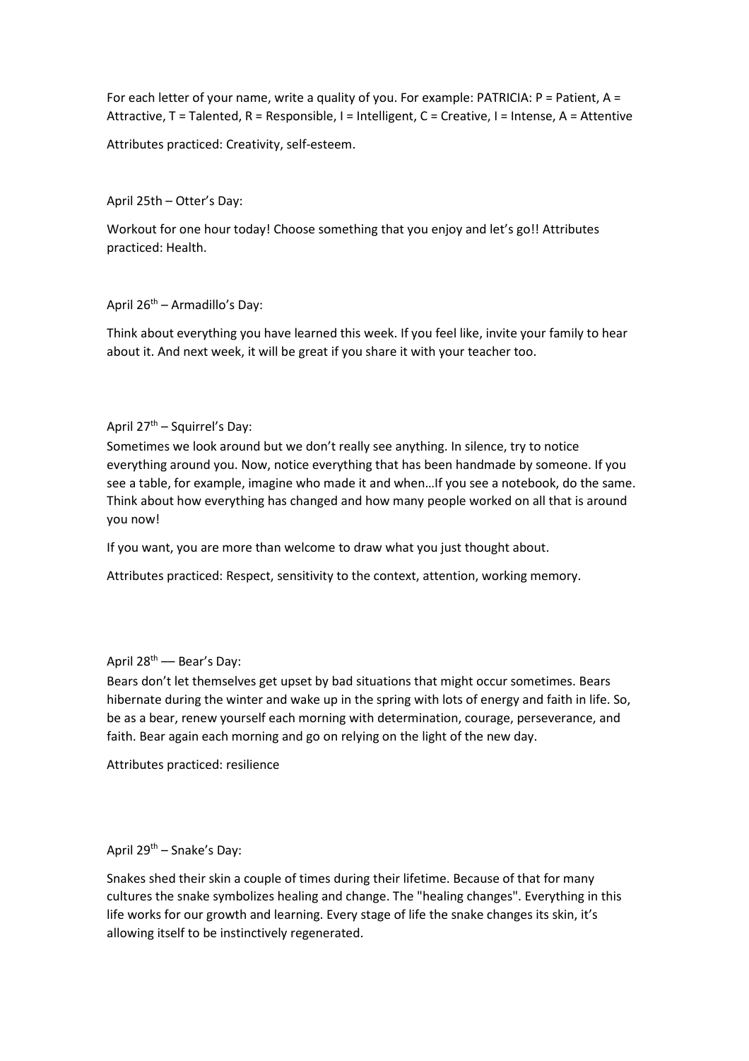For each letter of your name, write a quality of you. For example: PATRICIA: P = Patient, A = Attractive, T = Talented, R = Responsible, I = Intelligent, C = Creative, I = Intense, A = Attentive

Attributes practiced: Creativity, self-esteem.

April 25th – Otter's Day:

Workout for one hour today! Choose something that you enjoy and let's go!! Attributes practiced: Health.

April 26th – Armadillo's Day:

Think about everything you have learned this week. If you feel like, invite your family to hear about it. And next week, it will be great if you share it with your teacher too.

April 27th – Squirrel's Day:

Sometimes we look around but we don't really see anything. In silence, try to notice everything around you. Now, notice everything that has been handmade by someone. If you see a table, for example, imagine who made it and when…If you see a notebook, do the same. Think about how everything has changed and how many people worked on all that is around you now!

If you want, you are more than welcome to draw what you just thought about.

Attributes practiced: Respect, sensitivity to the context, attention, working memory.

April 28th — Bear's Day:

Bears don't let themselves get upset by bad situations that might occur sometimes. Bears hibernate during the winter and wake up in the spring with lots of energy and faith in life. So, be as a bear, renew yourself each morning with determination, courage, perseverance, and faith. Bear again each morning and go on relying on the light of the new day.

Attributes practiced: resilience

April 29th – Snake's Day:

Snakes shed their skin a couple of times during their lifetime. Because of that for many cultures the snake symbolizes healing and change. The "healing changes". Everything in this life works for our growth and learning. Every stage of life the snake changes its skin, it's allowing itself to be instinctively regenerated.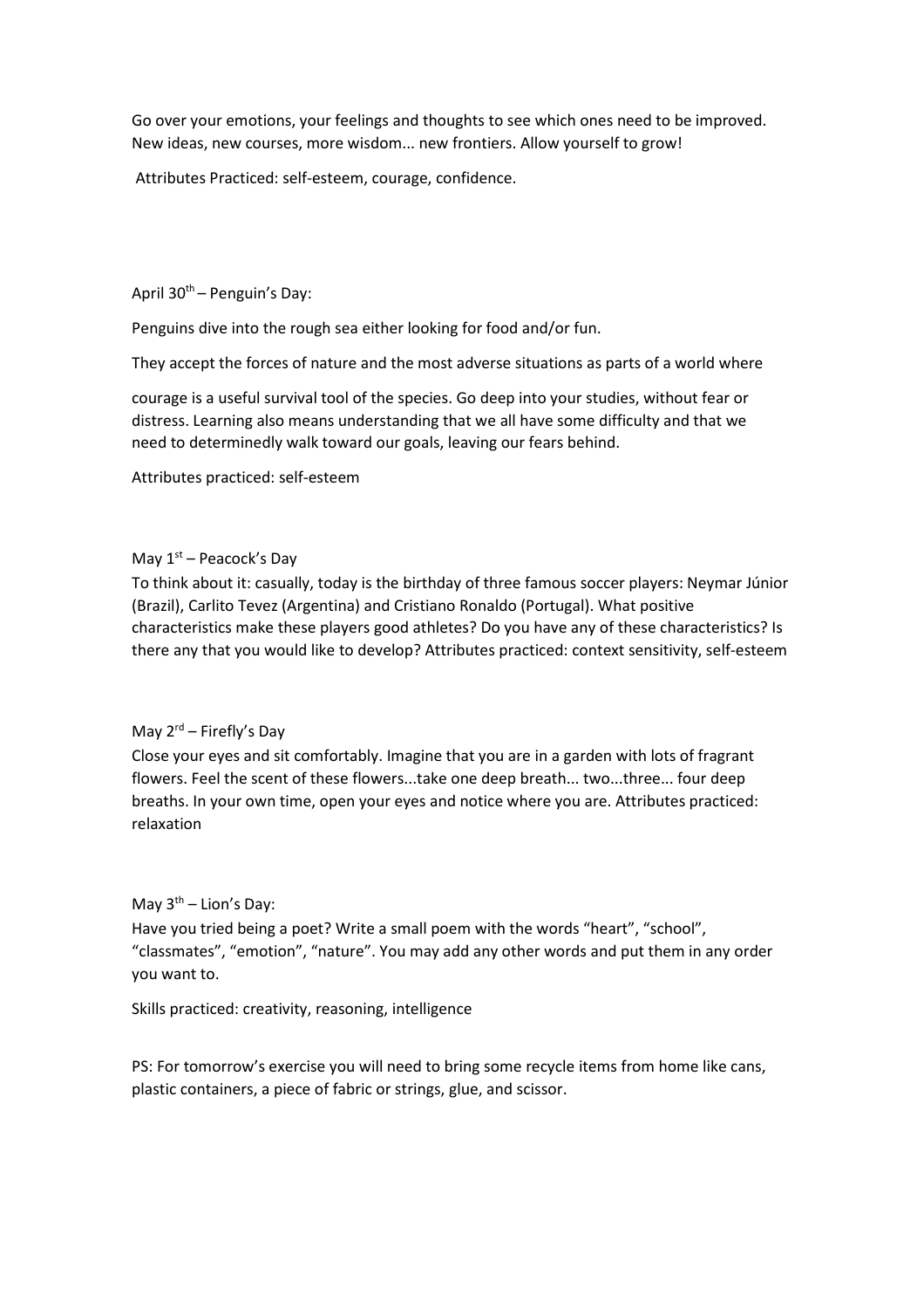Go over your emotions, your feelings and thoughts to see which ones need to be improved. New ideas, new courses, more wisdom... new frontiers. Allow yourself to grow!

Attributes Practiced: self-esteem, courage, confidence.

April 30th – Penguin's Day:

Penguins dive into the rough sea either looking for food and/or fun.

They accept the forces of nature and the most adverse situations as parts of a world where

courage is a useful survival tool of the species. Go deep into your studies, without fear or distress. Learning also means understanding that we all have some difficulty and that we need to determinedly walk toward our goals, leaving our fears behind.

Attributes practiced: self-esteem

May 1st – Peacock's Day

To think about it: casually, today is the birthday of three famous soccer players: Neymar Júnior (Brazil), Carlito Tevez (Argentina) and Cristiano Ronaldo (Portugal). What positive characteristics make these players good athletes? Do you have any of these characteristics? Is there any that you would like to develop? Attributes practiced: context sensitivity, self-esteem

May 2nd – Firefly's Day

Close your eyes and sit comfortably. Imagine that you are in a garden with lots of fragrant flowers. Feel the scent of these flowers...take one deep breath... two...three... four deep breaths. In your own time, open your eyes and notice where you are. Attributes practiced: relaxation

May 3rd – Lion's Day:

Have you tried being a poet? Write a small poem with the words "heart", "school", "classmates", "emotion", "nature". You may add any other words and put them in any order you want to.

Skills practiced: creativity, reasoning, intelligence

PS: For tomorrow's exercise you will need to bring some recycle items from home like cans, plastic containers, a piece of fabric or strings, glue, and scissor.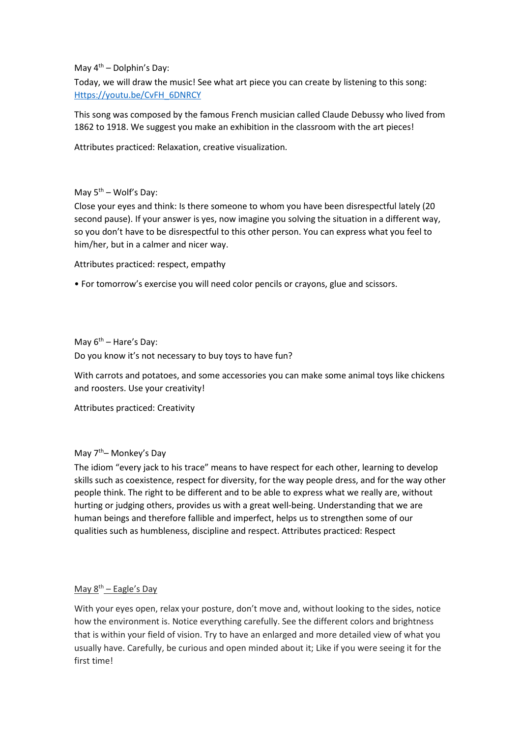May 4th – Dolphin's Day:

Today, we will draw the music! See what art piece you can create by listening to this song: [Https://youtu.be/CvFH_6DNRCY](Https://youtu.be/CvFH_6DNRCY)

This song was composed by the famous French musician called Claude Debussy who lived from 1862 to 1918. We suggest you make an exhibition in the classroom with the art pieces!

Attributes practiced: Relaxation, creative visualization.

May 5th – Wolf's Day:

Close your eyes and think: Is there someone to whom you have been disrespectful lately (20 second pause). If your answer is yes, now imagine you solving the situation in a different way, so you don't have to be disrespectful to this other person. You can express what you feel to him/her, but in a calmer and nicer way.

Attributes practiced: respect, empathy

- For tomorrow's exercise you will need color pencils or crayons, glue and scissors.

May 6th – Hare's Day:

Do you know it's not necessary to buy toys to have fun?

With carrots and potatoes, and some accessories you can make some animal toys like chickens and roosters. Use your creativity!

Attributes practiced: Creativity

May 7th– Monkey's Day

The idiom "every jack to his trace" means to have respect for each other, learning to develop skills such as coexistence, respect for diversity, for the way people dress, and for the way other people think. The right to be different and to be able to express what we really are, without hurting or judging others, provides us with a great well-being. Understanding that we are human beings and therefore fallible and imperfect, helps us to strengthen some of our qualities such as humbleness, discipline and respect. Attributes practiced: Respect

<u>May 8th – Eagle's Day</u>

With your eyes open, relax your posture, don't move and, without looking to the sides, notice how the environment is. Notice everything carefully. See the different colors and brightness that is within your field of vision. Try to have an enlarged and more detailed view of what you usually have. Carefully, be curious and open minded about it; Like if you were seeing it for the first time!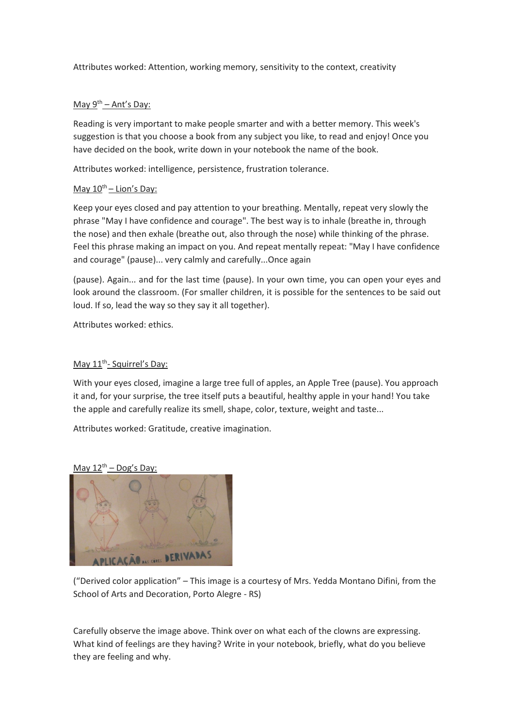Attributes worked: Attention, working memory, sensitivity to the context, creativity

May 9th – Ant's Day:

Reading is very important to make people smarter and with a better memory. This week's suggestion is that you choose a book from any subject you like, to read and enjoy! Once you have decided on the book, write down in your notebook the name of the book.

Attributes worked: intelligence, persistence, frustration tolerance.

May 10th – Lion's Day:

Keep your eyes closed and pay attention to your breathing. Mentally, repeat very slowly the phrase "May I have confidence and courage". The best way is to inhale (breathe in, through the nose) and then exhale (breathe out, also through the nose) while thinking of the phrase. Feel this phrase making an impact on you. And repeat mentally repeat: "May I have confidence and courage" (pause)... very calmly and carefully...Once again

(pause). Again... and for the last time (pause). In your own time, you can open your eyes and look around the classroom. (For smaller children, it is possible for the sentences to be said out loud. If so, lead the way so they say it all together).

Attributes worked: ethics.

May 11th- Squirrel's Day:

With your eyes closed, imagine a large tree full of apples, an Apple Tree (pause). You approach it and, for your surprise, the tree itself puts a beautiful, healthy apple in your hand! You take the apple and carefully realize its smell, shape, color, texture, weight and taste...

Attributes worked: Gratitude, creative imagination.

May 12th – Dog's Day:

("Derived color application" – This image is a courtesy of Mrs. Yedda Montano Difini, from the School of Arts and Decoration, Porto Alegre - RS)

Carefully observe the image above. Think over on what each of the clowns are expressing. What kind of feelings are they having? Write in your notebook, briefly, what do you believe they are feeling and why.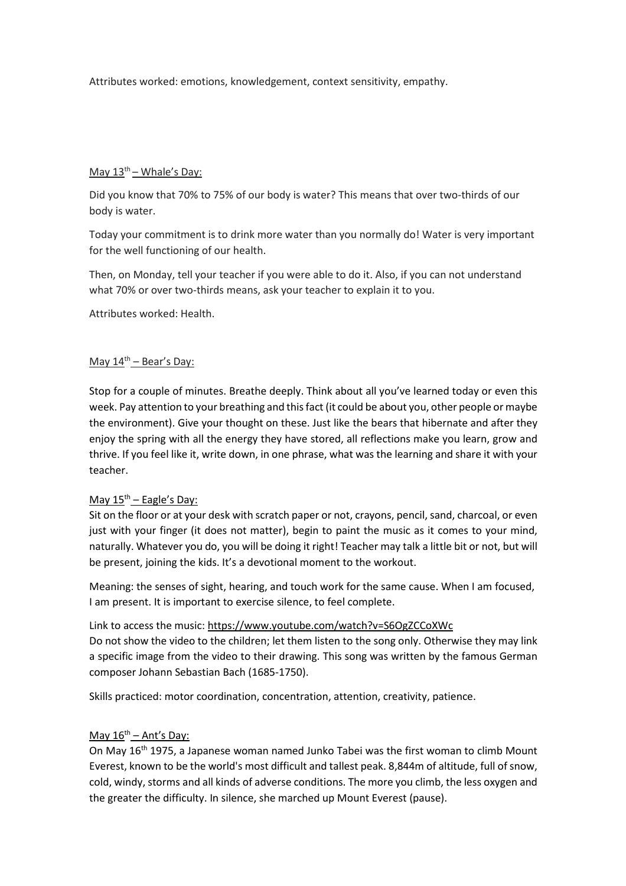Attributes worked: emotions, knowledgement, context sensitivity, empathy.

May 13th – Whale's Day:

Did you know that 70% to 75% of our body is water? This means that over two-thirds of our body is water.

Today your commitment is to drink more water than you normally do! Water is very important for the well functioning of our health.

Then, on Monday, tell your teacher if you were able to do it. Also, if you can not understand what 70% or over two-thirds means, ask your teacher to explain it to you.

Attributes worked: Health.

May 14th – Bear's Day:

Stop for a couple of minutes. Breathe deeply. Think about all you've learned today or even this week. Pay attention to your breathing and this fact (it could be about you, other people or maybe the environment). Give your thought on these. Just like the bears that hibernate and after they enjoy the spring with all the energy they have stored, all reflections make you learn, grow and thrive. If you feel like it, write down, in one phrase, what was the learning and share it with your teacher.

May 15th – Eagle's Day:

Sit on the floor or at your desk with scratch paper or not, crayons, pencil, sand, charcoal, or even just with your finger (it does not matter), begin to paint the music as it comes to your mind, naturally. Whatever you do, you will be doing it right! Teacher may talk a little bit or not, but will be present, joining the kids. It's a devotional moment to the workout.

Meaning: the senses of sight, hearing, and touch work for the same cause. When I am focused, I am present. It is important to exercise silence, to feel complete.

Link to access the music: https://www.youtube.com/watch?v=S6OgZCCoXWc
Do not show the video to the children; let them listen to the song only. Otherwise they may link a specific image from the video to their drawing. This song was written by the famous German composer Johann Sebastian Bach (1685-1750).

Skills practiced: motor coordination, concentration, attention, creativity, patience.

May 16th – Ant's Day:

On May 16th 1975, a Japanese woman named Junko Tabei was the first woman to climb Mount Everest, known to be the world's most difficult and tallest peak. 8,844m of altitude, full of snow, cold, windy, storms and all kinds of adverse conditions. The more you climb, the less oxygen and the greater the difficulty. In silence, she marched up Mount Everest (pause).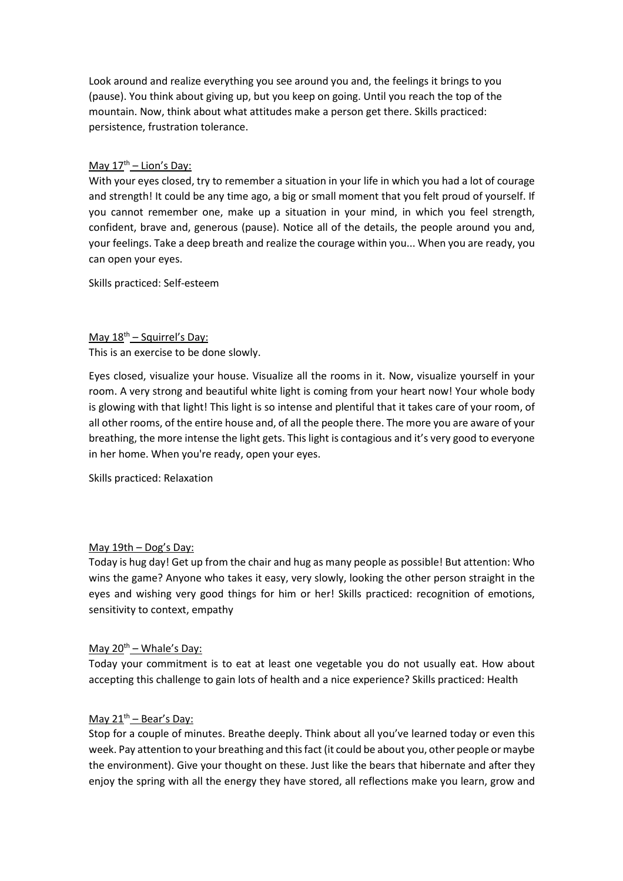Look around and realize everything you see around you and, the feelings it brings to you (pause). You think about giving up, but you keep on going. Until you reach the top of the mountain. Now, think about what attitudes make a person get there. Skills practiced: persistence, frustration tolerance.

May $17^{th}$ – Lion's Day:

With your eyes closed, try to remember a situation in your life in which you had a lot of courage and strength! It could be any time ago, a big or small moment that you felt proud of yourself. If you cannot remember one, make up a situation in your mind, in which you feel strength, confident, brave and, generous (pause). Notice all of the details, the people around you and, your feelings. Take a deep breath and realize the courage within you... When you are ready, you can open your eyes.

Skills practiced: Self-esteem

May $18^{th}$ – Squirrel's Day:

This is an exercise to be done slowly.

Eyes closed, visualize your house. Visualize all the rooms in it. Now, visualize yourself in your room. A very strong and beautiful white light is coming from your heart now! Your whole body is glowing with that light! This light is so intense and plentiful that it takes care of your room, of all other rooms, of the entire house and, of all the people there. The more you are aware of your breathing, the more intense the light gets. This light is contagious and it's very good to everyone in her home. When you're ready, open your eyes.

Skills practiced: Relaxation

May 19th – Dog's Day:

Today is hug day! Get up from the chair and hug as many people as possible! But attention: Who wins the game? Anyone who takes it easy, very slowly, looking the other person straight in the eyes and wishing very good things for him or her! Skills practiced: recognition of emotions, sensitivity to context, empathy

May $20^{th}$ – Whale's Day:

Today your commitment is to eat at least one vegetable you do not usually eat. How about accepting this challenge to gain lots of health and a nice experience? Skills practiced: Health

May $21^{th}$ – Bear's Day:

Stop for a couple of minutes. Breathe deeply. Think about all you've learned today or even this week. Pay attention to your breathing and this fact (it could be about you, other people or maybe the environment). Give your thought on these. Just like the bears that hibernate and after they enjoy the spring with all the energy they have stored, all reflections make you learn, grow and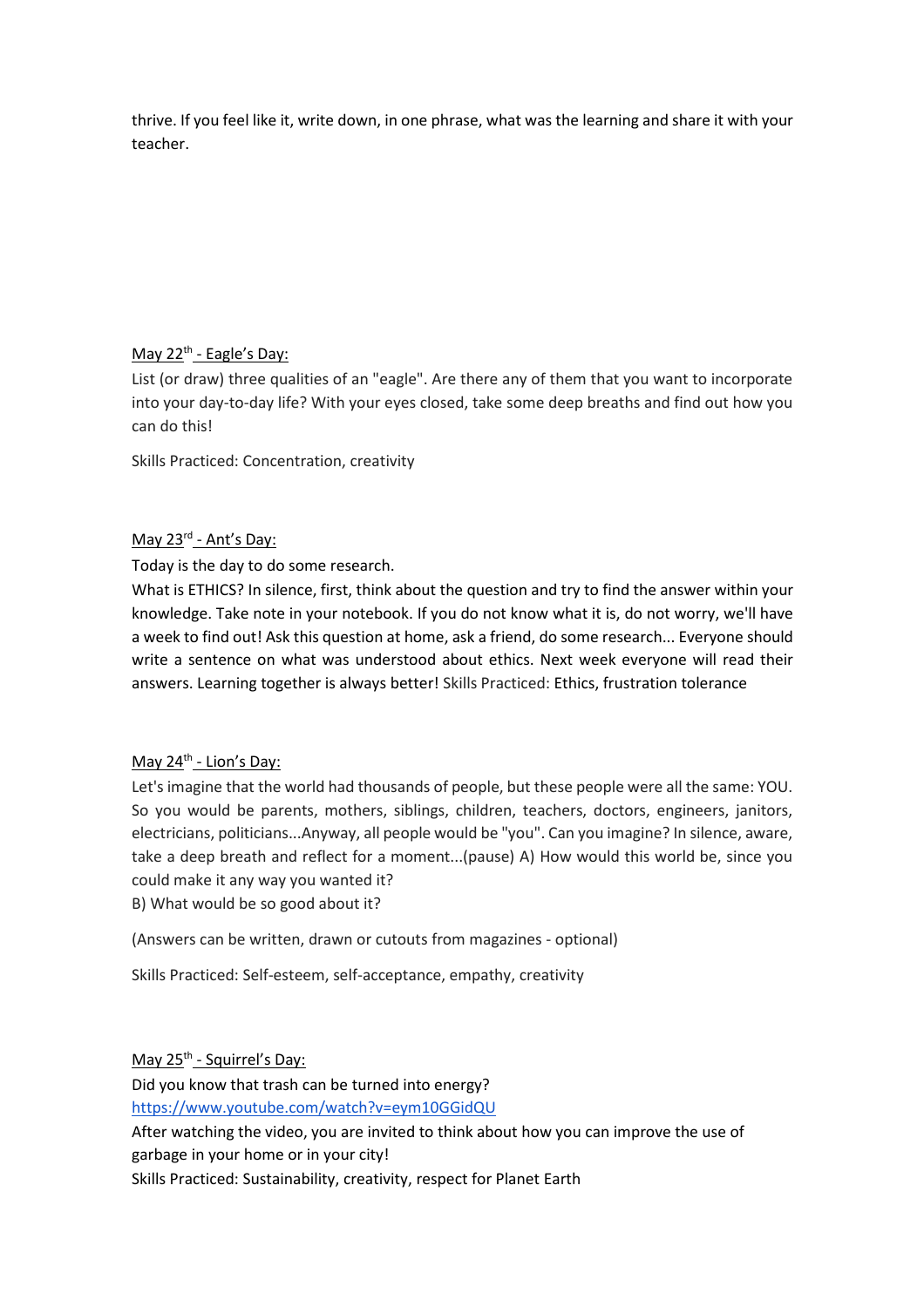thrive. If you feel like it, write down, in one phrase, what was the learning and share it with your teacher.

<u>May 22th - Eagle's Day:</u>

List (or draw) three qualities of an "eagle". Are there any of them that you want to incorporate into your day-to-day life? With your eyes closed, take some deep breaths and find out how you can do this!

Skills Practiced: Concentration, creativity

<u>May 23rd - Ant's Day:</u>

Today is the day to do some research.

What is ETHICS? In silence, first, think about the question and try to find the answer within your knowledge. Take note in your notebook. If you do not know what it is, do not worry, we'll have a week to find out! Ask this question at home, ask a friend, do some research... Everyone should write a sentence on what was understood about ethics. Next week everyone will read their answers. Learning together is always better! Skills Practiced: Ethics, frustration tolerance

<u>May 24th - Lion's Day:</u>

Let's imagine that the world had thousands of people, but these people were all the same: YOU. So you would be parents, mothers, siblings, children, teachers, doctors, engineers, janitors, electricians, politicians...Anyway, all people would be "you". Can you imagine? In silence, aware, take a deep breath and reflect for a moment...(pause) A) How would this world be, since you could make it any way you wanted it?

B) What would be so good about it?

(Answers can be written, drawn or cutouts from magazines - optional)

Skills Practiced: Self-esteem, self-acceptance, empathy, creativity

<u>May 25th - Squirrel's Day:</u>

Did you know that trash can be turned into energy?

https://www.youtube.com/watch?v=eym10GGidQU

After watching the video, you are invited to think about how you can improve the use of garbage in your home or in your city!

Skills Practiced: Sustainability, creativity, respect for Planet Earth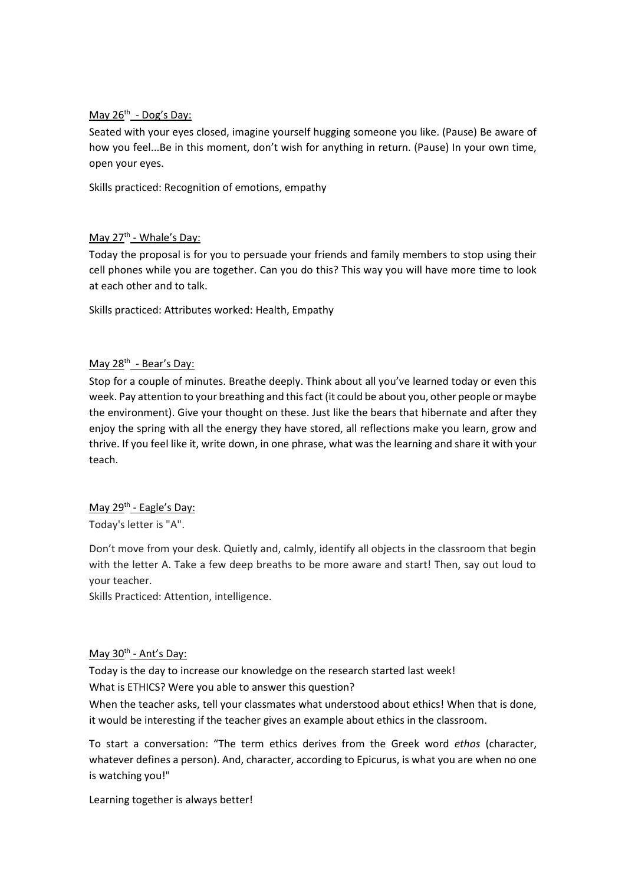May 26th - Dog's Day:

Seated with your eyes closed, imagine yourself hugging someone you like. (Pause) Be aware of how you feel...Be in this moment, don't wish for anything in return. (Pause) In your own time, open your eyes.

Skills practiced: Recognition of emotions, empathy

May 27th - Whale's Day:

Today the proposal is for you to persuade your friends and family members to stop using their cell phones while you are together. Can you do this? This way you will have more time to look at each other and to talk.

Skills practiced: Attributes worked: Health, Empathy

May 28th - Bear's Day:

Stop for a couple of minutes. Breathe deeply. Think about all you've learned today or even this week. Pay attention to your breathing and this fact (it could be about you, other people or maybe the environment). Give your thought on these. Just like the bears that hibernate and after they enjoy the spring with all the energy they have stored, all reflections make you learn, grow and thrive. If you feel like it, write down, in one phrase, what was the learning and share it with your teach.

May 29th - Eagle's Day:

Today's letter is "A".

Don't move from your desk. Quietly and, calmly, identify all objects in the classroom that begin with the letter A. Take a few deep breaths to be more aware and start! Then, say out loud to your teacher.

Skills Practiced: Attention, intelligence.

May 30th - Ant's Day:

Today is the day to increase our knowledge on the research started last week!

What is ETHICS? Were you able to answer this question?

When the teacher asks, tell your classmates what understood about ethics! When that is done, it would be interesting if the teacher gives an example about ethics in the classroom.

To start a conversation: "The term ethics derives from the Greek word *ethos* (character, whatever defines a person). And, character, according to Epicurus, is what you are when no one is watching you!"

Learning together is always better!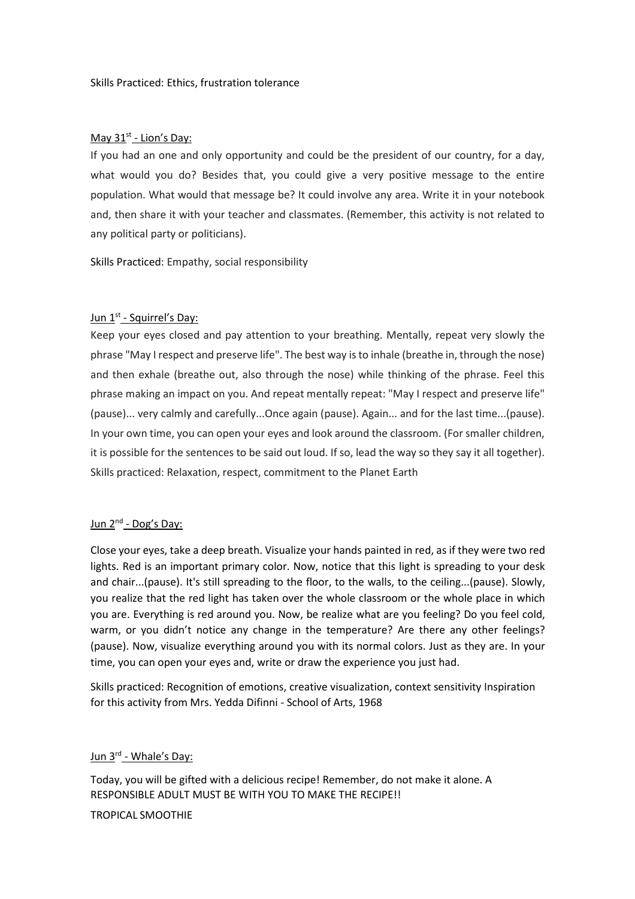Skills Practiced: Ethics, frustration tolerance

May 31st - Lion's Day:

If you had an one and only opportunity and could be the president of our country, for a day, what would you do? Besides that, you could give a very positive message to the entire population. What would that message be? It could involve any area. Write it in your notebook and, then share it with your teacher and classmates. (Remember, this activity is not related to any political party or politicians).

Skills Practiced: Empathy, social responsibility

Jun 1st - Squirrel's Day:

Keep your eyes closed and pay attention to your breathing. Mentally, repeat very slowly the phrase "May I respect and preserve life". The best way is to inhale (breathe in, through the nose) and then exhale (breathe out, also through the nose) while thinking of the phrase. Feel this phrase making an impact on you. And repeat mentally repeat: "May I respect and preserve life" (pause)... very calmly and carefully...Once again (pause). Again... and for the last time...(pause). In your own time, you can open your eyes and look around the classroom. (For smaller children, it is possible for the sentences to be said out loud. If so, lead the way so they say it all together).
Skills practiced: Relaxation, respect, commitment to the Planet Earth

Jun 2nd - Dog's Day:

Close your eyes, take a deep breath. Visualize your hands painted in red, as if they were two red lights. Red is an important primary color. Now, notice that this light is spreading to your desk and chair...(pause). It's still spreading to the floor, to the walls, to the ceiling...(pause). Slowly, you realize that the red light has taken over the whole classroom or the whole place in which you are. Everything is red around you. Now, be realize what are you feeling? Do you feel cold, warm, or you didn't notice any change in the temperature? Are there any other feelings? (pause). Now, visualize everything around you with its normal colors. Just as they are. In your time, you can open your eyes and, write or draw the experience you just had.

Skills practiced: Recognition of emotions, creative visualization, context sensitivity Inspiration for this activity from Mrs. Yedda Difinni - School of Arts, 1968

Jun 3rd - Whale's Day:

Today, you will be gifted with a delicious recipe! Remember, do not make it alone. A RESPONSIBLE ADULT MUST BE WITH YOU TO MAKE THE RECIPE!!

TROPICAL SMOOTHIE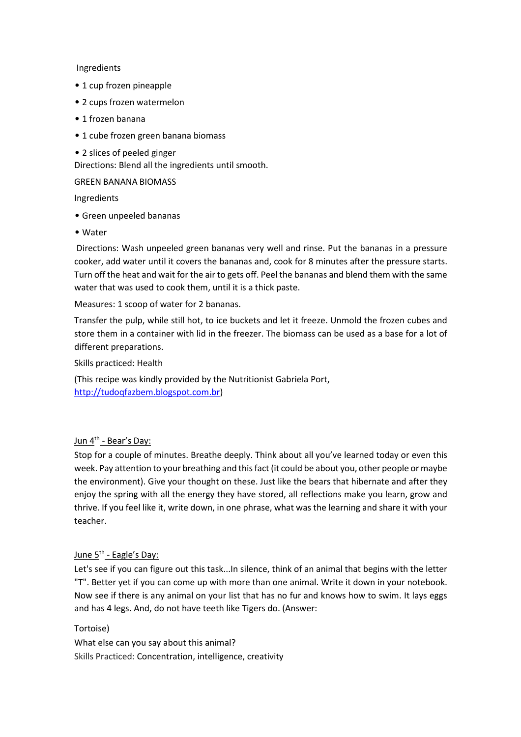Ingredients

- 1 cup frozen pineapple
- 2 cups frozen watermelon
- 1 frozen banana
- 1 cube frozen green banana biomass
- 2 slices of peeled ginger

Directions: Blend all the ingredients until smooth.

GREEN BANANA BIOMASS

Ingredients

- Green unpeeled bananas
- Water

Directions: Wash unpeeled green bananas very well and rinse. Put the bananas in a pressure cooker, add water until it covers the bananas and, cook for 8 minutes after the pressure starts. Turn off the heat and wait for the air to gets off. Peel the bananas and blend them with the same water that was used to cook them, until it is a thick paste.

Measures: 1 scoop of water for 2 bananas.

Transfer the pulp, while still hot, to ice buckets and let it freeze. Unmold the frozen cubes and store them in a container with lid in the freezer. The biomass can be used as a base for a lot of different preparations.

Skills practiced: Health

(This recipe was kindly provided by the Nutritionist Gabriela Port, [http://tudoqfazbem.blogspot.com.br](http://tudoqfazbem.blogspot.com.br))

## Jun 4th - Bear's Day:

Stop for a couple of minutes. Breathe deeply. Think about all you've learned today or even this week. Pay attention to your breathing and this fact (it could be about you, other people or maybe the environment). Give your thought on these. Just like the bears that hibernate and after they enjoy the spring with all the energy they have stored, all reflections make you learn, grow and thrive. If you feel like it, write down, in one phrase, what was the learning and share it with your teacher.

## June 5th - Eagle's Day:

Let's see if you can figure out this task...In silence, think of an animal that begins with the letter "T". Better yet if you can come up with more than one animal. Write it down in your notebook. Now see if there is any animal on your list that has no fur and knows how to swim. It lays eggs and has 4 legs. And, do not have teeth like Tigers do. (Answer:

Tortoise)

What else can you say about this animal?

Skills Practiced: Concentration, intelligence, creativity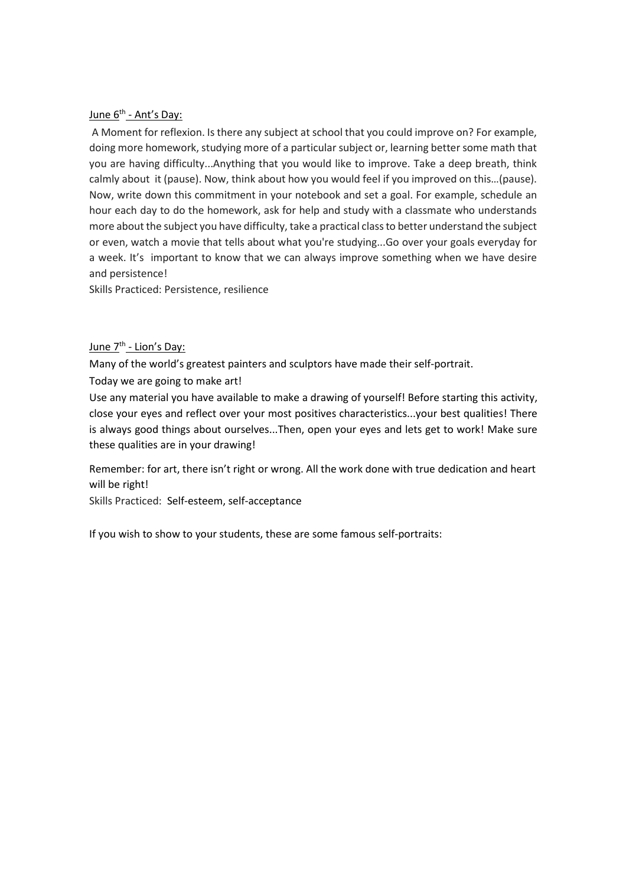June 6th - Ant's Day:

A Moment for reflexion. Is there any subject at school that you could improve on? For example, doing more homework, studying more of a particular subject or, learning better some math that you are having difficulty...Anything that you would like to improve. Take a deep breath, think calmly about it (pause). Now, think about how you would feel if you improved on this…(pause). Now, write down this commitment in your notebook and set a goal. For example, schedule an hour each day to do the homework, ask for help and study with a classmate who understands more about the subject you have difficulty, take a practical class to better understand the subject or even, watch a movie that tells about what you're studying...Go over your goals everyday for a week. It's important to know that we can always improve something when we have desire and persistence!

Skills Practiced: Persistence, resilience

June 7th - Lion's Day:

Many of the world's greatest painters and sculptors have made their self-portrait.

Today we are going to make art!

Use any material you have available to make a drawing of yourself! Before starting this activity, close your eyes and reflect over your most positives characteristics...your best qualities! There is always good things about ourselves...Then, open your eyes and lets get to work! Make sure these qualities are in your drawing!

Remember: for art, there isn't right or wrong. All the work done with true dedication and heart will be right!

Skills Practiced: Self-esteem, self-acceptance

If you wish to show to your students, these are some famous self-portraits: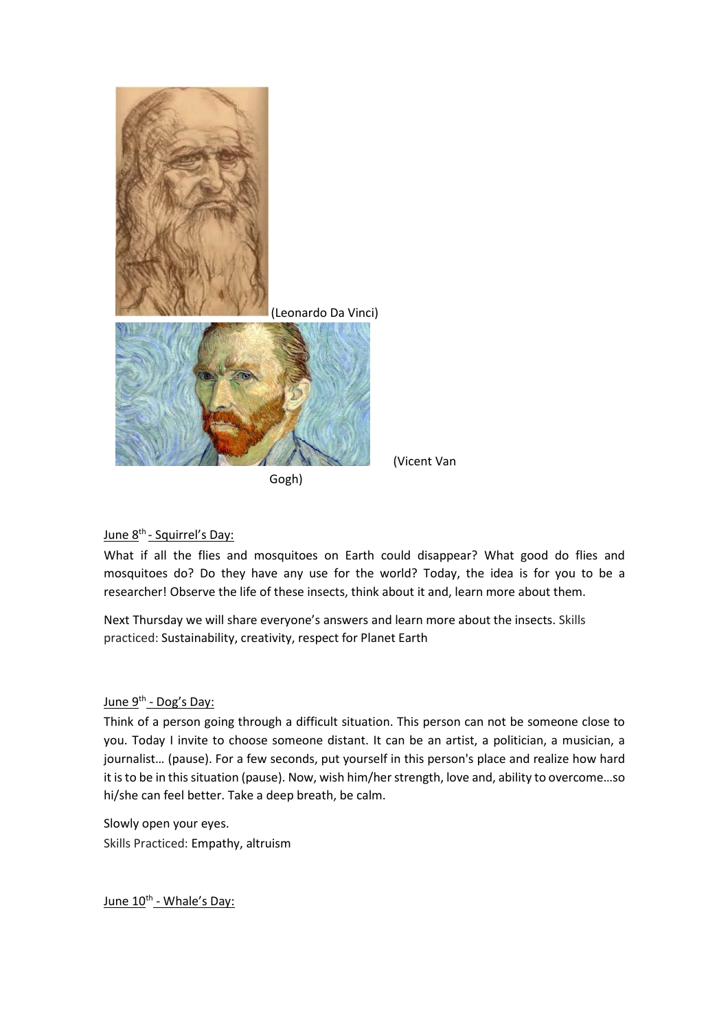(Leonardo Da Vinci)

(Vicent Van Gogh)

June 8th - Squirrel's Day:

What if all the flies and mosquitoes on Earth could disappear? What good do flies and mosquitoes do? Do they have any use for the world? Today, the idea is for you to be a researcher! Observe the life of these insects, think about it and, learn more about them.

Next Thursday we will share everyone's answers and learn more about the insects. Skills practiced: Sustainability, creativity, respect for Planet Earth

June 9th - Dog's Day:

Think of a person going through a difficult situation. This person can not be someone close to you. Today I invite to choose someone distant. It can be an artist, a politician, a musician, a journalist… (pause). For a few seconds, put yourself in this person's place and realize how hard it is to be in this situation (pause). Now, wish him/her strength, love and, ability to overcome…so hi/she can feel better. Take a deep breath, be calm.

Slowly open your eyes.

Skills Practiced: Empathy, altruism

June 10th - Whale's Day: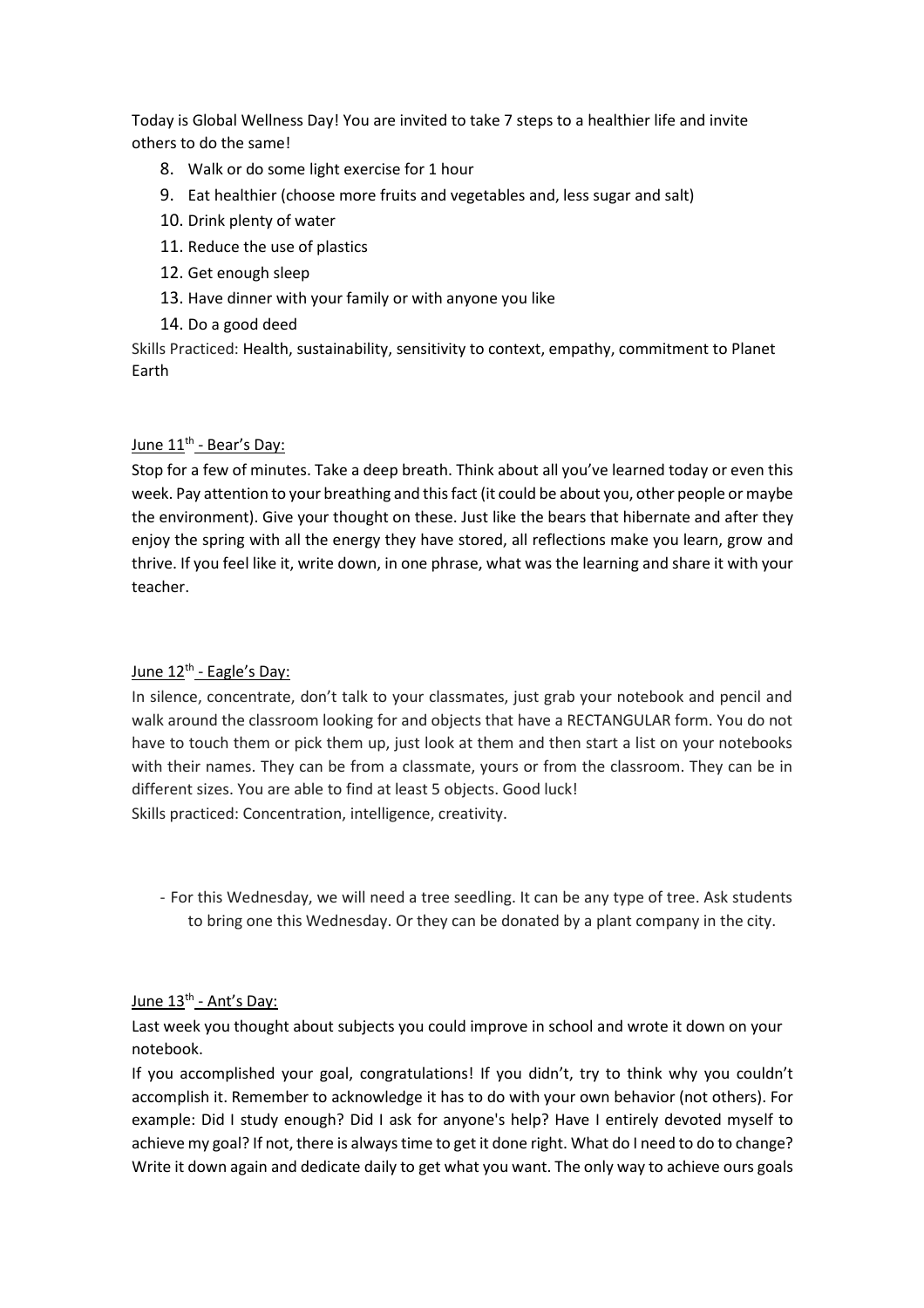Today is Global Wellness Day! You are invited to take 7 steps to a healthier life and invite others to do the same!

8. Walk or do some light exercise for 1 hour
9. Eat healthier (choose more fruits and vegetables and, less sugar and salt)
10. Drink plenty of water
11. Reduce the use of plastics
12. Get enough sleep
13. Have dinner with your family or with anyone you like
14. Do a good deed

Skills Practiced: Health, sustainability, sensitivity to context, empathy, commitment to Planet Earth

<u>June 11th - Bear's Day:</u>

Stop for a few of minutes. Take a deep breath. Think about all you've learned today or even this week. Pay attention to your breathing and this fact (it could be about you, other people or maybe the environment). Give your thought on these. Just like the bears that hibernate and after they enjoy the spring with all the energy they have stored, all reflections make you learn, grow and thrive. If you feel like it, write down, in one phrase, what was the learning and share it with your teacher.

<u>June 12th - Eagle's Day:</u>

In silence, concentrate, don't talk to your classmates, just grab your notebook and pencil and walk around the classroom looking for and objects that have a RECTANGULAR form. You do not have to touch them or pick them up, just look at them and then start a list on your notebooks with their names. They can be from a classmate, yours or from the classroom. They can be in different sizes. You are able to find at least 5 objects. Good luck!

Skills practiced: Concentration, intelligence, creativity.

- For this Wednesday, we will need a tree seedling. It can be any type of tree. Ask students to bring one this Wednesday. Or they can be donated by a plant company in the city.

<u>June 13th - Ant's Day:</u>

Last week you thought about subjects you could improve in school and wrote it down on your notebook.

If you accomplished your goal, congratulations! If you didn't, try to think why you couldn't accomplish it. Remember to acknowledge it has to do with your own behavior (not others). For example: Did I study enough? Did I ask for anyone's help? Have I entirely devoted myself to achieve my goal? If not, there is always time to get it done right. What do I need to do to change? Write it down again and dedicate daily to get what you want. The only way to achieve ours goals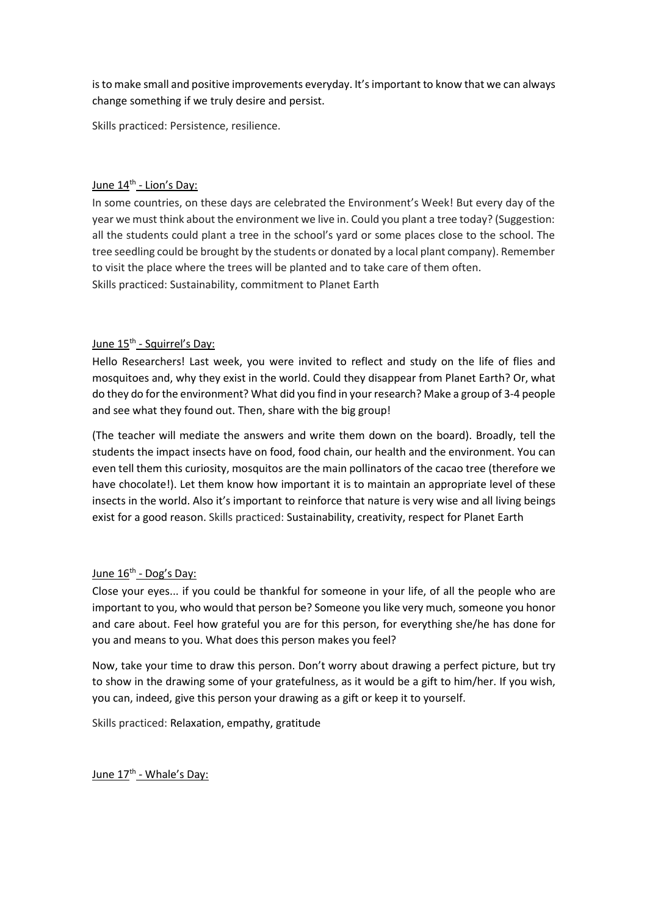is to make small and positive improvements everyday. It's important to know that we can always change something if we truly desire and persist.

Skills practiced: Persistence, resilience.

<u>June 14th - Lion's Day:</u>

In some countries, on these days are celebrated the Environment's Week! But every day of the year we must think about the environment we live in. Could you plant a tree today? (Suggestion: all the students could plant a tree in the school's yard or some places close to the school. The tree seedling could be brought by the students or donated by a local plant company). Remember to visit the place where the trees will be planted and to take care of them often.

Skills practiced: Sustainability, commitment to Planet Earth

<u>June 15th - Squirrel's Day:</u>

Hello Researchers! Last week, you were invited to reflect and study on the life of flies and mosquitoes and, why they exist in the world. Could they disappear from Planet Earth? Or, what do they do for the environment? What did you find in your research? Make a group of 3-4 people and see what they found out. Then, share with the big group!

(The teacher will mediate the answers and write them down on the board). Broadly, tell the students the impact insects have on food, food chain, our health and the environment. You can even tell them this curiosity, mosquitos are the main pollinators of the cacao tree (therefore we have chocolate!). Let them know how important it is to maintain an appropriate level of these insects in the world. Also it's important to reinforce that nature is very wise and all living beings exist for a good reason. Skills practiced: Sustainability, creativity, respect for Planet Earth

<u>June 16th - Dog's Day:</u>

Close your eyes... if you could be thankful for someone in your life, of all the people who are important to you, who would that person be? Someone you like very much, someone you honor and care about. Feel how grateful you are for this person, for everything she/he has done for you and means to you. What does this person makes you feel?

Now, take your time to draw this person. Don't worry about drawing a perfect picture, but try to show in the drawing some of your gratefulness, as it would be a gift to him/her. If you wish, you can, indeed, give this person your drawing as a gift or keep it to yourself.

Skills practiced: Relaxation, empathy, gratitude

<u>June 17th - Whale's Day:</u>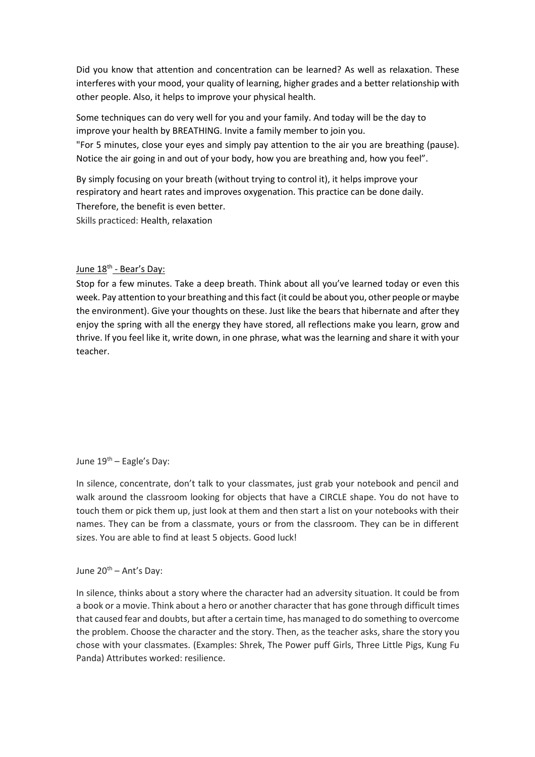Did you know that attention and concentration can be learned? As well as relaxation. These interferes with your mood, your quality of learning, higher grades and a better relationship with other people. Also, it helps to improve your physical health.

Some techniques can do very well for you and your family. And today will be the day to improve your health by BREATHING. Invite a family member to join you.
"For 5 minutes, close your eyes and simply pay attention to the air you are breathing (pause). Notice the air going in and out of your body, how you are breathing and, how you feel".

By simply focusing on your breath (without trying to control it), it helps improve your respiratory and heart rates and improves oxygenation. This practice can be done daily. Therefore, the benefit is even better.
Skills practiced: Health, relaxation

June 18th - Bear's Day:

Stop for a few minutes. Take a deep breath. Think about all you've learned today or even this week. Pay attention to your breathing and this fact (it could be about you, other people or maybe the environment). Give your thoughts on these. Just like the bears that hibernate and after they enjoy the spring with all the energy they have stored, all reflections make you learn, grow and thrive. If you feel like it, write down, in one phrase, what was the learning and share it with your teacher.

June 19th – Eagle's Day:

In silence, concentrate, don't talk to your classmates, just grab your notebook and pencil and walk around the classroom looking for objects that have a CIRCLE shape. You do not have to touch them or pick them up, just look at them and then start a list on your notebooks with their names. They can be from a classmate, yours or from the classroom. They can be in different sizes. You are able to find at least 5 objects. Good luck!

June 20th – Ant's Day:

In silence, thinks about a story where the character had an adversity situation. It could be from a book or a movie. Think about a hero or another character that has gone through difficult times that caused fear and doubts, but after a certain time, has managed to do something to overcome the problem. Choose the character and the story. Then, as the teacher asks, share the story you chose with your classmates. (Examples: Shrek, The Power puff Girls, Three Little Pigs, Kung Fu Panda) Attributes worked: resilience.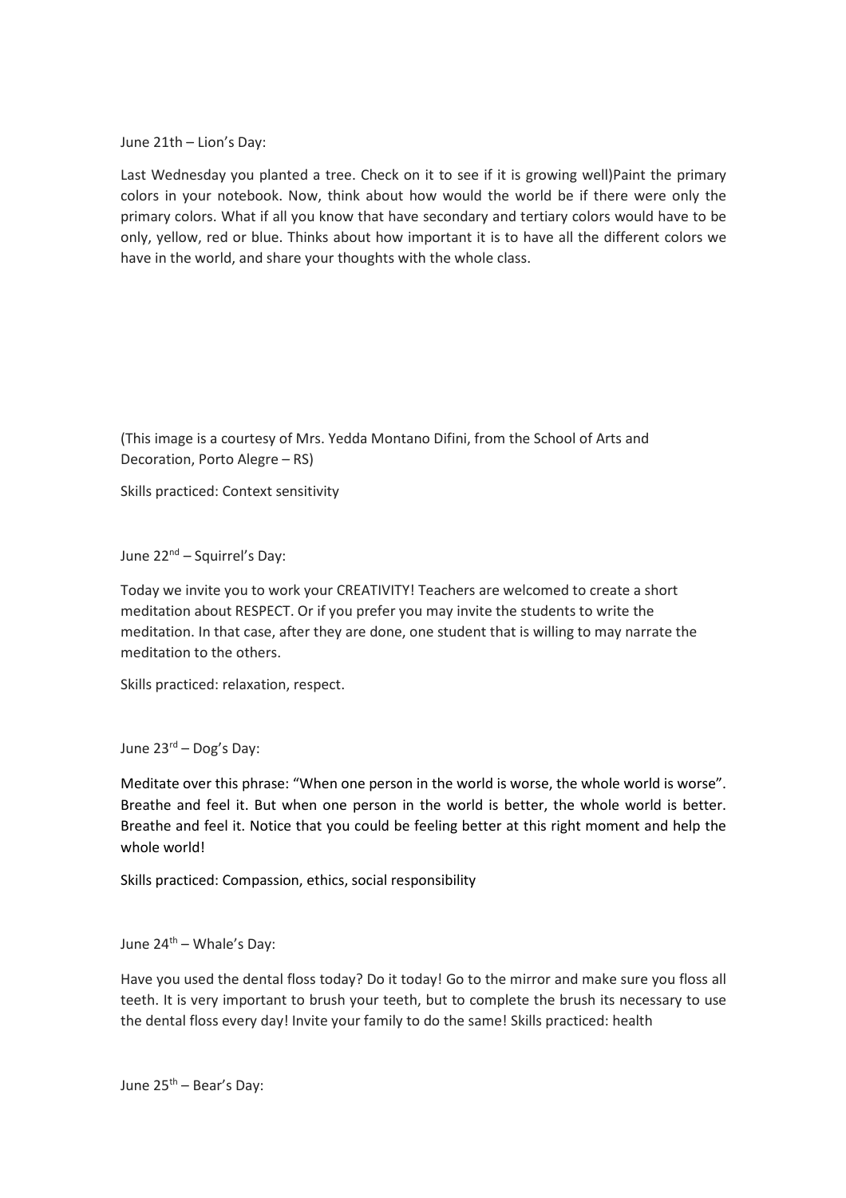June 21th – Lion's Day:

Last Wednesday you planted a tree. Check on it to see if it is growing well)Paint the primary colors in your notebook. Now, think about how would the world be if there were only the primary colors. What if all you know that have secondary and tertiary colors would have to be only, yellow, red or blue. Thinks about how important it is to have all the different colors we have in the world, and share your thoughts with the whole class.

(This image is a courtesy of Mrs. Yedda Montano Difini, from the School of Arts and Decoration, Porto Alegre – RS)

Skills practiced: Context sensitivity

June 22nd – Squirrel's Day:

Today we invite you to work your CREATIVITY! Teachers are welcomed to create a short meditation about RESPECT. Or if you prefer you may invite the students to write the meditation. In that case, after they are done, one student that is willing to may narrate the meditation to the others.

Skills practiced: relaxation, respect.

June 23rd – Dog's Day:

Meditate over this phrase: "When one person in the world is worse, the whole world is worse". Breathe and feel it. But when one person in the world is better, the whole world is better. Breathe and feel it. Notice that you could be feeling better at this right moment and help the whole world!

Skills practiced: Compassion, ethics, social responsibility

June 24th – Whale's Day:

Have you used the dental floss today? Do it today! Go to the mirror and make sure you floss all teeth. It is very important to brush your teeth, but to complete the brush its necessary to use the dental floss every day! Invite your family to do the same! Skills practiced: health

June 25th – Bear's Day: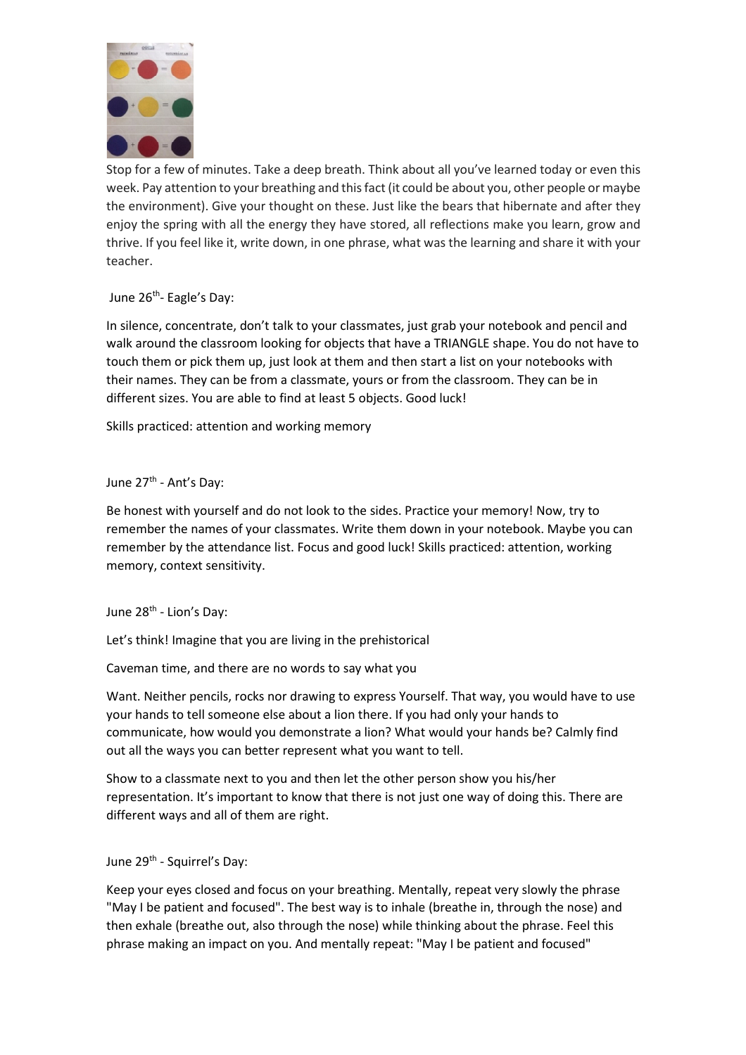Stop for a few of minutes. Take a deep breath. Think about all you've learned today or even this week. Pay attention to your breathing and this fact (it could be about you, other people or maybe the environment). Give your thought on these. Just like the bears that hibernate and after they enjoy the spring with all the energy they have stored, all reflections make you learn, grow and thrive. If you feel like it, write down, in one phrase, what was the learning and share it with your teacher.

June 26th- Eagle's Day:

In silence, concentrate, don't talk to your classmates, just grab your notebook and pencil and walk around the classroom looking for objects that have a TRIANGLE shape. You do not have to touch them or pick them up, just look at them and then start a list on your notebooks with their names. They can be from a classmate, yours or from the classroom. They can be in different sizes. You are able to find at least 5 objects. Good luck!

Skills practiced: attention and working memory

June 27th - Ant's Day:

Be honest with yourself and do not look to the sides. Practice your memory! Now, try to remember the names of your classmates. Write them down in your notebook. Maybe you can remember by the attendance list. Focus and good luck! Skills practiced: attention, working memory, context sensitivity.

June 28th - Lion's Day:

Let's think! Imagine that you are living in the prehistorical

Caveman time, and there are no words to say what you

Want. Neither pencils, rocks nor drawing to express Yourself. That way, you would have to use your hands to tell someone else about a lion there. If you had only your hands to communicate, how would you demonstrate a lion? What would your hands be? Calmly find out all the ways you can better represent what you want to tell.

Show to a classmate next to you and then let the other person show you his/her representation. It's important to know that there is not just one way of doing this. There are different ways and all of them are right.

June 29th - Squirrel's Day:

Keep your eyes closed and focus on your breathing. Mentally, repeat very slowly the phrase "May I be patient and focused". The best way is to inhale (breathe in, through the nose) and then exhale (breathe out, also through the nose) while thinking about the phrase. Feel this phrase making an impact on you. And mentally repeat: "May I be patient and focused"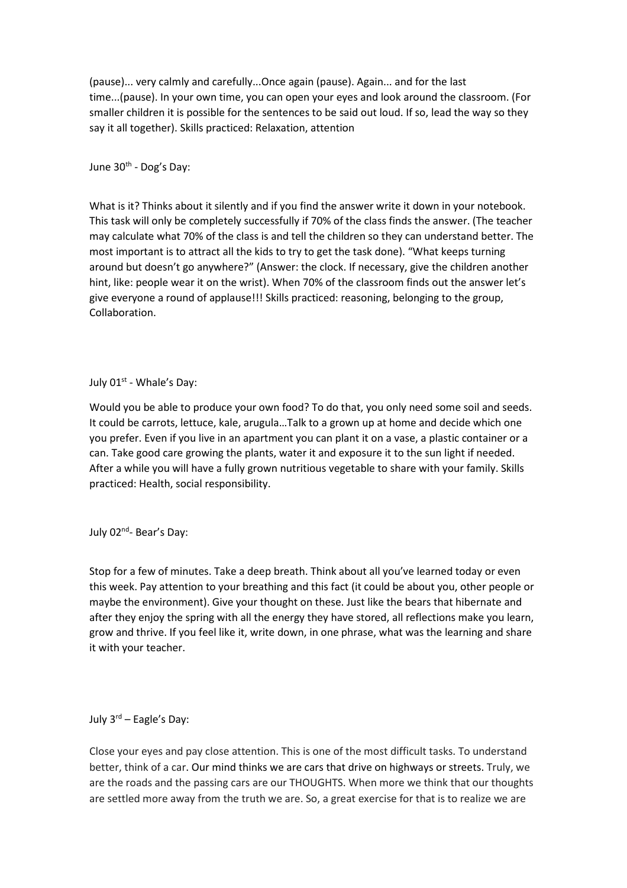(pause)... very calmly and carefully...Once again (pause). Again... and for the last time...(pause). In your own time, you can open your eyes and look around the classroom. (For smaller children it is possible for the sentences to be said out loud. If so, lead the way so they say it all together). Skills practiced: Relaxation, attention

June 30th - Dog's Day:

What is it? Thinks about it silently and if you find the answer write it down in your notebook. This task will only be completely successfully if 70% of the class finds the answer. (The teacher may calculate what 70% of the class is and tell the children so they can understand better. The most important is to attract all the kids to try to get the task done). "What keeps turning around but doesn't go anywhere?" (Answer: the clock. If necessary, give the children another hint, like: people wear it on the wrist). When 70% of the classroom finds out the answer let's give everyone a round of applause!!! Skills practiced: reasoning, belonging to the group, Collaboration.

July 01st - Whale's Day:

Would you be able to produce your own food? To do that, you only need some soil and seeds. It could be carrots, lettuce, kale, arugula…Talk to a grown up at home and decide which one you prefer. Even if you live in an apartment you can plant it on a vase, a plastic container or a can. Take good care growing the plants, water it and exposure it to the sun light if needed. After a while you will have a fully grown nutritious vegetable to share with your family. Skills practiced: Health, social responsibility.

July 02nd- Bear's Day:

Stop for a few of minutes. Take a deep breath. Think about all you've learned today or even this week. Pay attention to your breathing and this fact (it could be about you, other people or maybe the environment). Give your thought on these. Just like the bears that hibernate and after they enjoy the spring with all the energy they have stored, all reflections make you learn, grow and thrive. If you feel like it, write down, in one phrase, what was the learning and share it with your teacher.

July 3rd – Eagle's Day:

Close your eyes and pay close attention. This is one of the most difficult tasks. To understand better, think of a car. Our mind thinks we are cars that drive on highways or streets. Truly, we are the roads and the passing cars are our THOUGHTS. When more we think that our thoughts are settled more away from the truth we are. So, a great exercise for that is to realize we are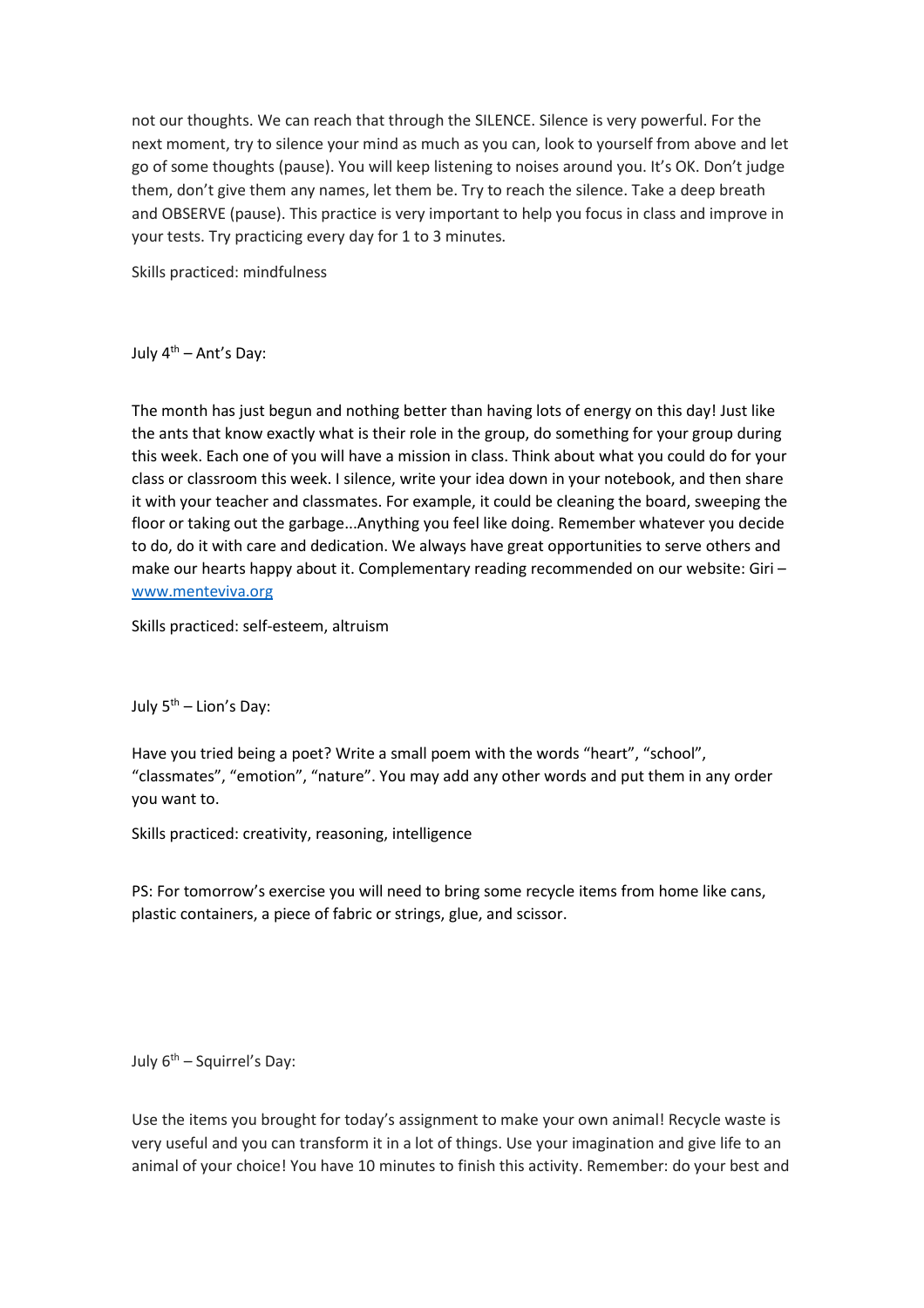not our thoughts. We can reach that through the SILENCE. Silence is very powerful. For the next moment, try to silence your mind as much as you can, look to yourself from above and let go of some thoughts (pause). You will keep listening to noises around you. It's OK. Don't judge them, don't give them any names, let them be. Try to reach the silence. Take a deep breath and OBSERVE (pause). This practice is very important to help you focus in class and improve in your tests. Try practicing every day for 1 to 3 minutes.

Skills practiced: mindfulness

July 4th – Ant's Day:

The month has just begun and nothing better than having lots of energy on this day! Just like the ants that know exactly what is their role in the group, do something for your group during this week. Each one of you will have a mission in class. Think about what you could do for your class or classroom this week. I silence, write your idea down in your notebook, and then share it with your teacher and classmates. For example, it could be cleaning the board, sweeping the floor or taking out the garbage...Anything you feel like doing. Remember whatever you decide to do, do it with care and dedication. We always have great opportunities to serve others and make our hearts happy about it. Complementary reading recommended on our website: Giri – [www.menteviva.org](http://www.menteviva.org)

Skills practiced: self-esteem, altruism

July 5th – Lion's Day:

Have you tried being a poet? Write a small poem with the words "heart", "school", "classmates", "emotion", "nature". You may add any other words and put them in any order you want to.

Skills practiced: creativity, reasoning, intelligence

PS: For tomorrow's exercise you will need to bring some recycle items from home like cans, plastic containers, a piece of fabric or strings, glue, and scissor.

July 6th – Squirrel's Day:

Use the items you brought for today's assignment to make your own animal! Recycle waste is very useful and you can transform it in a lot of things. Use your imagination and give life to an animal of your choice! You have 10 minutes to finish this activity. Remember: do your best and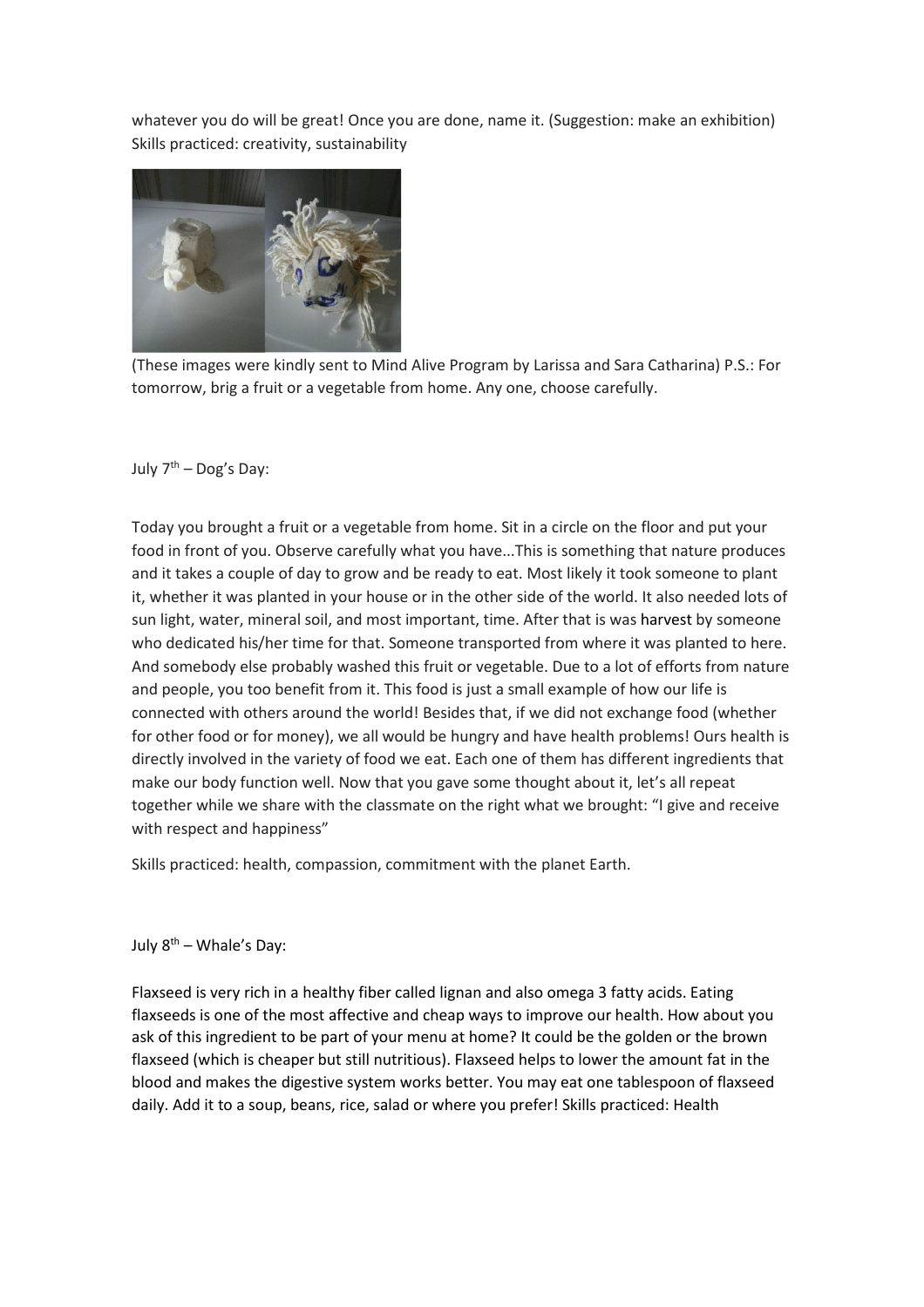whatever you do will be great! Once you are done, name it. (Suggestion: make an exhibition) Skills practiced: creativity, sustainability

(These images were kindly sent to Mind Alive Program by Larissa and Sara Catharina) P.S.: For tomorrow, brig a fruit or a vegetable from home. Any one, choose carefully.

July 7th – Dog's Day:

Today you brought a fruit or a vegetable from home. Sit in a circle on the floor and put your food in front of you. Observe carefully what you have...This is something that nature produces and it takes a couple of day to grow and be ready to eat. Most likely it took someone to plant it, whether it was planted in your house or in the other side of the world. It also needed lots of sun light, water, mineral soil, and most important, time. After that is was harvest by someone who dedicated his/her time for that. Someone transported from where it was planted to here. And somebody else probably washed this fruit or vegetable. Due to a lot of efforts from nature and people, you too benefit from it. This food is just a small example of how our life is connected with others around the world! Besides that, if we did not exchange food (whether for other food or for money), we all would be hungry and have health problems! Ours health is directly involved in the variety of food we eat. Each one of them has different ingredients that make our body function well. Now that you gave some thought about it, let's all repeat together while we share with the classmate on the right what we brought: "I give and receive with respect and happiness"

Skills practiced: health, compassion, commitment with the planet Earth.

July 8th – Whale's Day:

Flaxseed is very rich in a healthy fiber called lignan and also omega 3 fatty acids. Eating flaxseeds is one of the most affective and cheap ways to improve our health. How about you ask of this ingredient to be part of your menu at home? It could be the golden or the brown flaxseed (which is cheaper but still nutritious). Flaxseed helps to lower the amount fat in the blood and makes the digestive system works better. You may eat one tablespoon of flaxseed daily. Add it to a soup, beans, rice, salad or where you prefer! Skills practiced: Health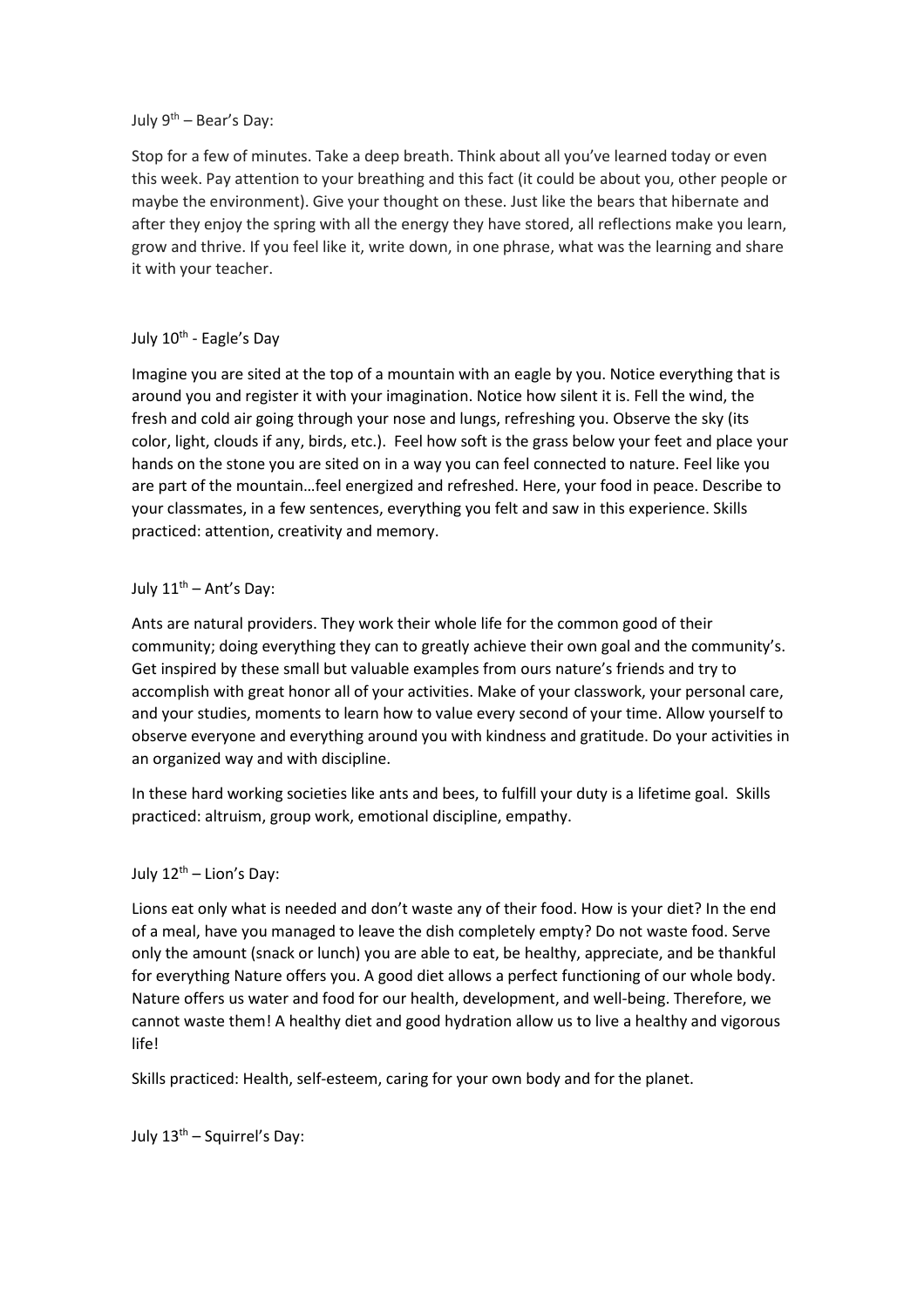July 9th – Bear's Day:

Stop for a few of minutes. Take a deep breath. Think about all you've learned today or even this week. Pay attention to your breathing and this fact (it could be about you, other people or maybe the environment). Give your thought on these. Just like the bears that hibernate and after they enjoy the spring with all the energy they have stored, all reflections make you learn, grow and thrive. If you feel like it, write down, in one phrase, what was the learning and share it with your teacher.

July 10th - Eagle's Day

Imagine you are sited at the top of a mountain with an eagle by you. Notice everything that is around you and register it with your imagination. Notice how silent it is. Fell the wind, the fresh and cold air going through your nose and lungs, refreshing you. Observe the sky (its color, light, clouds if any, birds, etc.). Feel how soft is the grass below your feet and place your hands on the stone you are sited on in a way you can feel connected to nature. Feel like you are part of the mountain…feel energized and refreshed. Here, your food in peace. Describe to your classmates, in a few sentences, everything you felt and saw in this experience. Skills practiced: attention, creativity and memory.

July 11th – Ant's Day:

Ants are natural providers. They work their whole life for the common good of their community; doing everything they can to greatly achieve their own goal and the community's. Get inspired by these small but valuable examples from ours nature's friends and try to accomplish with great honor all of your activities. Make of your classwork, your personal care, and your studies, moments to learn how to value every second of your time. Allow yourself to observe everyone and everything around you with kindness and gratitude. Do your activities in an organized way and with discipline.

In these hard working societies like ants and bees, to fulfill your duty is a lifetime goal. Skills practiced: altruism, group work, emotional discipline, empathy.

July 12th – Lion's Day:

Lions eat only what is needed and don't waste any of their food. How is your diet? In the end of a meal, have you managed to leave the dish completely empty? Do not waste food. Serve only the amount (snack or lunch) you are able to eat, be healthy, appreciate, and be thankful for everything Nature offers you. A good diet allows a perfect functioning of our whole body. Nature offers us water and food for our health, development, and well-being. Therefore, we cannot waste them! A healthy diet and good hydration allow us to live a healthy and vigorous life!

Skills practiced: Health, self-esteem, caring for your own body and for the planet.

July 13th – Squirrel's Day: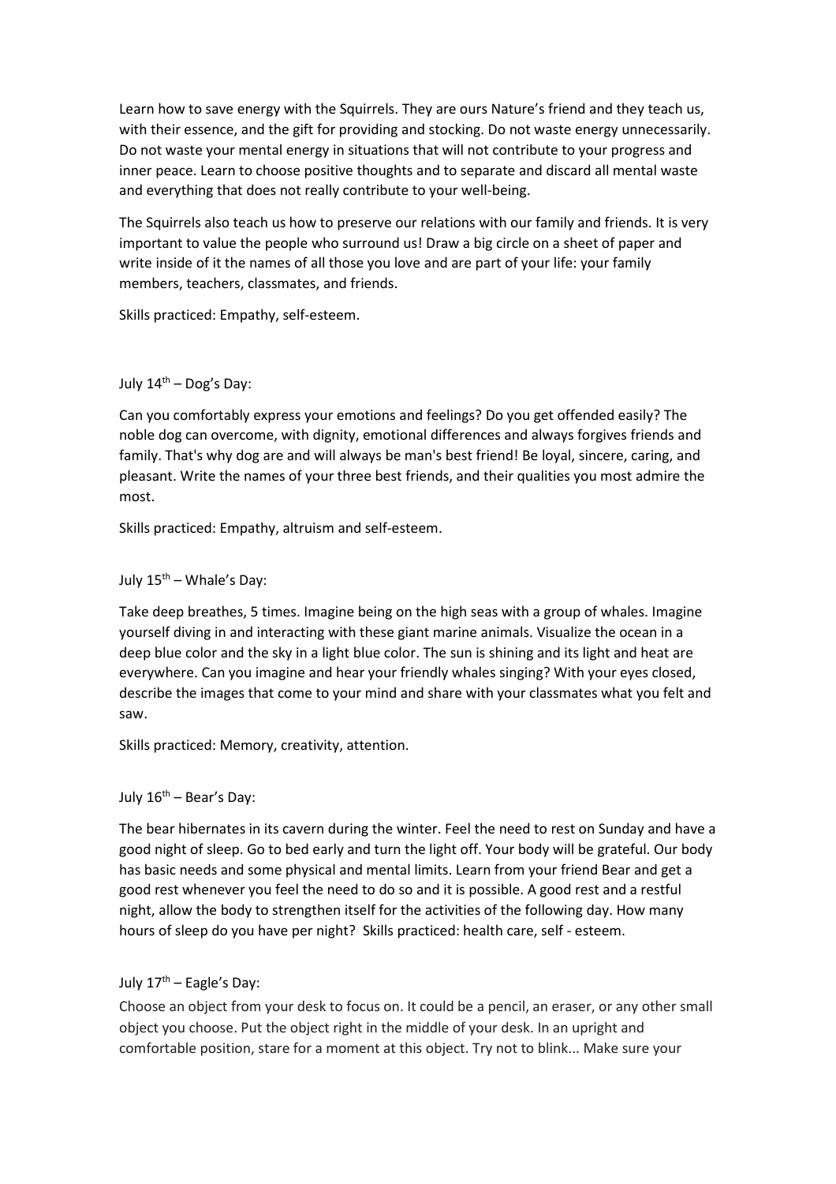Learn how to save energy with the Squirrels. They are ours Nature's friend and they teach us, with their essence, and the gift for providing and stocking. Do not waste energy unnecessarily. Do not waste your mental energy in situations that will not contribute to your progress and inner peace. Learn to choose positive thoughts and to separate and discard all mental waste and everything that does not really contribute to your well-being.

The Squirrels also teach us how to preserve our relations with our family and friends. It is very important to value the people who surround us! Draw a big circle on a sheet of paper and write inside of it the names of all those you love and are part of your life: your family members, teachers, classmates, and friends.

Skills practiced: Empathy, self-esteem.

July 14th – Dog's Day:

Can you comfortably express your emotions and feelings? Do you get offended easily? The noble dog can overcome, with dignity, emotional differences and always forgives friends and family. That's why dog are and will always be man's best friend! Be loyal, sincere, caring, and pleasant. Write the names of your three best friends, and their qualities you most admire the most.

Skills practiced: Empathy, altruism and self-esteem.

July 15th – Whale's Day:

Take deep breathes, 5 times. Imagine being on the high seas with a group of whales. Imagine yourself diving in and interacting with these giant marine animals. Visualize the ocean in a deep blue color and the sky in a light blue color. The sun is shining and its light and heat are everywhere. Can you imagine and hear your friendly whales singing? With your eyes closed, describe the images that come to your mind and share with your classmates what you felt and saw.

Skills practiced: Memory, creativity, attention.

July 16th – Bear's Day:

The bear hibernates in its cavern during the winter. Feel the need to rest on Sunday and have a good night of sleep. Go to bed early and turn the light off. Your body will be grateful. Our body has basic needs and some physical and mental limits. Learn from your friend Bear and get a good rest whenever you feel the need to do so and it is possible. A good rest and a restful night, allow the body to strengthen itself for the activities of the following day. How many hours of sleep do you have per night? Skills practiced: health care, self - esteem.

July 17th – Eagle's Day:

Choose an object from your desk to focus on. It could be a pencil, an eraser, or any other small object you choose. Put the object right in the middle of your desk. In an upright and comfortable position, stare for a moment at this object. Try not to blink... Make sure your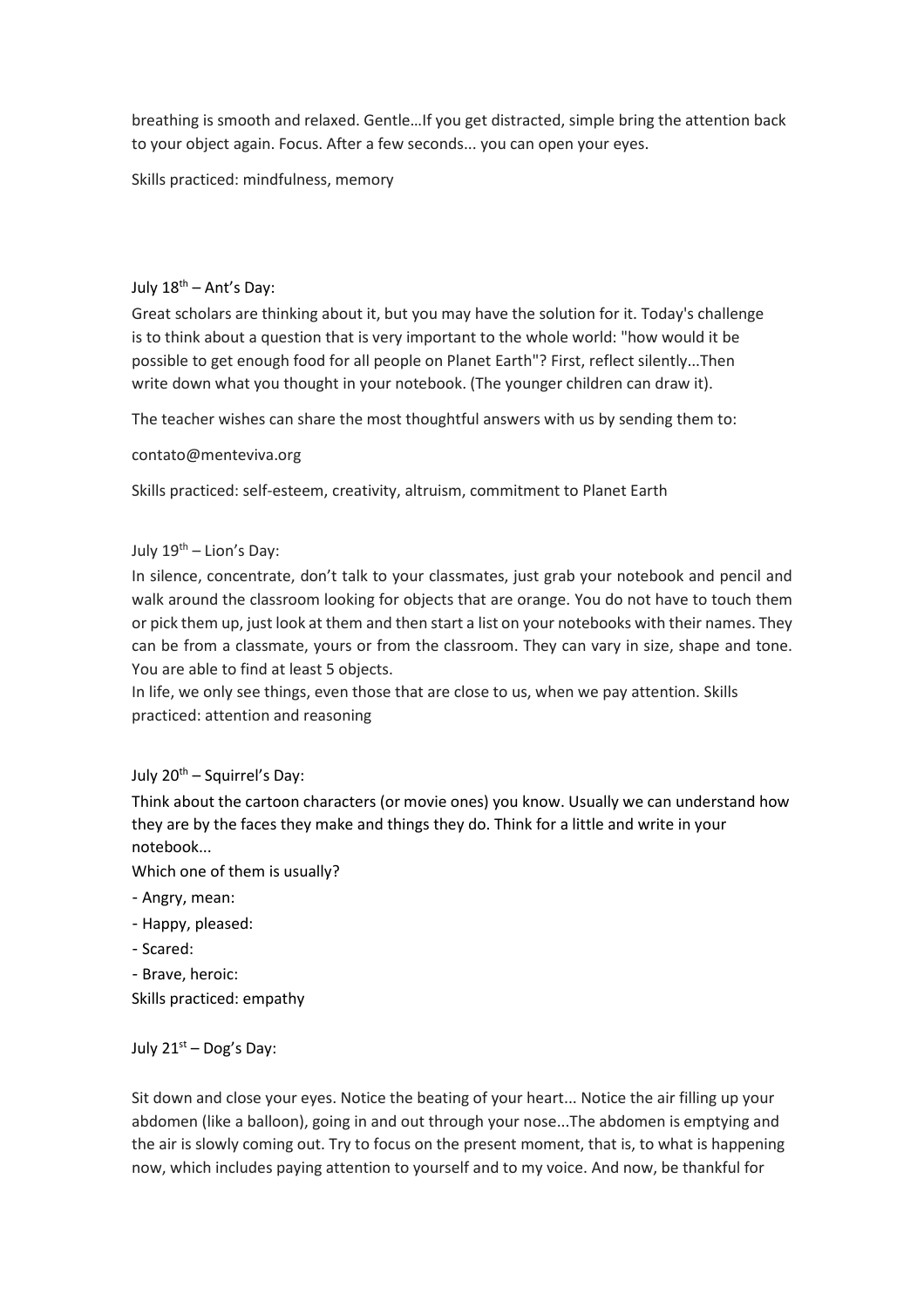breathing is smooth and relaxed. Gentle…If you get distracted, simple bring the attention back to your object again. Focus. After a few seconds... you can open your eyes.

Skills practiced: mindfulness, memory

July 18th – Ant's Day:

Great scholars are thinking about it, but you may have the solution for it. Today's challenge is to think about a question that is very important to the whole world: "how would it be possible to get enough food for all people on Planet Earth"? First, reflect silently...Then write down what you thought in your notebook. (The younger children can draw it).

The teacher wishes can share the most thoughtful answers with us by sending them to:

contato@menteviva.org

Skills practiced: self-esteem, creativity, altruism, commitment to Planet Earth

July 19th – Lion's Day:

In silence, concentrate, don't talk to your classmates, just grab your notebook and pencil and walk around the classroom looking for objects that are orange. You do not have to touch them or pick them up, just look at them and then start a list on your notebooks with their names. They can be from a classmate, yours or from the classroom. They can vary in size, shape and tone. You are able to find at least 5 objects.

In life, we only see things, even those that are close to us, when we pay attention. Skills practiced: attention and reasoning

July 20th – Squirrel's Day:

Think about the cartoon characters (or movie ones) you know. Usually we can understand how they are by the faces they make and things they do. Think for a little and write in your notebook...

Which one of them is usually?

- Angry, mean:
- Happy, pleased:
- Scared:
- Brave, heroic:

Skills practiced: empathy

July 21st – Dog's Day:

Sit down and close your eyes. Notice the beating of your heart... Notice the air filling up your abdomen (like a balloon), going in and out through your nose...The abdomen is emptying and the air is slowly coming out. Try to focus on the present moment, that is, to what is happening now, which includes paying attention to yourself and to my voice. And now, be thankful for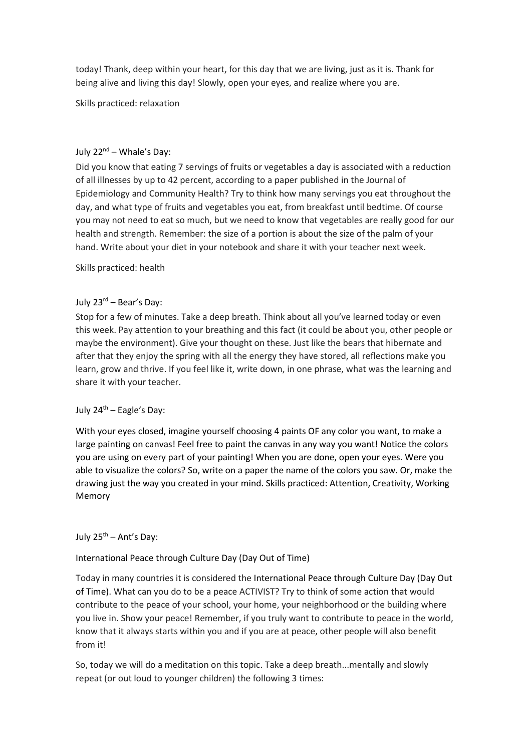today! Thank, deep within your heart, for this day that we are living, just as it is. Thank for being alive and living this day! Slowly, open your eyes, and realize where you are.

Skills practiced: relaxation

July 22nd – Whale's Day:

Did you know that eating 7 servings of fruits or vegetables a day is associated with a reduction of all illnesses by up to 42 percent, according to a paper published in the Journal of Epidemiology and Community Health? Try to think how many servings you eat throughout the day, and what type of fruits and vegetables you eat, from breakfast until bedtime. Of course you may not need to eat so much, but we need to know that vegetables are really good for our health and strength. Remember: the size of a portion is about the size of the palm of your hand. Write about your diet in your notebook and share it with your teacher next week.

Skills practiced: health

July 23rd – Bear's Day:

Stop for a few of minutes. Take a deep breath. Think about all you've learned today or even this week. Pay attention to your breathing and this fact (it could be about you, other people or maybe the environment). Give your thought on these. Just like the bears that hibernate and after that they enjoy the spring with all the energy they have stored, all reflections make you learn, grow and thrive. If you feel like it, write down, in one phrase, what was the learning and share it with your teacher.

July 24th – Eagle's Day:

With your eyes closed, imagine yourself choosing 4 paints OF any color you want, to make a large painting on canvas! Feel free to paint the canvas in any way you want! Notice the colors you are using on every part of your painting! When you are done, open your eyes. Were you able to visualize the colors? So, write on a paper the name of the colors you saw. Or, make the drawing just the way you created in your mind. Skills practiced: Attention, Creativity, Working Memory

July 25th – Ant's Day:

International Peace through Culture Day (Day Out of Time)

Today in many countries it is considered the International Peace through Culture Day (Day Out of Time). What can you do to be a peace ACTIVIST? Try to think of some action that would contribute to the peace of your school, your home, your neighborhood or the building where you live in. Show your peace! Remember, if you truly want to contribute to peace in the world, know that it always starts within you and if you are at peace, other people will also benefit from it!

So, today we will do a meditation on this topic. Take a deep breath...mentally and slowly repeat (or out loud to younger children) the following 3 times: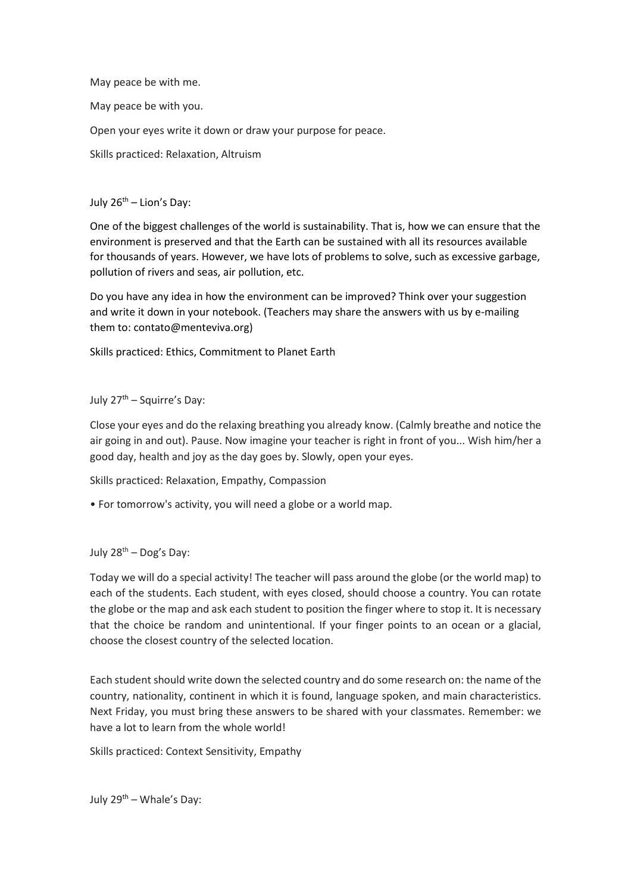May peace be with me.

May peace be with you.

Open your eyes write it down or draw your purpose for peace.

Skills practiced: Relaxation, Altruism

July 26th – Lion's Day:

One of the biggest challenges of the world is sustainability. That is, how we can ensure that the environment is preserved and that the Earth can be sustained with all its resources available for thousands of years. However, we have lots of problems to solve, such as excessive garbage, pollution of rivers and seas, air pollution, etc.

Do you have any idea in how the environment can be improved? Think over your suggestion and write it down in your notebook. (Teachers may share the answers with us by e-mailing them to: contato@menteviva.org)

Skills practiced: Ethics, Commitment to Planet Earth

July 27th – Squirre's Day:

Close your eyes and do the relaxing breathing you already know. (Calmly breathe and notice the air going in and out). Pause. Now imagine your teacher is right in front of you... Wish him/her a good day, health and joy as the day goes by. Slowly, open your eyes.

Skills practiced: Relaxation, Empathy, Compassion

- For tomorrow's activity, you will need a globe or a world map.

July 28th – Dog's Day:

Today we will do a special activity! The teacher will pass around the globe (or the world map) to each of the students. Each student, with eyes closed, should choose a country. You can rotate the globe or the map and ask each student to position the finger where to stop it. It is necessary that the choice be random and unintentional. If your finger points to an ocean or a glacial, choose the closest country of the selected location.

Each student should write down the selected country and do some research on: the name of the country, nationality, continent in which it is found, language spoken, and main characteristics. Next Friday, you must bring these answers to be shared with your classmates. Remember: we have a lot to learn from the whole world!

Skills practiced: Context Sensitivity, Empathy

July 29th – Whale's Day: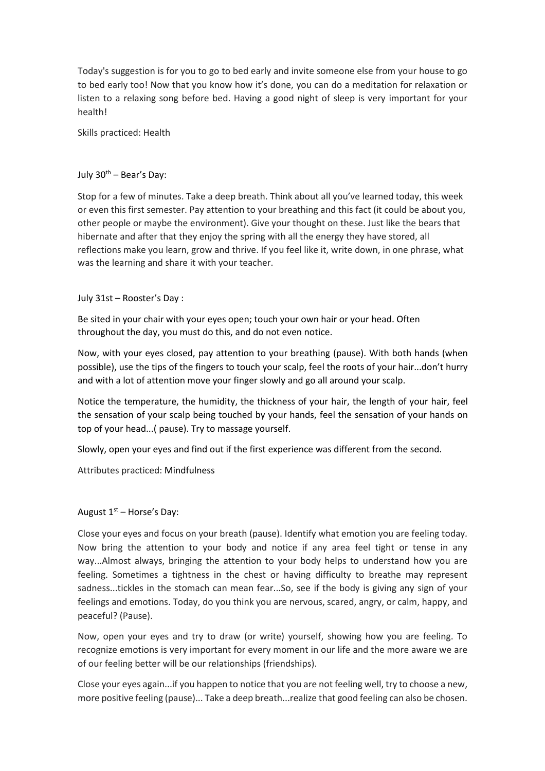Today's suggestion is for you to go to bed early and invite someone else from your house to go to bed early too! Now that you know how it's done, you can do a meditation for relaxation or listen to a relaxing song before bed. Having a good night of sleep is very important for your health!

Skills practiced: Health

July 30th – Bear's Day:

Stop for a few of minutes. Take a deep breath. Think about all you've learned today, this week or even this first semester. Pay attention to your breathing and this fact (it could be about you, other people or maybe the environment). Give your thought on these. Just like the bears that hibernate and after that they enjoy the spring with all the energy they have stored, all reflections make you learn, grow and thrive. If you feel like it, write down, in one phrase, what was the learning and share it with your teacher.

July 31st – Rooster's Day :

Be sited in your chair with your eyes open; touch your own hair or your head. Often throughout the day, you must do this, and do not even notice.

Now, with your eyes closed, pay attention to your breathing (pause). With both hands (when possible), use the tips of the fingers to touch your scalp, feel the roots of your hair...don't hurry and with a lot of attention move your finger slowly and go all around your scalp.

Notice the temperature, the humidity, the thickness of your hair, the length of your hair, feel the sensation of your scalp being touched by your hands, feel the sensation of your hands on top of your head...( pause). Try to massage yourself.

Slowly, open your eyes and find out if the first experience was different from the second.

Attributes practiced: Mindfulness

August 1st – Horse's Day:

Close your eyes and focus on your breath (pause). Identify what emotion you are feeling today. Now bring the attention to your body and notice if any area feel tight or tense in any way...Almost always, bringing the attention to your body helps to understand how you are feeling. Sometimes a tightness in the chest or having difficulty to breathe may represent sadness...tickles in the stomach can mean fear...So, see if the body is giving any sign of your feelings and emotions. Today, do you think you are nervous, scared, angry, or calm, happy, and peaceful? (Pause).

Now, open your eyes and try to draw (or write) yourself, showing how you are feeling. To recognize emotions is very important for every moment in our life and the more aware we are of our feeling better will be our relationships (friendships).

Close your eyes again...if you happen to notice that you are not feeling well, try to choose a new, more positive feeling (pause)... Take a deep breath...realize that good feeling can also be chosen.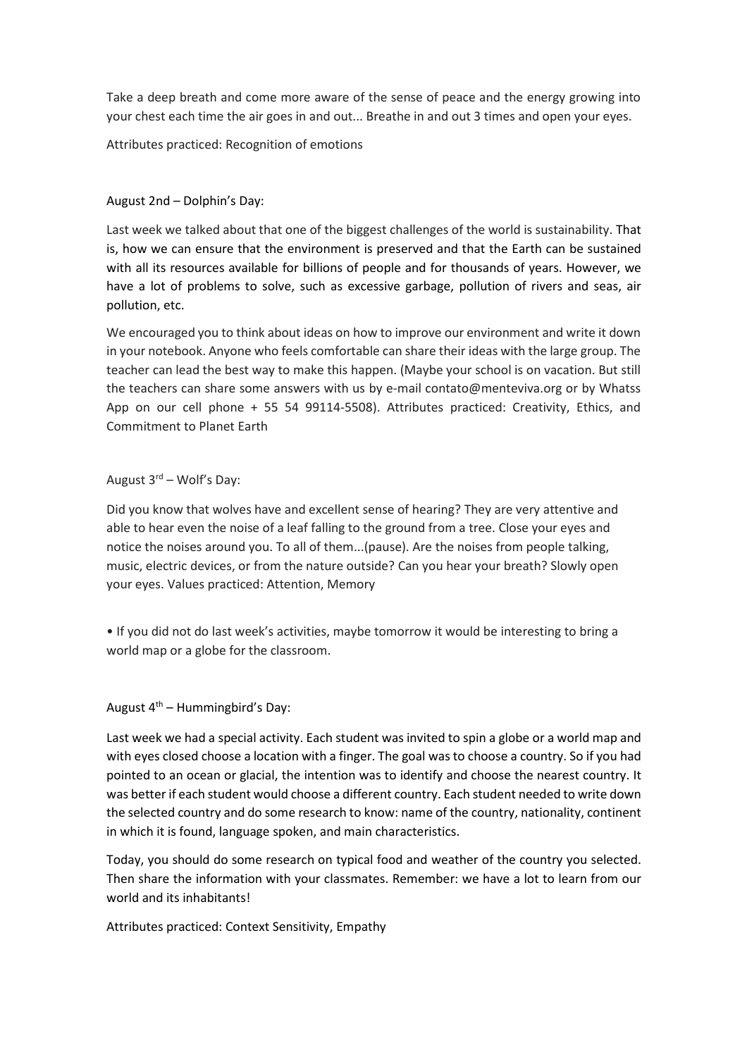Take a deep breath and come more aware of the sense of peace and the energy growing into your chest each time the air goes in and out... Breathe in and out 3 times and open your eyes.

Attributes practiced: Recognition of emotions

August 2nd – Dolphin's Day:

Last week we talked about that one of the biggest challenges of the world is sustainability. That is, how we can ensure that the environment is preserved and that the Earth can be sustained with all its resources available for billions of people and for thousands of years. However, we have a lot of problems to solve, such as excessive garbage, pollution of rivers and seas, air pollution, etc.

We encouraged you to think about ideas on how to improve our environment and write it down in your notebook. Anyone who feels comfortable can share their ideas with the large group. The teacher can lead the best way to make this happen. (Maybe your school is on vacation. But still the teachers can share some answers with us by e-mail contato@menteviva.org or by Whatss App on our cell phone + 55 54 99114-5508). Attributes practiced: Creativity, Ethics, and Commitment to Planet Earth

August 3rd – Wolf's Day:

Did you know that wolves have and excellent sense of hearing? They are very attentive and able to hear even the noise of a leaf falling to the ground from a tree. Close your eyes and notice the noises around you. To all of them...(pause). Are the noises from people talking, music, electric devices, or from the nature outside? Can you hear your breath? Slowly open your eyes. Values practiced: Attention, Memory

• If you did not do last week's activities, maybe tomorrow it would be interesting to bring a world map or a globe for the classroom.

August 4th – Hummingbird's Day:

Last week we had a special activity. Each student was invited to spin a globe or a world map and with eyes closed choose a location with a finger. The goal was to choose a country. So if you had pointed to an ocean or glacial, the intention was to identify and choose the nearest country. It was better if each student would choose a different country. Each student needed to write down the selected country and do some research to know: name of the country, nationality, continent in which it is found, language spoken, and main characteristics.

Today, you should do some research on typical food and weather of the country you selected. Then share the information with your classmates. Remember: we have a lot to learn from our world and its inhabitants!

Attributes practiced: Context Sensitivity, Empathy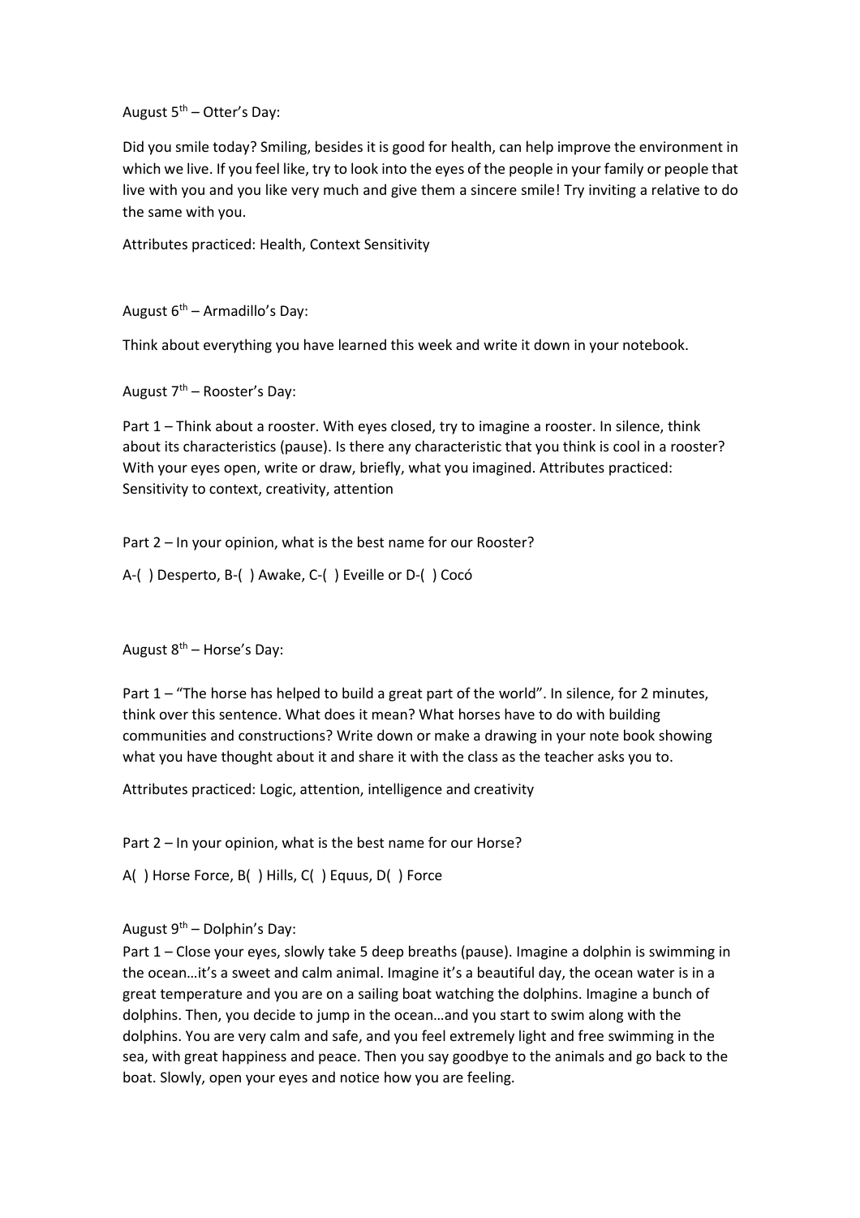August 5th – Otter's Day:

Did you smile today? Smiling, besides it is good for health, can help improve the environment in which we live. If you feel like, try to look into the eyes of the people in your family or people that live with you and you like very much and give them a sincere smile! Try inviting a relative to do the same with you.

Attributes practiced: Health, Context Sensitivity

August 6th – Armadillo's Day:

Think about everything you have learned this week and write it down in your notebook.

August 7th – Rooster's Day:

Part 1 – Think about a rooster. With eyes closed, try to imagine a rooster. In silence, think about its characteristics (pause). Is there any characteristic that you think is cool in a rooster? With your eyes open, write or draw, briefly, what you imagined. Attributes practiced: Sensitivity to context, creativity, attention

Part 2 – In your opinion, what is the best name for our Rooster?

A-( ) Desperto, B-( ) Awake, C-( ) Eveille or D-( ) Cocó

August 8th – Horse's Day:

Part 1 – "The horse has helped to build a great part of the world". In silence, for 2 minutes, think over this sentence. What does it mean? What horses have to do with building communities and constructions? Write down or make a drawing in your note book showing what you have thought about it and share it with the class as the teacher asks you to.

Attributes practiced: Logic, attention, intelligence and creativity

Part 2 – In your opinion, what is the best name for our Horse?

A( ) Horse Force, B( ) Hills, C( ) Equus, D( ) Force

August 9th – Dolphin's Day:

Part 1 – Close your eyes, slowly take 5 deep breaths (pause). Imagine a dolphin is swimming in the ocean…it's a sweet and calm animal. Imagine it's a beautiful day, the ocean water is in a great temperature and you are on a sailing boat watching the dolphins. Imagine a bunch of dolphins. Then, you decide to jump in the ocean…and you start to swim along with the dolphins. You are very calm and safe, and you feel extremely light and free swimming in the sea, with great happiness and peace. Then you say goodbye to the animals and go back to the boat. Slowly, open your eyes and notice how you are feeling.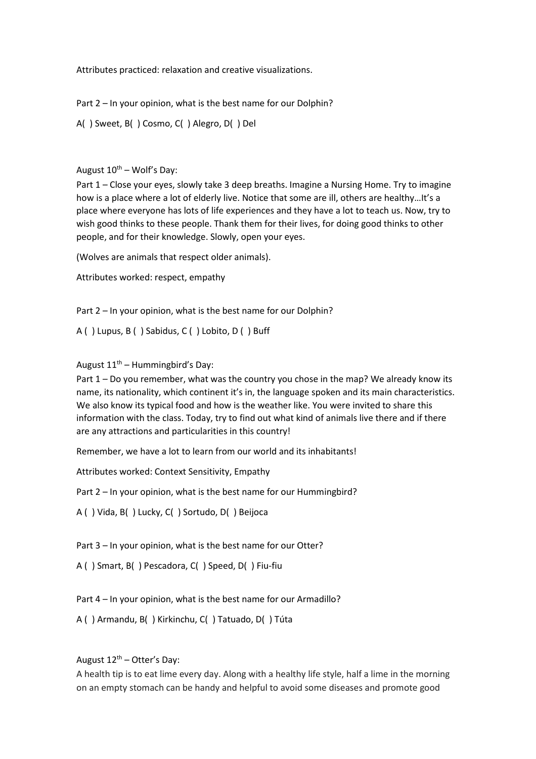Attributes practiced: relaxation and creative visualizations.

Part 2 – In your opinion, what is the best name for our Dolphin?

A( ) Sweet, B( ) Cosmo, C( ) Alegro, D( ) Del

August 10th – Wolf's Day:

Part 1 – Close your eyes, slowly take 3 deep breaths. Imagine a Nursing Home. Try to imagine how is a place where a lot of elderly live. Notice that some are ill, others are healthy…It's a place where everyone has lots of life experiences and they have a lot to teach us. Now, try to wish good thinks to these people. Thank them for their lives, for doing good thinks to other people, and for their knowledge. Slowly, open your eyes.

(Wolves are animals that respect older animals).

Attributes worked: respect, empathy

Part 2 – In your opinion, what is the best name for our Dolphin?

A ( ) Lupus, B ( ) Sabidus, C ( ) Lobito, D ( ) Buff

August 11th – Hummingbird's Day:

Part 1 – Do you remember, what was the country you chose in the map? We already know its name, its nationality, which continent it's in, the language spoken and its main characteristics. We also know its typical food and how is the weather like. You were invited to share this information with the class. Today, try to find out what kind of animals live there and if there are any attractions and particularities in this country!

Remember, we have a lot to learn from our world and its inhabitants!

Attributes worked: Context Sensitivity, Empathy

Part 2 – In your opinion, what is the best name for our Hummingbird?

A ( ) Vida, B( ) Lucky, C( ) Sortudo, D( ) Beijoca

Part 3 – In your opinion, what is the best name for our Otter?

A ( ) Smart, B( ) Pescadora, C( ) Speed, D( ) Fiu-fiu

Part 4 – In your opinion, what is the best name for our Armadillo?

A ( ) Armandu, B( ) Kirkinchu, C( ) Tatuado, D( ) Túta

August 12th – Otter's Day:

A health tip is to eat lime every day. Along with a healthy life style, half a lime in the morning on an empty stomach can be handy and helpful to avoid some diseases and promote good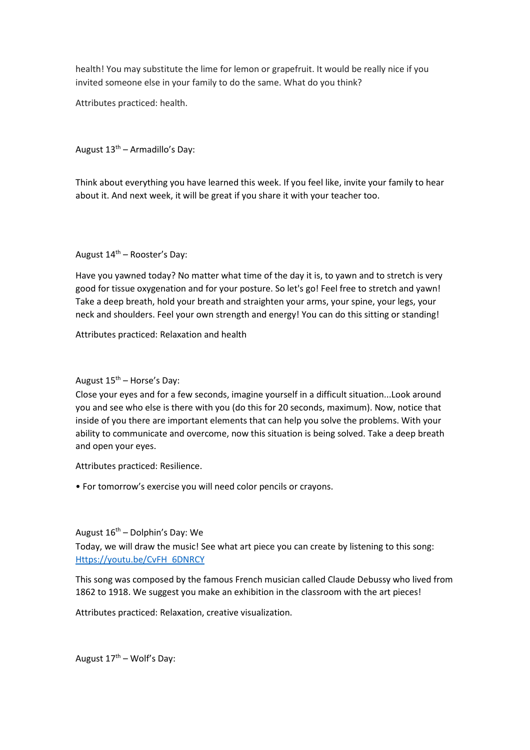health! You may substitute the lime for lemon or grapefruit. It would be really nice if you invited someone else in your family to do the same. What do you think?

Attributes practiced: health.

August 13th – Armadillo's Day:

Think about everything you have learned this week. If you feel like, invite your family to hear about it. And next week, it will be great if you share it with your teacher too.

August 14th – Rooster's Day:

Have you yawned today? No matter what time of the day it is, to yawn and to stretch is very good for tissue oxygenation and for your posture. So let's go! Feel free to stretch and yawn! Take a deep breath, hold your breath and straighten your arms, your spine, your legs, your neck and shoulders. Feel your own strength and energy! You can do this sitting or standing!

Attributes practiced: Relaxation and health

August 15th – Horse's Day:

Close your eyes and for a few seconds, imagine yourself in a difficult situation...Look around you and see who else is there with you (do this for 20 seconds, maximum). Now, notice that inside of you there are important elements that can help you solve the problems. With your ability to communicate and overcome, now this situation is being solved. Take a deep breath and open your eyes.

Attributes practiced: Resilience.

- For tomorrow's exercise you will need color pencils or crayons.

August 16th – Dolphin's Day: We

Today, we will draw the music! See what art piece you can create by listening to this song: [Https://youtu.be/CvFH_6DNRCY](Https://youtu.be/CvFH_6DNRCY)

This song was composed by the famous French musician called Claude Debussy who lived from 1862 to 1918. We suggest you make an exhibition in the classroom with the art pieces!

Attributes practiced: Relaxation, creative visualization.

August 17th – Wolf's Day: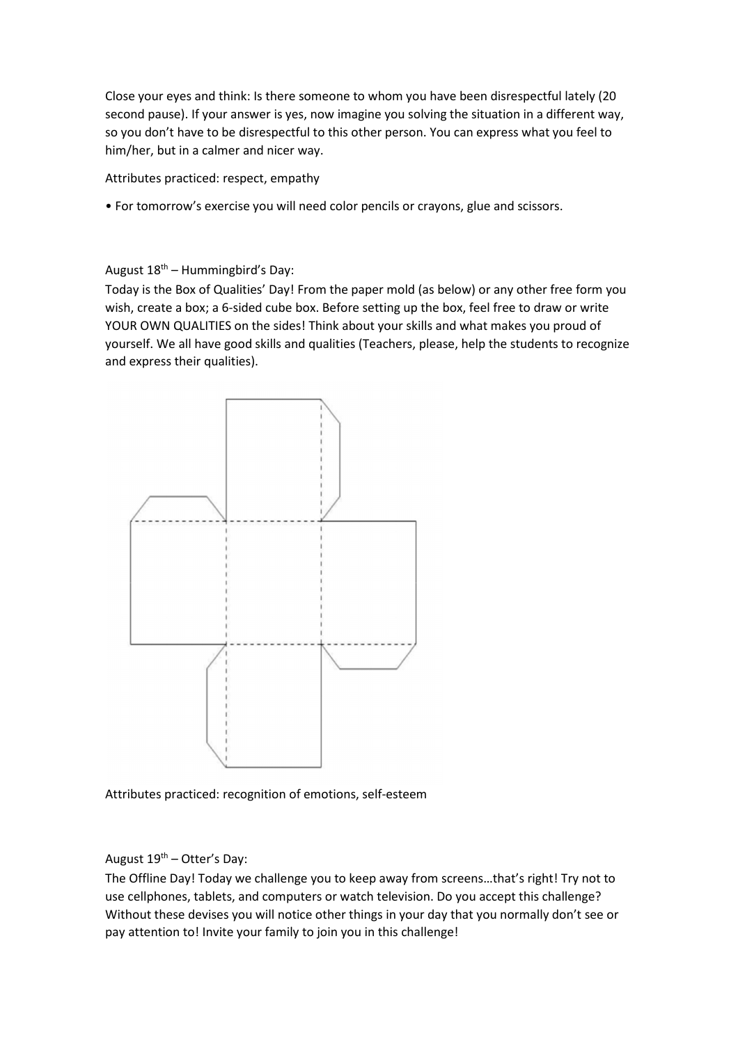Close your eyes and think: Is there someone to whom you have been disrespectful lately (20 second pause). If your answer is yes, now imagine you solving the situation in a different way, so you don't have to be disrespectful to this other person. You can express what you feel to him/her, but in a calmer and nicer way.

Attributes practiced: respect, empathy

• For tomorrow's exercise you will need color pencils or crayons, glue and scissors.

August 18th – Hummingbird's Day:

Today is the Box of Qualities' Day! From the paper mold (as below) or any other free form you wish, create a box; a 6-sided cube box. Before setting up the box, feel free to draw or write YOUR OWN QUALITIES on the sides! Think about your skills and what makes you proud of yourself. We all have good skills and qualities (Teachers, please, help the students to recognize and express their qualities).

Attributes practiced: recognition of emotions, self-esteem

August 19th – Otter's Day:

The Offline Day! Today we challenge you to keep away from screens…that's right! Try not to use cellphones, tablets, and computers or watch television. Do you accept this challenge? Without these devises you will notice other things in your day that you normally don't see or pay attention to! Invite your family to join you in this challenge!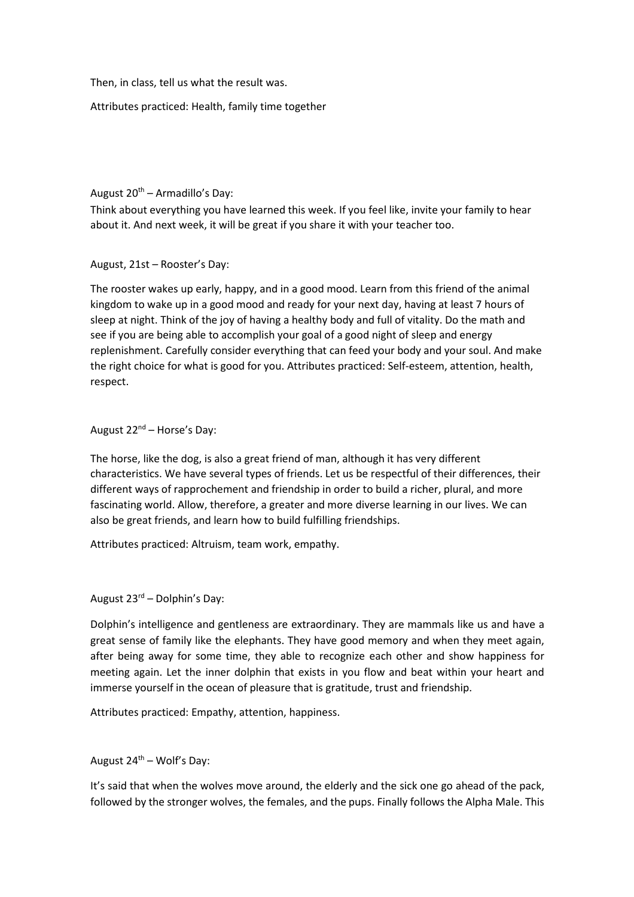Then, in class, tell us what the result was.

Attributes practiced: Health, family time together

August 20th – Armadillo's Day:

Think about everything you have learned this week. If you feel like, invite your family to hear about it. And next week, it will be great if you share it with your teacher too.

August, 21st – Rooster's Day:

The rooster wakes up early, happy, and in a good mood. Learn from this friend of the animal kingdom to wake up in a good mood and ready for your next day, having at least 7 hours of sleep at night. Think of the joy of having a healthy body and full of vitality. Do the math and see if you are being able to accomplish your goal of a good night of sleep and energy replenishment. Carefully consider everything that can feed your body and your soul. And make the right choice for what is good for you. Attributes practiced: Self-esteem, attention, health, respect.

August 22nd – Horse's Day:

The horse, like the dog, is also a great friend of man, although it has very different characteristics. We have several types of friends. Let us be respectful of their differences, their different ways of rapprochement and friendship in order to build a richer, plural, and more fascinating world. Allow, therefore, a greater and more diverse learning in our lives. We can also be great friends, and learn how to build fulfilling friendships.

Attributes practiced: Altruism, team work, empathy.

August 23rd – Dolphin's Day:

Dolphin's intelligence and gentleness are extraordinary. They are mammals like us and have a great sense of family like the elephants. They have good memory and when they meet again, after being away for some time, they able to recognize each other and show happiness for meeting again. Let the inner dolphin that exists in you flow and beat within your heart and immerse yourself in the ocean of pleasure that is gratitude, trust and friendship.

Attributes practiced: Empathy, attention, happiness.

August 24th – Wolf's Day:

It's said that when the wolves move around, the elderly and the sick one go ahead of the pack, followed by the stronger wolves, the females, and the pups. Finally follows the Alpha Male. This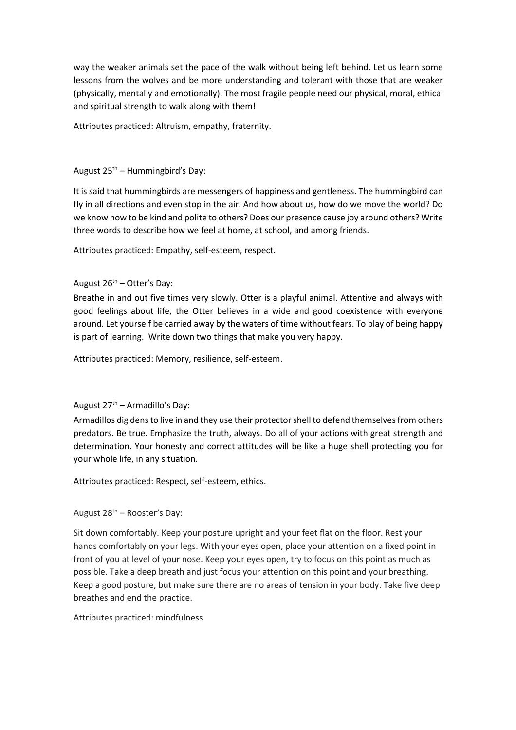way the weaker animals set the pace of the walk without being left behind. Let us learn some lessons from the wolves and be more understanding and tolerant with those that are weaker (physically, mentally and emotionally). The most fragile people need our physical, moral, ethical and spiritual strength to walk along with them!

Attributes practiced: Altruism, empathy, fraternity.

August 25th – Hummingbird's Day:

It is said that hummingbirds are messengers of happiness and gentleness. The hummingbird can fly in all directions and even stop in the air. And how about us, how do we move the world? Do we know how to be kind and polite to others? Does our presence cause joy around others? Write three words to describe how we feel at home, at school, and among friends.

Attributes practiced: Empathy, self-esteem, respect.

August 26th – Otter's Day:

Breathe in and out five times very slowly. Otter is a playful animal. Attentive and always with good feelings about life, the Otter believes in a wide and good coexistence with everyone around. Let yourself be carried away by the waters of time without fears. To play of being happy is part of learning. Write down two things that make you very happy.

Attributes practiced: Memory, resilience, self-esteem.

August 27th – Armadillo's Day:

Armadillos dig dens to live in and they use their protector shell to defend themselves from others predators. Be true. Emphasize the truth, always. Do all of your actions with great strength and determination. Your honesty and correct attitudes will be like a huge shell protecting you for your whole life, in any situation.

Attributes practiced: Respect, self-esteem, ethics.

August 28th – Rooster's Day:

Sit down comfortably. Keep your posture upright and your feet flat on the floor. Rest your hands comfortably on your legs. With your eyes open, place your attention on a fixed point in front of you at level of your nose. Keep your eyes open, try to focus on this point as much as possible. Take a deep breath and just focus your attention on this point and your breathing. Keep a good posture, but make sure there are no areas of tension in your body. Take five deep breathes and end the practice.

Attributes practiced: mindfulness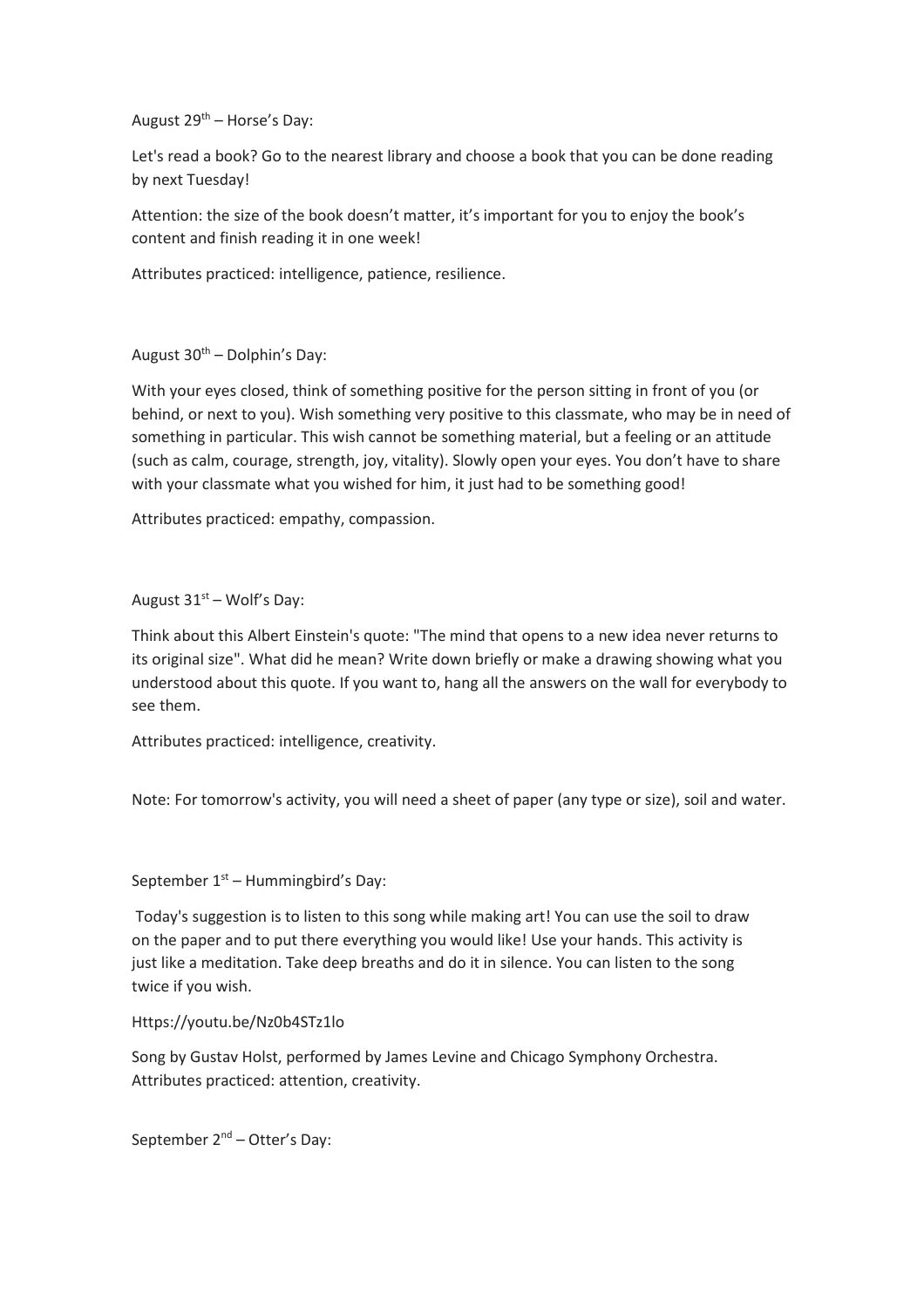August 29th – Horse's Day:

Let's read a book? Go to the nearest library and choose a book that you can be done reading by next Tuesday!

Attention: the size of the book doesn't matter, it's important for you to enjoy the book's content and finish reading it in one week!

Attributes practiced: intelligence, patience, resilience.

August 30th – Dolphin's Day:

With your eyes closed, think of something positive for the person sitting in front of you (or behind, or next to you). Wish something very positive to this classmate, who may be in need of something in particular. This wish cannot be something material, but a feeling or an attitude (such as calm, courage, strength, joy, vitality). Slowly open your eyes. You don't have to share with your classmate what you wished for him, it just had to be something good!

Attributes practiced: empathy, compassion.

August 31st – Wolf's Day:

Think about this Albert Einstein's quote: "The mind that opens to a new idea never returns to its original size". What did he mean? Write down briefly or make a drawing showing what you understood about this quote. If you want to, hang all the answers on the wall for everybody to see them.

Attributes practiced: intelligence, creativity.

Note: For tomorrow's activity, you will need a sheet of paper (any type or size), soil and water.

September 1st – Hummingbird's Day:

Today's suggestion is to listen to this song while making art! You can use the soil to draw on the paper and to put there everything you would like! Use your hands. This activity is just like a meditation. Take deep breaths and do it in silence. You can listen to the song twice if you wish.

Https://youtu.be/Nz0b4STz1lo

Song by Gustav Holst, performed by James Levine and Chicago Symphony Orchestra.
Attributes practiced: attention, creativity.

September 2nd – Otter's Day: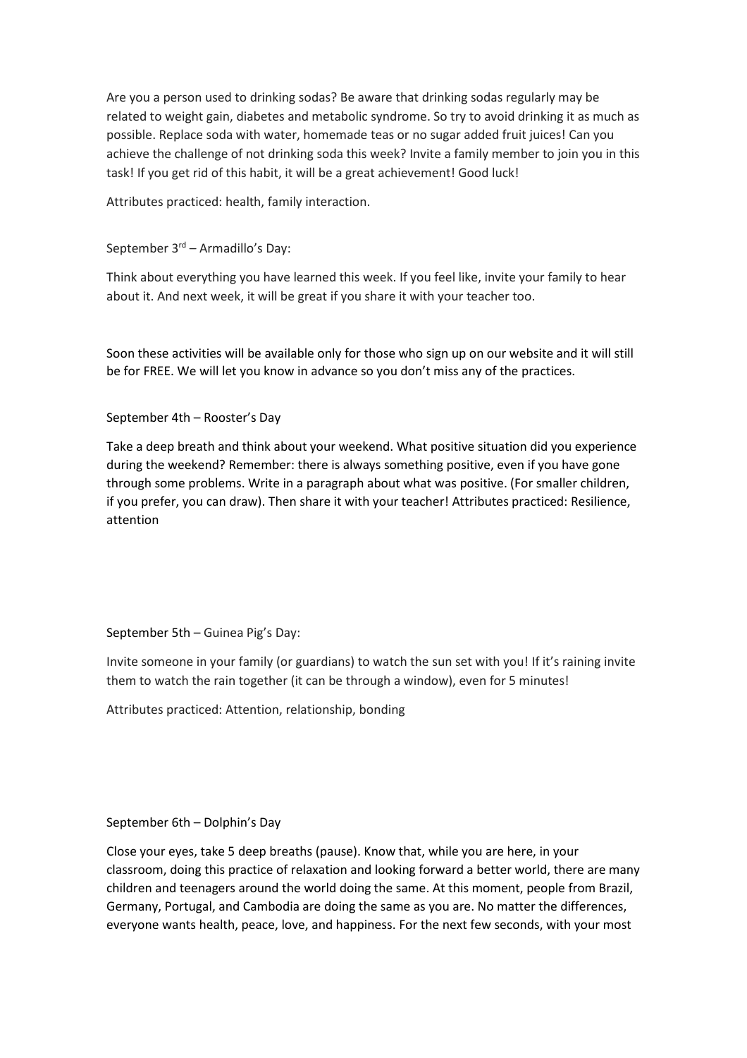Are you a person used to drinking sodas? Be aware that drinking sodas regularly may be related to weight gain, diabetes and metabolic syndrome. So try to avoid drinking it as much as possible. Replace soda with water, homemade teas or no sugar added fruit juices! Can you achieve the challenge of not drinking soda this week? Invite a family member to join you in this task! If you get rid of this habit, it will be a great achievement! Good luck!

Attributes practiced: health, family interaction.

September 3rd – Armadillo's Day:

Think about everything you have learned this week. If you feel like, invite your family to hear about it. And next week, it will be great if you share it with your teacher too.

Soon these activities will be available only for those who sign up on our website and it will still be for FREE. We will let you know in advance so you don't miss any of the practices.

September 4th – Rooster's Day

Take a deep breath and think about your weekend. What positive situation did you experience during the weekend? Remember: there is always something positive, even if you have gone through some problems. Write in a paragraph about what was positive. (For smaller children, if you prefer, you can draw). Then share it with your teacher! Attributes practiced: Resilience, attention

September 5th – Guinea Pig's Day:

Invite someone in your family (or guardians) to watch the sun set with you! If it's raining invite them to watch the rain together (it can be through a window), even for 5 minutes!

Attributes practiced: Attention, relationship, bonding

September 6th – Dolphin's Day

Close your eyes, take 5 deep breaths (pause). Know that, while you are here, in your classroom, doing this practice of relaxation and looking forward a better world, there are many children and teenagers around the world doing the same. At this moment, people from Brazil, Germany, Portugal, and Cambodia are doing the same as you are. No matter the differences, everyone wants health, peace, love, and happiness. For the next few seconds, with your most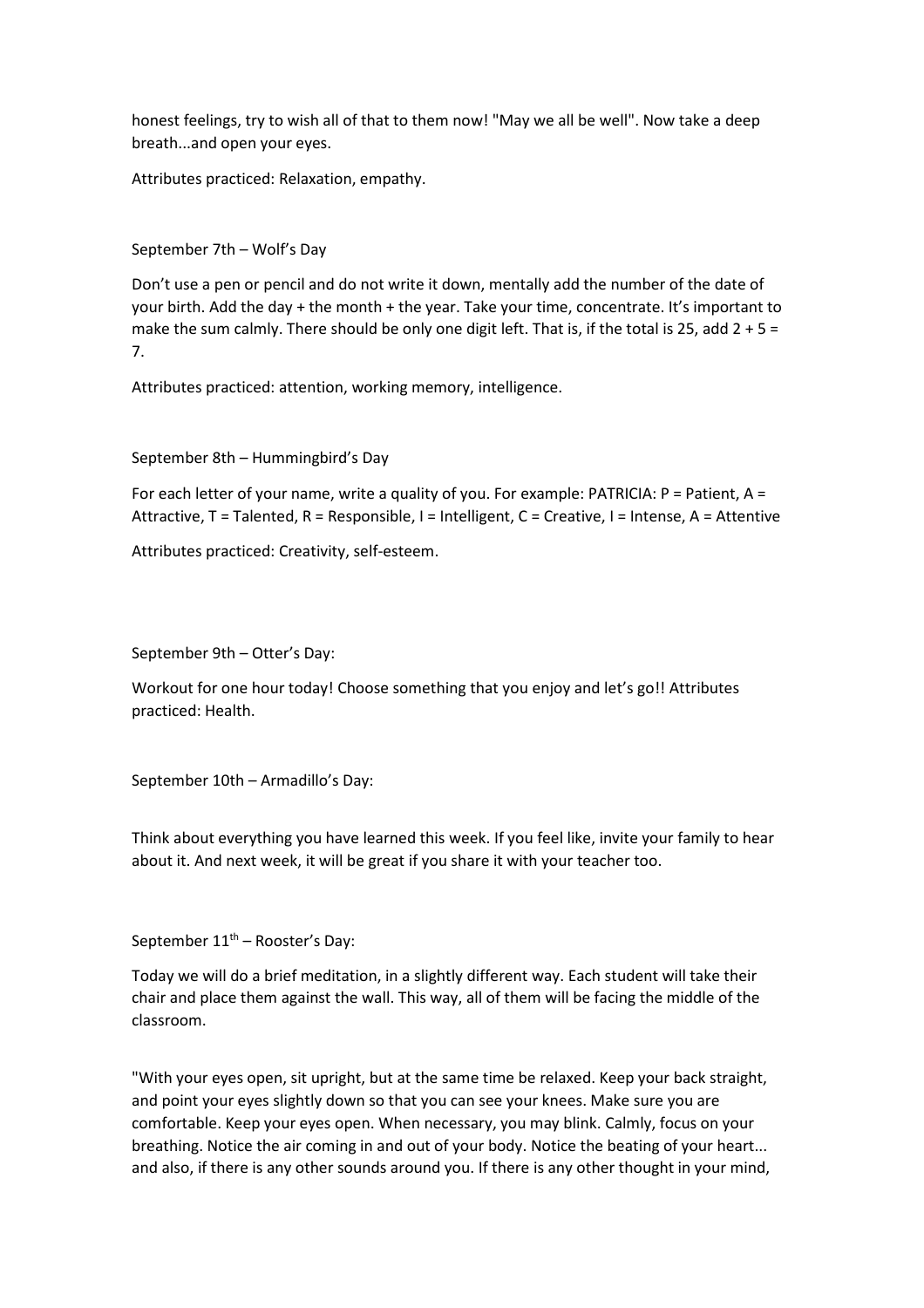honest feelings, try to wish all of that to them now! "May we all be well". Now take a deep breath...and open your eyes.

Attributes practiced: Relaxation, empathy.

September 7th – Wolf's Day

Don't use a pen or pencil and do not write it down, mentally add the number of the date of your birth. Add the day + the month + the year. Take your time, concentrate. It's important to make the sum calmly. There should be only one digit left. That is, if the total is 25, add 2 + 5 = 7.

Attributes practiced: attention, working memory, intelligence.

September 8th – Hummingbird's Day

For each letter of your name, write a quality of you. For example: PATRICIA: P = Patient, A = Attractive, T = Talented, R = Responsible, I = Intelligent, C = Creative, I = Intense, A = Attentive

Attributes practiced: Creativity, self-esteem.

September 9th – Otter's Day:

Workout for one hour today! Choose something that you enjoy and let's go!! Attributes practiced: Health.

September 10th – Armadillo's Day:

Think about everything you have learned this week. If you feel like, invite your family to hear about it. And next week, it will be great if you share it with your teacher too.

September 11th – Rooster's Day:

Today we will do a brief meditation, in a slightly different way. Each student will take their chair and place them against the wall. This way, all of them will be facing the middle of the classroom.

"With your eyes open, sit upright, but at the same time be relaxed. Keep your back straight, and point your eyes slightly down so that you can see your knees. Make sure you are comfortable. Keep your eyes open. When necessary, you may blink. Calmly, focus on your breathing. Notice the air coming in and out of your body. Notice the beating of your heart... and also, if there is any other sounds around you. If there is any other thought in your mind,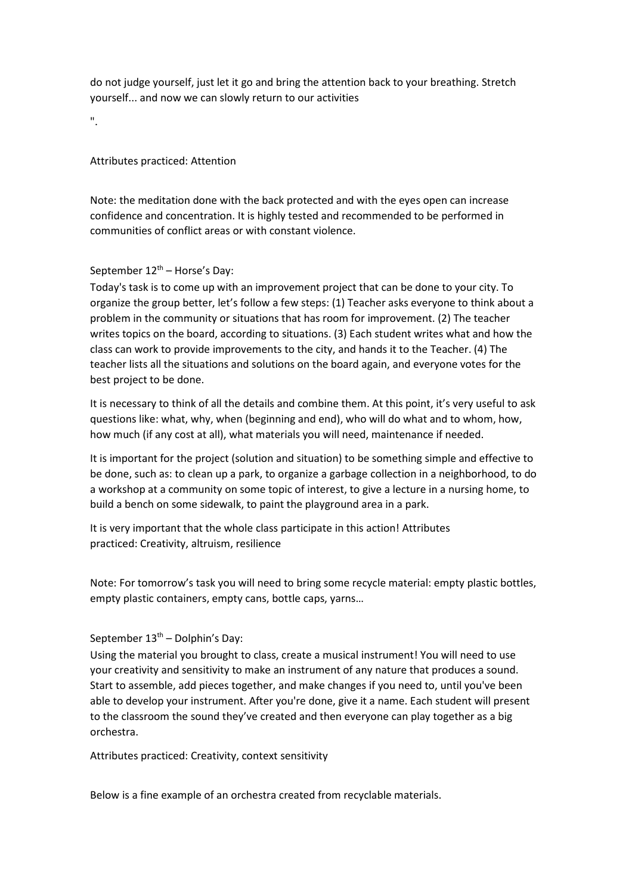do not judge yourself, just let it go and bring the attention back to your breathing. Stretch yourself... and now we can slowly return to our activities

".

Attributes practiced: Attention

Note: the meditation done with the back protected and with the eyes open can increase confidence and concentration. It is highly tested and recommended to be performed in communities of conflict areas or with constant violence.

September 12th – Horse's Day:

Today's task is to come up with an improvement project that can be done to your city. To organize the group better, let's follow a few steps: (1) Teacher asks everyone to think about a problem in the community or situations that has room for improvement. (2) The teacher writes topics on the board, according to situations. (3) Each student writes what and how the class can work to provide improvements to the city, and hands it to the Teacher. (4) The teacher lists all the situations and solutions on the board again, and everyone votes for the best project to be done.

It is necessary to think of all the details and combine them. At this point, it's very useful to ask questions like: what, why, when (beginning and end), who will do what and to whom, how, how much (if any cost at all), what materials you will need, maintenance if needed.

It is important for the project (solution and situation) to be something simple and effective to be done, such as: to clean up a park, to organize a garbage collection in a neighborhood, to do a workshop at a community on some topic of interest, to give a lecture in a nursing home, to build a bench on some sidewalk, to paint the playground area in a park.

It is very important that the whole class participate in this action! Attributes practiced: Creativity, altruism, resilience

Note: For tomorrow's task you will need to bring some recycle material: empty plastic bottles, empty plastic containers, empty cans, bottle caps, yarns…

September 13th – Dolphin's Day:

Using the material you brought to class, create a musical instrument! You will need to use your creativity and sensitivity to make an instrument of any nature that produces a sound. Start to assemble, add pieces together, and make changes if you need to, until you've been able to develop your instrument. After you're done, give it a name. Each student will present to the classroom the sound they've created and then everyone can play together as a big orchestra.

Attributes practiced: Creativity, context sensitivity

Below is a fine example of an orchestra created from recyclable materials.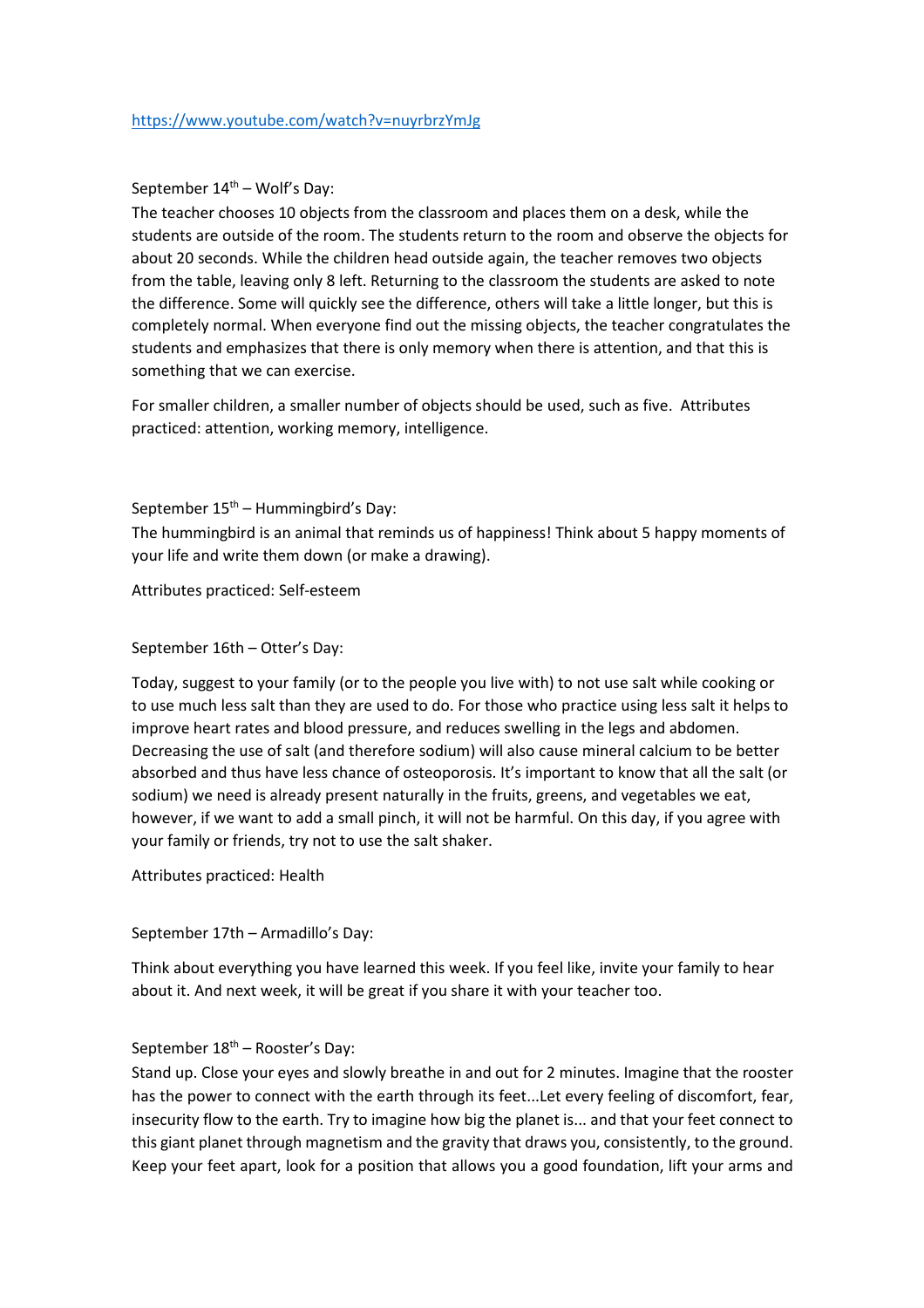https://www.youtube.com/watch?v=nuyrbrzYmJg

September 14th – Wolf's Day:

The teacher chooses 10 objects from the classroom and places them on a desk, while the students are outside of the room. The students return to the room and observe the objects for about 20 seconds. While the children head outside again, the teacher removes two objects from the table, leaving only 8 left. Returning to the classroom the students are asked to note the difference. Some will quickly see the difference, others will take a little longer, but this is completely normal. When everyone find out the missing objects, the teacher congratulates the students and emphasizes that there is only memory when there is attention, and that this is something that we can exercise.

For smaller children, a smaller number of objects should be used, such as five. Attributes practiced: attention, working memory, intelligence.

September 15th – Hummingbird's Day:

The hummingbird is an animal that reminds us of happiness! Think about 5 happy moments of your life and write them down (or make a drawing).

Attributes practiced: Self-esteem

September 16th – Otter's Day:

Today, suggest to your family (or to the people you live with) to not use salt while cooking or to use much less salt than they are used to do. For those who practice using less salt it helps to improve heart rates and blood pressure, and reduces swelling in the legs and abdomen. Decreasing the use of salt (and therefore sodium) will also cause mineral calcium to be better absorbed and thus have less chance of osteoporosis. It's important to know that all the salt (or sodium) we need is already present naturally in the fruits, greens, and vegetables we eat, however, if we want to add a small pinch, it will not be harmful. On this day, if you agree with your family or friends, try not to use the salt shaker.

Attributes practiced: Health

September 17th – Armadillo's Day:

Think about everything you have learned this week. If you feel like, invite your family to hear about it. And next week, it will be great if you share it with your teacher too.

September 18th – Rooster's Day:

Stand up. Close your eyes and slowly breathe in and out for 2 minutes. Imagine that the rooster has the power to connect with the earth through its feet...Let every feeling of discomfort, fear, insecurity flow to the earth. Try to imagine how big the planet is... and that your feet connect to this giant planet through magnetism and the gravity that draws you, consistently, to the ground. Keep your feet apart, look for a position that allows you a good foundation, lift your arms and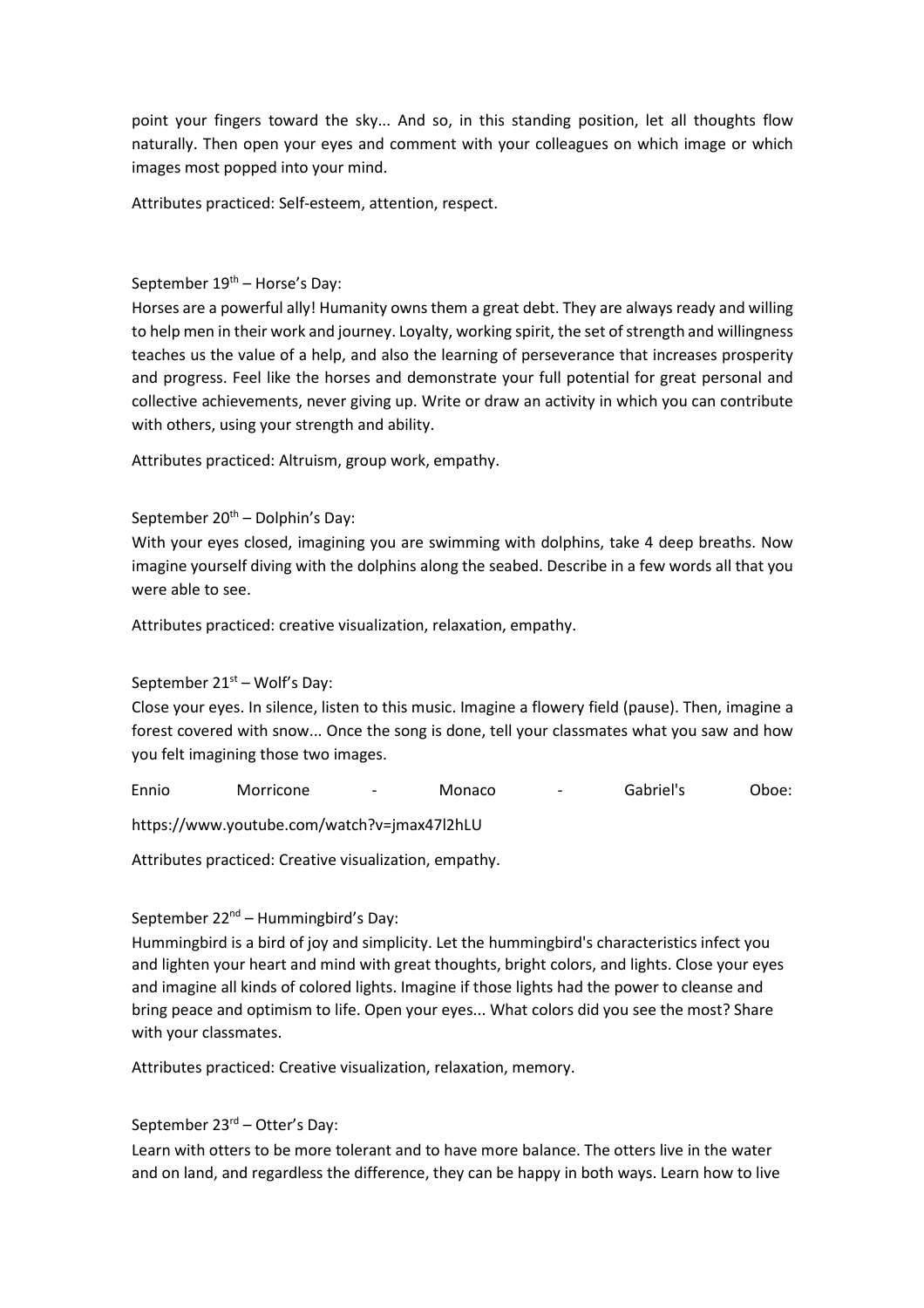point your fingers toward the sky... And so, in this standing position, let all thoughts flow naturally. Then open your eyes and comment with your colleagues on which image or which images most popped into your mind.

Attributes practiced: Self-esteem, attention, respect.

September 19th – Horse's Day:

Horses are a powerful ally! Humanity owns them a great debt. They are always ready and willing to help men in their work and journey. Loyalty, working spirit, the set of strength and willingness teaches us the value of a help, and also the learning of perseverance that increases prosperity and progress. Feel like the horses and demonstrate your full potential for great personal and collective achievements, never giving up. Write or draw an activity in which you can contribute with others, using your strength and ability.

Attributes practiced: Altruism, group work, empathy.

September 20th – Dolphin's Day:

With your eyes closed, imagining you are swimming with dolphins, take 4 deep breaths. Now imagine yourself diving with the dolphins along the seabed. Describe in a few words all that you were able to see.

Attributes practiced: creative visualization, relaxation, empathy.

September 21st – Wolf's Day:

Close your eyes. In silence, listen to this music. Imagine a flowery field (pause). Then, imagine a forest covered with snow... Once the song is done, tell your classmates what you saw and how you felt imagining those two images.

Ennio Morricone - Monaco - Gabriel's Oboe:

https://www.youtube.com/watch?v=jmax47l2hLU

Attributes practiced: Creative visualization, empathy.

September 22nd – Hummingbird's Day:

Hummingbird is a bird of joy and simplicity. Let the hummingbird's characteristics infect you and lighten your heart and mind with great thoughts, bright colors, and lights. Close your eyes and imagine all kinds of colored lights. Imagine if those lights had the power to cleanse and bring peace and optimism to life. Open your eyes... What colors did you see the most? Share with your classmates.

Attributes practiced: Creative visualization, relaxation, memory.

September 23rd – Otter's Day:

Learn with otters to be more tolerant and to have more balance. The otters live in the water and on land, and regardless the difference, they can be happy in both ways. Learn how to live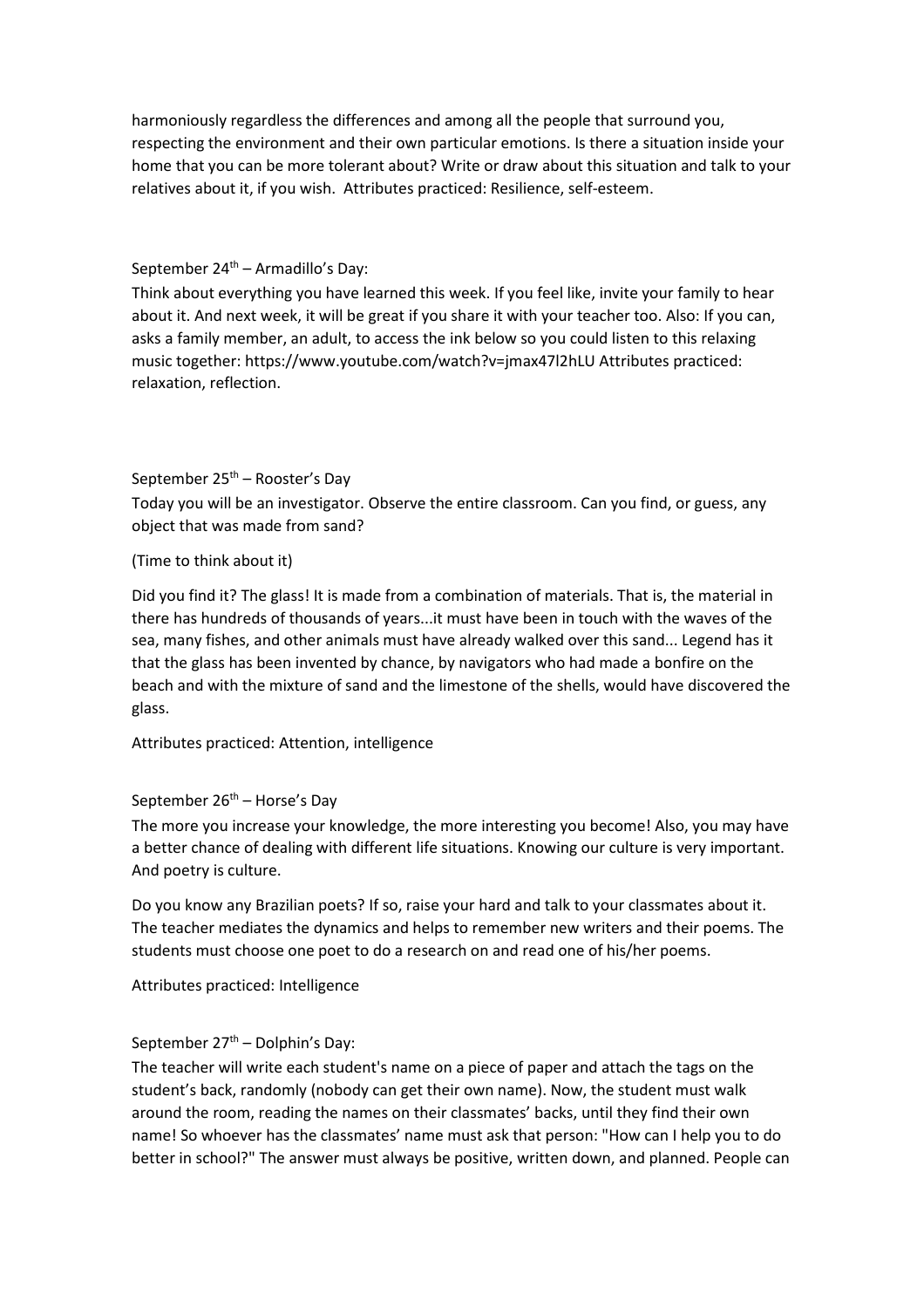harmoniously regardless the differences and among all the people that surround you, respecting the environment and their own particular emotions. Is there a situation inside your home that you can be more tolerant about? Write or draw about this situation and talk to your relatives about it, if you wish. Attributes practiced: Resilience, self-esteem.

September 24th – Armadillo's Day:

Think about everything you have learned this week. If you feel like, invite your family to hear about it. And next week, it will be great if you share it with your teacher too. Also: If you can, asks a family member, an adult, to access the ink below so you could listen to this relaxing music together: https://www.youtube.com/watch?v=jmax47l2hLU Attributes practiced: relaxation, reflection.

September 25th – Rooster's Day

Today you will be an investigator. Observe the entire classroom. Can you find, or guess, any object that was made from sand?

(Time to think about it)

Did you find it? The glass! It is made from a combination of materials. That is, the material in there has hundreds of thousands of years...it must have been in touch with the waves of the sea, many fishes, and other animals must have already walked over this sand... Legend has it that the glass has been invented by chance, by navigators who had made a bonfire on the beach and with the mixture of sand and the limestone of the shells, would have discovered the glass.

Attributes practiced: Attention, intelligence

September 26th – Horse's Day

The more you increase your knowledge, the more interesting you become! Also, you may have a better chance of dealing with different life situations. Knowing our culture is very important. And poetry is culture.

Do you know any Brazilian poets? If so, raise your hard and talk to your classmates about it. The teacher mediates the dynamics and helps to remember new writers and their poems. The students must choose one poet to do a research on and read one of his/her poems.

Attributes practiced: Intelligence

September 27th – Dolphin's Day:

The teacher will write each student's name on a piece of paper and attach the tags on the student's back, randomly (nobody can get their own name). Now, the student must walk around the room, reading the names on their classmates' backs, until they find their own name! So whoever has the classmates' name must ask that person: "How can I help you to do better in school?" The answer must always be positive, written down, and planned. People can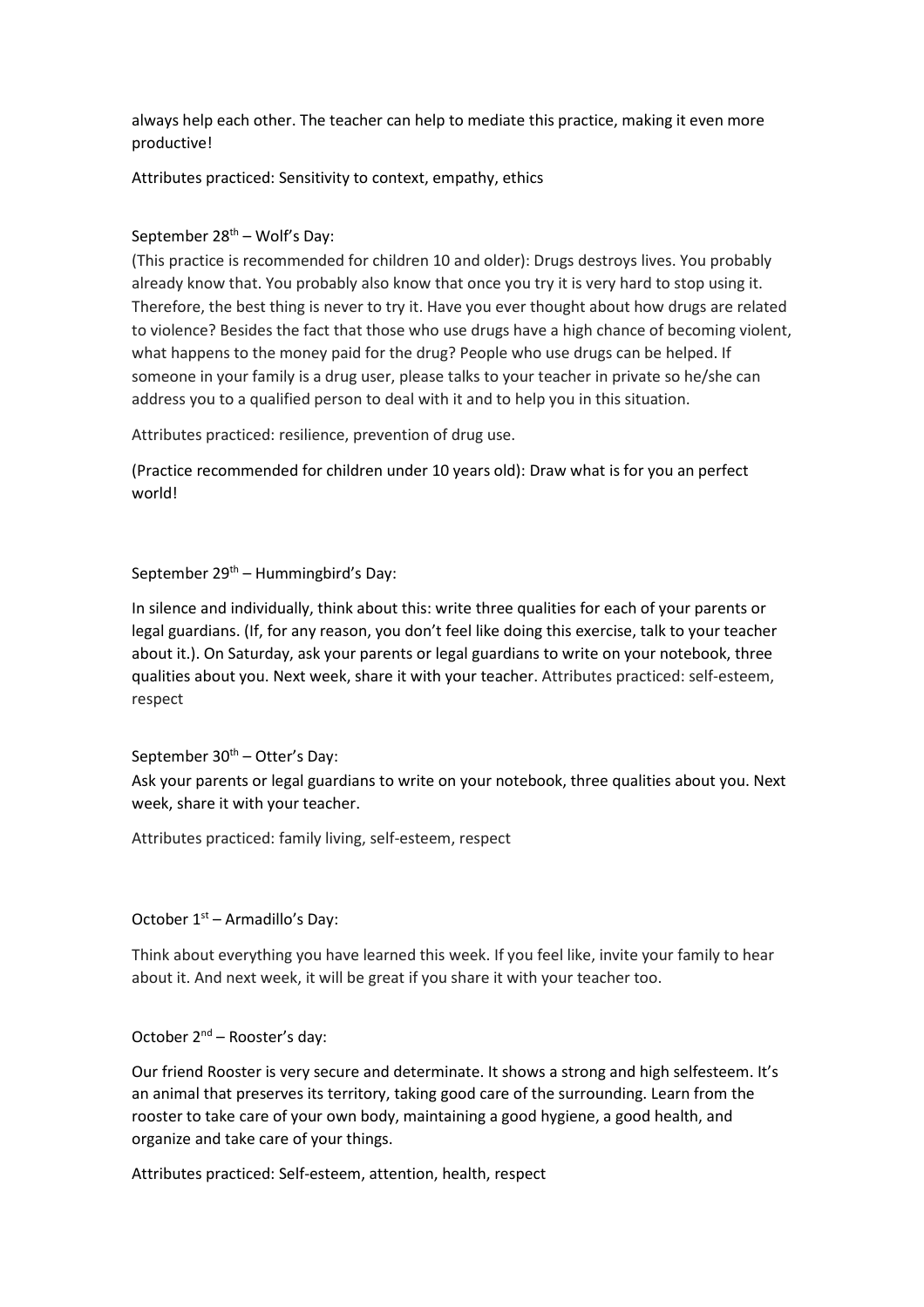always help each other. The teacher can help to mediate this practice, making it even more productive!

Attributes practiced: Sensitivity to context, empathy, ethics

September 28th – Wolf's Day:

(This practice is recommended for children 10 and older): Drugs destroys lives. You probably already know that. You probably also know that once you try it is very hard to stop using it. Therefore, the best thing is never to try it. Have you ever thought about how drugs are related to violence? Besides the fact that those who use drugs have a high chance of becoming violent, what happens to the money paid for the drug? People who use drugs can be helped. If someone in your family is a drug user, please talks to your teacher in private so he/she can address you to a qualified person to deal with it and to help you in this situation.

Attributes practiced: resilience, prevention of drug use.

(Practice recommended for children under 10 years old): Draw what is for you an perfect world!

September 29th – Hummingbird's Day:

In silence and individually, think about this: write three qualities for each of your parents or legal guardians. (If, for any reason, you don't feel like doing this exercise, talk to your teacher about it.). On Saturday, ask your parents or legal guardians to write on your notebook, three qualities about you. Next week, share it with your teacher. Attributes practiced: self-esteem, respect

September 30th – Otter's Day:

Ask your parents or legal guardians to write on your notebook, three qualities about you. Next week, share it with your teacher.

Attributes practiced: family living, self-esteem, respect

October 1st – Armadillo's Day:

Think about everything you have learned this week. If you feel like, invite your family to hear about it. And next week, it will be great if you share it with your teacher too.

October 2nd – Rooster's day:

Our friend Rooster is very secure and determinate. It shows a strong and high selfesteem. It's an animal that preserves its territory, taking good care of the surrounding. Learn from the rooster to take care of your own body, maintaining a good hygiene, a good health, and organize and take care of your things.

Attributes practiced: Self-esteem, attention, health, respect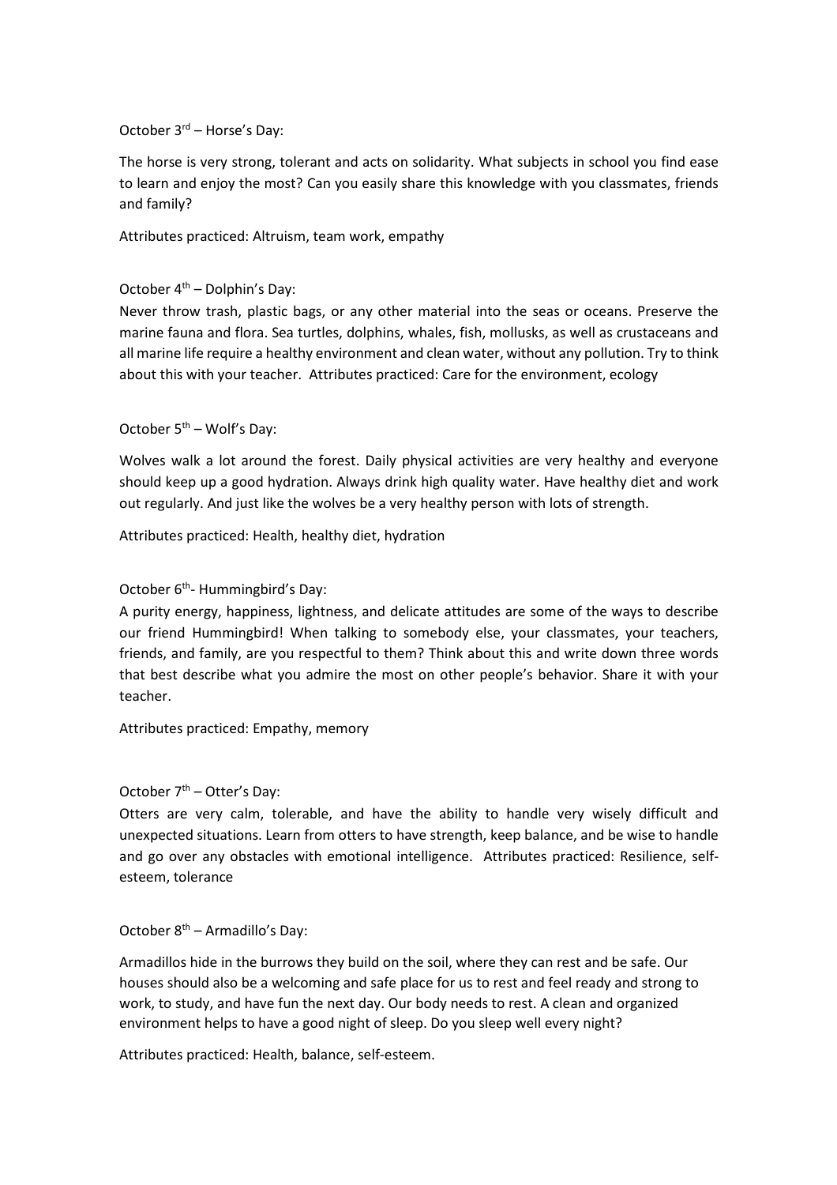October 3rd – Horse's Day:

The horse is very strong, tolerant and acts on solidarity. What subjects in school you find ease to learn and enjoy the most? Can you easily share this knowledge with you classmates, friends and family?

Attributes practiced: Altruism, team work, empathy

October 4th – Dolphin's Day:
Never throw trash, plastic bags, or any other material into the seas or oceans. Preserve the marine fauna and flora. Sea turtles, dolphins, whales, fish, mollusks, as well as crustaceans and all marine life require a healthy environment and clean water, without any pollution. Try to think about this with your teacher. Attributes practiced: Care for the environment, ecology

October 5th – Wolf's Day:

Wolves walk a lot around the forest. Daily physical activities are very healthy and everyone should keep up a good hydration. Always drink high quality water. Have healthy diet and work out regularly. And just like the wolves be a very healthy person with lots of strength.

Attributes practiced: Health, healthy diet, hydration

October 6th- Hummingbird's Day:
A purity energy, happiness, lightness, and delicate attitudes are some of the ways to describe our friend Hummingbird! When talking to somebody else, your classmates, your teachers, friends, and family, are you respectful to them? Think about this and write down three words that best describe what you admire the most on other people's behavior. Share it with your teacher.

Attributes practiced: Empathy, memory

October 7th – Otter's Day:
Otters are very calm, tolerable, and have the ability to handle very wisely difficult and unexpected situations. Learn from otters to have strength, keep balance, and be wise to handle and go over any obstacles with emotional intelligence. Attributes practiced: Resilience, self-esteem, tolerance

October 8th – Armadillo's Day:

Armadillos hide in the burrows they build on the soil, where they can rest and be safe. Our houses should also be a welcoming and safe place for us to rest and feel ready and strong to work, to study, and have fun the next day. Our body needs to rest. A clean and organized environment helps to have a good night of sleep. Do you sleep well every night?

Attributes practiced: Health, balance, self-esteem.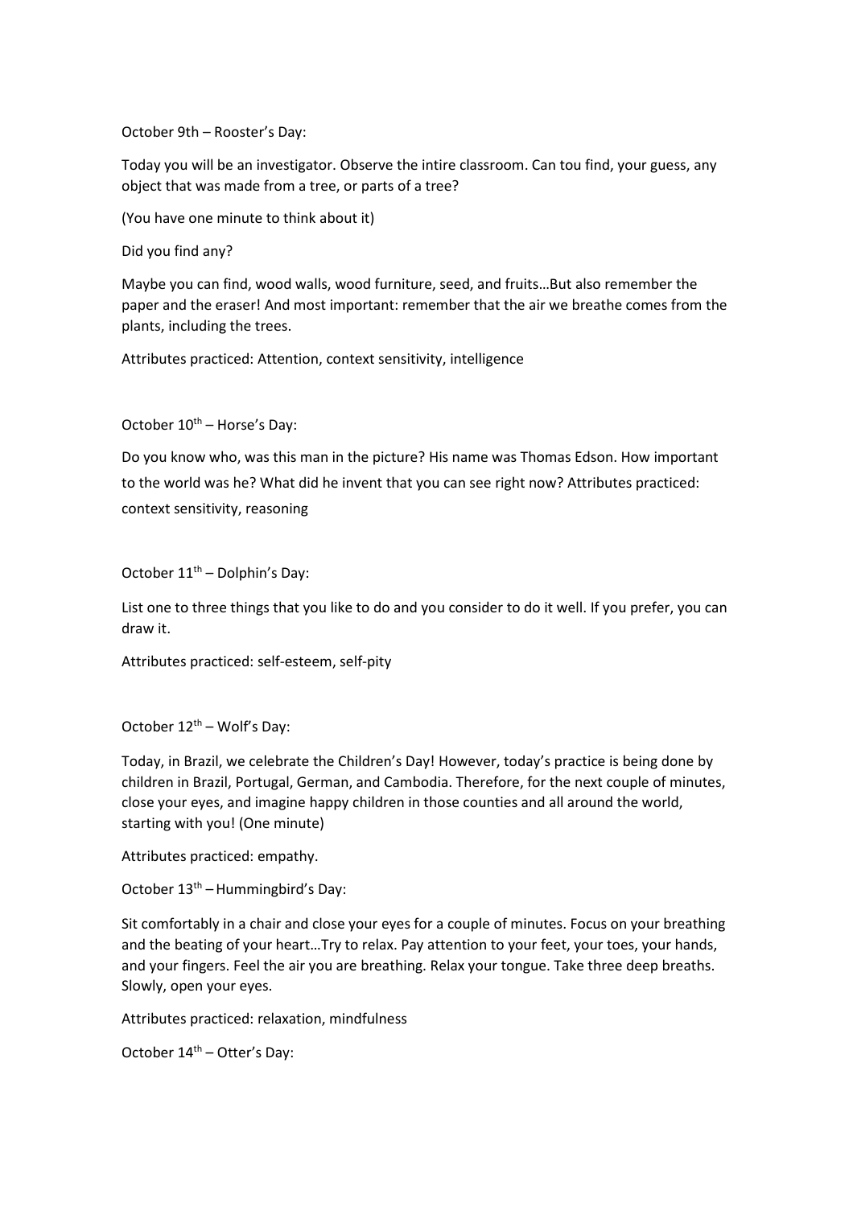October 9th – Rooster's Day:

Today you will be an investigator. Observe the intire classroom. Can tou find, your guess, any object that was made from a tree, or parts of a tree?

(You have one minute to think about it)

Did you find any?

Maybe you can find, wood walls, wood furniture, seed, and fruits…But also remember the paper and the eraser! And most important: remember that the air we breathe comes from the plants, including the trees.

Attributes practiced: Attention, context sensitivity, intelligence

October 10th – Horse's Day:

Do you know who, was this man in the picture? His name was Thomas Edson. How important to the world was he? What did he invent that you can see right now? Attributes practiced: context sensitivity, reasoning

October 11th – Dolphin's Day:

List one to three things that you like to do and you consider to do it well. If you prefer, you can draw it.

Attributes practiced: self-esteem, self-pity

October 12th – Wolf's Day:

Today, in Brazil, we celebrate the Children's Day! However, today's practice is being done by children in Brazil, Portugal, German, and Cambodia. Therefore, for the next couple of minutes, close your eyes, and imagine happy children in those counties and all around the world, starting with you! (One minute)

Attributes practiced: empathy.

October 13th – Hummingbird's Day:

Sit comfortably in a chair and close your eyes for a couple of minutes. Focus on your breathing and the beating of your heart…Try to relax. Pay attention to your feet, your toes, your hands, and your fingers. Feel the air you are breathing. Relax your tongue. Take three deep breaths. Slowly, open your eyes.

Attributes practiced: relaxation, mindfulness

October 14th – Otter's Day: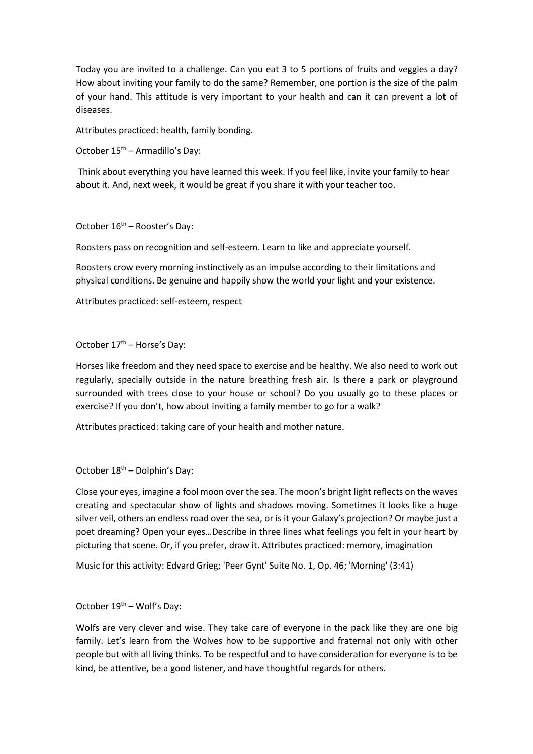Today you are invited to a challenge. Can you eat 3 to 5 portions of fruits and veggies a day? How about inviting your family to do the same? Remember, one portion is the size of the palm of your hand. This attitude is very important to your health and can it can prevent a lot of diseases.

Attributes practiced: health, family bonding.

October 15th – Armadillo's Day:

Think about everything you have learned this week. If you feel like, invite your family to hear about it. And, next week, it would be great if you share it with your teacher too.

October 16th – Rooster's Day:

Roosters pass on recognition and self-esteem. Learn to like and appreciate yourself.

Roosters crow every morning instinctively as an impulse according to their limitations and physical conditions. Be genuine and happily show the world your light and your existence.

Attributes practiced: self-esteem, respect

October 17th – Horse's Day:

Horses like freedom and they need space to exercise and be healthy. We also need to work out regularly, specially outside in the nature breathing fresh air. Is there a park or playground surrounded with trees close to your house or school? Do you usually go to these places or exercise? If you don't, how about inviting a family member to go for a walk?

Attributes practiced: taking care of your health and mother nature.

October 18th – Dolphin's Day:

Close your eyes, imagine a fool moon over the sea. The moon's bright light reflects on the waves creating and spectacular show of lights and shadows moving. Sometimes it looks like a huge silver veil, others an endless road over the sea, or is it your Galaxy's projection? Or maybe just a poet dreaming? Open your eyes…Describe in three lines what feelings you felt in your heart by picturing that scene. Or, if you prefer, draw it. Attributes practiced: memory, imagination

Music for this activity: Edvard Grieg; 'Peer Gynt' Suite No. 1, Op. 46; 'Morning' (3:41)

October 19th – Wolf's Day:

Wolfs are very clever and wise. They take care of everyone in the pack like they are one big family. Let's learn from the Wolves how to be supportive and fraternal not only with other people but with all living thinks. To be respectful and to have consideration for everyone is to be kind, be attentive, be a good listener, and have thoughtful regards for others.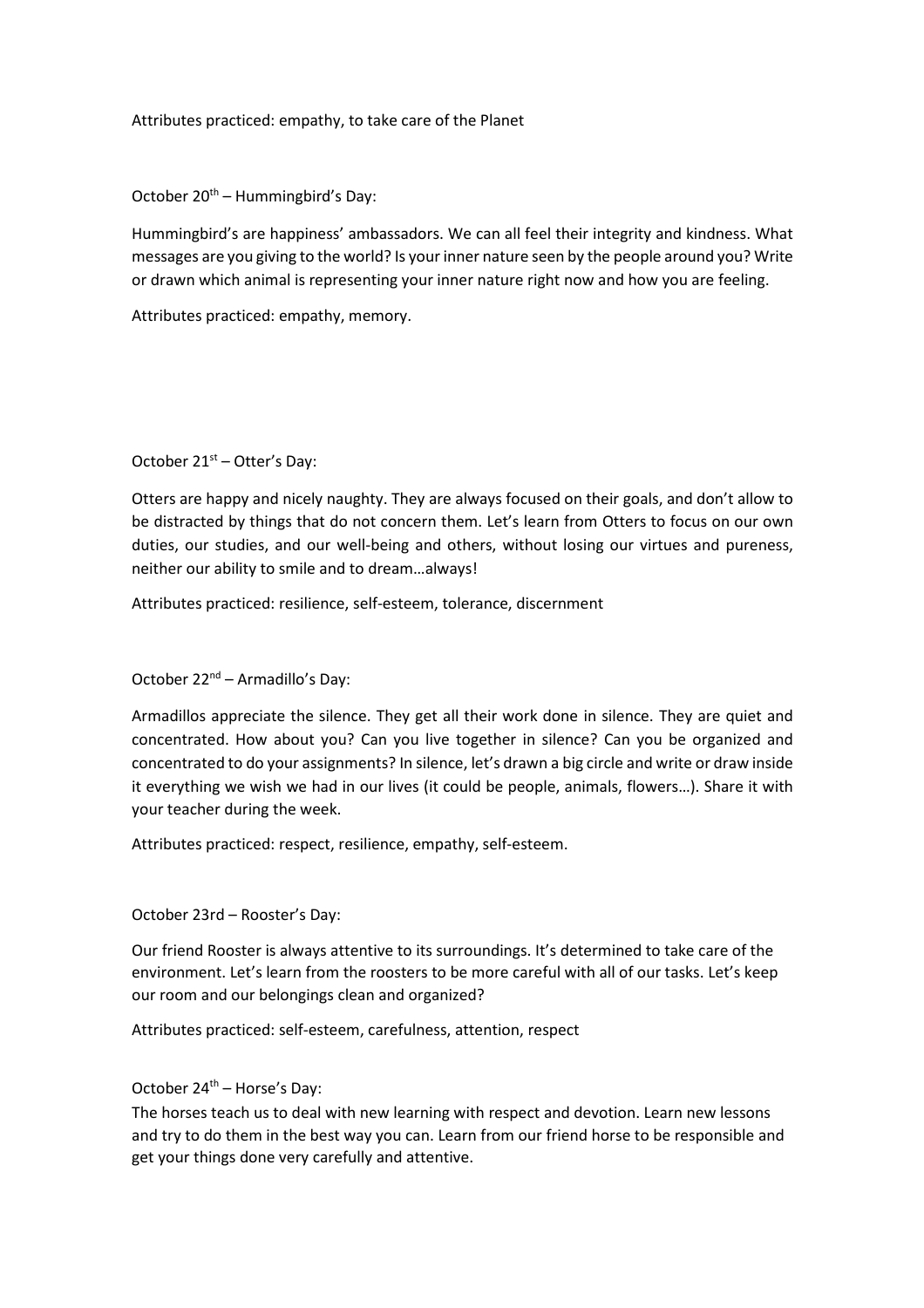Attributes practiced: empathy, to take care of the Planet

October 20th – Hummingbird's Day:

Hummingbird's are happiness' ambassadors. We can all feel their integrity and kindness. What messages are you giving to the world? Is your inner nature seen by the people around you? Write or drawn which animal is representing your inner nature right now and how you are feeling.

Attributes practiced: empathy, memory.

October 21st – Otter's Day:

Otters are happy and nicely naughty. They are always focused on their goals, and don't allow to be distracted by things that do not concern them. Let's learn from Otters to focus on our own duties, our studies, and our well-being and others, without losing our virtues and pureness, neither our ability to smile and to dream…always!

Attributes practiced: resilience, self-esteem, tolerance, discernment

October 22nd – Armadillo's Day:

Armadillos appreciate the silence. They get all their work done in silence. They are quiet and concentrated. How about you? Can you live together in silence? Can you be organized and concentrated to do your assignments? In silence, let's drawn a big circle and write or draw inside it everything we wish we had in our lives (it could be people, animals, flowers…). Share it with your teacher during the week.

Attributes practiced: respect, resilience, empathy, self-esteem.

October 23rd – Rooster's Day:

Our friend Rooster is always attentive to its surroundings. It's determined to take care of the environment. Let's learn from the roosters to be more careful with all of our tasks. Let's keep our room and our belongings clean and organized?

Attributes practiced: self-esteem, carefulness, attention, respect

October 24th – Horse's Day:

The horses teach us to deal with new learning with respect and devotion. Learn new lessons and try to do them in the best way you can. Learn from our friend horse to be responsible and get your things done very carefully and attentive.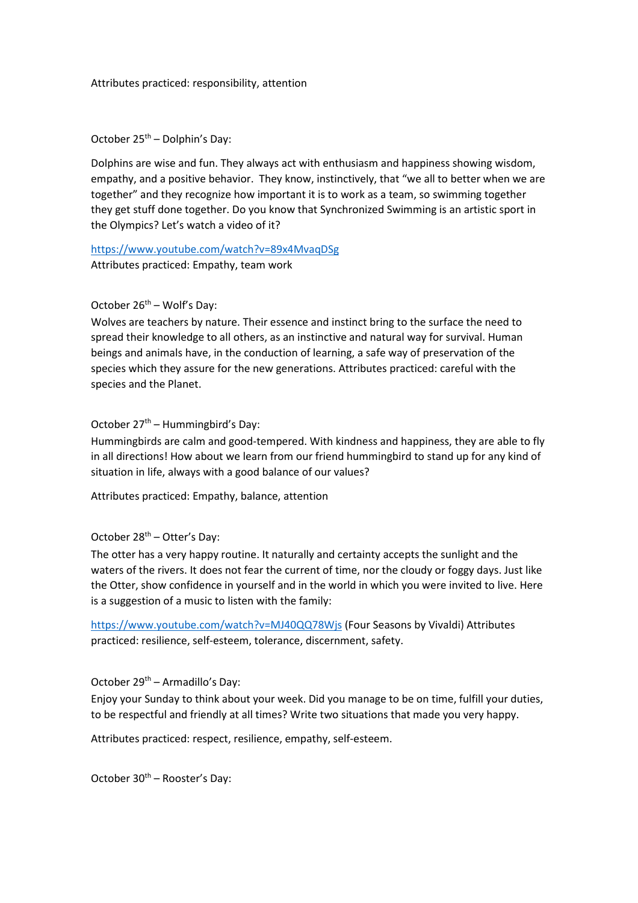Attributes practiced: responsibility, attention

October 25th – Dolphin's Day:

Dolphins are wise and fun. They always act with enthusiasm and happiness showing wisdom, empathy, and a positive behavior. They know, instinctively, that "we all to better when we are together" and they recognize how important it is to work as a team, so swimming together they get stuff done together. Do you know that Synchronized Swimming is an artistic sport in the Olympics? Let's watch a video of it?

https://www.youtube.com/watch?v=89x4MvaqDSg
Attributes practiced: Empathy, team work

October 26th – Wolf's Day:
Wolves are teachers by nature. Their essence and instinct bring to the surface the need to spread their knowledge to all others, as an instinctive and natural way for survival. Human beings and animals have, in the conduction of learning, a safe way of preservation of the species which they assure for the new generations. Attributes practiced: careful with the species and the Planet.

October 27th – Hummingbird's Day:
Hummingbirds are calm and good-tempered. With kindness and happiness, they are able to fly in all directions! How about we learn from our friend hummingbird to stand up for any kind of situation in life, always with a good balance of our values?

Attributes practiced: Empathy, balance, attention

October 28th – Otter's Day:
The otter has a very happy routine. It naturally and certainty accepts the sunlight and the waters of the rivers. It does not fear the current of time, nor the cloudy or foggy days. Just like the Otter, show confidence in yourself and in the world in which you were invited to live. Here is a suggestion of a music to listen with the family:

https://www.youtube.com/watch?v=MJ40QQ78Wjs (Four Seasons by Vivaldi) Attributes practiced: resilience, self-esteem, tolerance, discernment, safety.

October 29th – Armadillo's Day:
Enjoy your Sunday to think about your week. Did you manage to be on time, fulfill your duties, to be respectful and friendly at all times? Write two situations that made you very happy.

Attributes practiced: respect, resilience, empathy, self-esteem.

October 30th – Rooster's Day: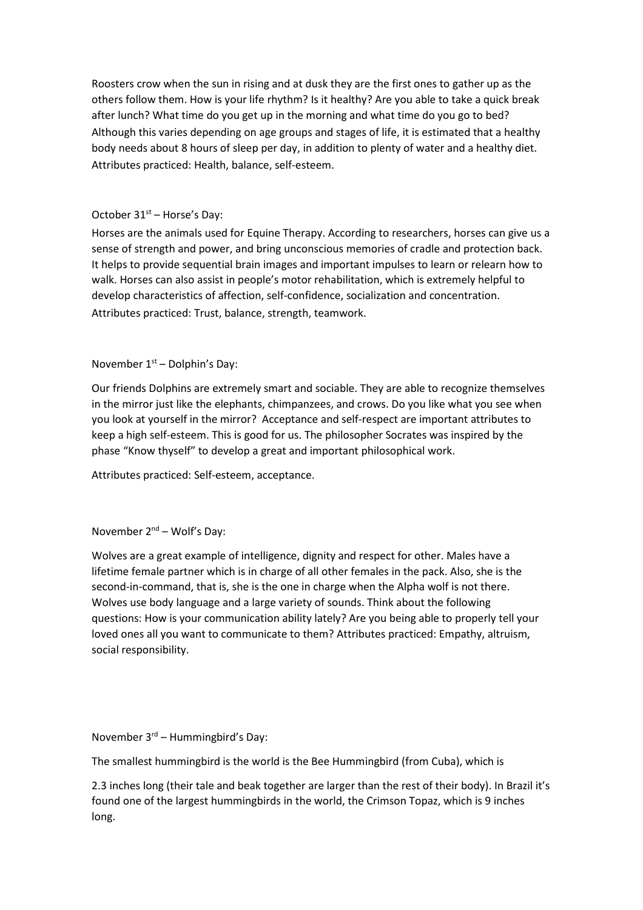Roosters crow when the sun in rising and at dusk they are the first ones to gather up as the others follow them. How is your life rhythm? Is it healthy? Are you able to take a quick break after lunch? What time do you get up in the morning and what time do you go to bed? Although this varies depending on age groups and stages of life, it is estimated that a healthy body needs about 8 hours of sleep per day, in addition to plenty of water and a healthy diet. Attributes practiced: Health, balance, self-esteem.

October 31st – Horse's Day:

Horses are the animals used for Equine Therapy. According to researchers, horses can give us a sense of strength and power, and bring unconscious memories of cradle and protection back. It helps to provide sequential brain images and important impulses to learn or relearn how to walk. Horses can also assist in people's motor rehabilitation, which is extremely helpful to develop characteristics of affection, self-confidence, socialization and concentration. Attributes practiced: Trust, balance, strength, teamwork.

November 1st – Dolphin's Day:

Our friends Dolphins are extremely smart and sociable. They are able to recognize themselves in the mirror just like the elephants, chimpanzees, and crows. Do you like what you see when you look at yourself in the mirror? Acceptance and self-respect are important attributes to keep a high self-esteem. This is good for us. The philosopher Socrates was inspired by the phase "Know thyself" to develop a great and important philosophical work.

Attributes practiced: Self-esteem, acceptance.

November 2nd – Wolf's Day:

Wolves are a great example of intelligence, dignity and respect for other. Males have a lifetime female partner which is in charge of all other females in the pack. Also, she is the second-in-command, that is, she is the one in charge when the Alpha wolf is not there. Wolves use body language and a large variety of sounds. Think about the following questions: How is your communication ability lately? Are you being able to properly tell your loved ones all you want to communicate to them? Attributes practiced: Empathy, altruism, social responsibility.

November 3rd – Hummingbird's Day:

The smallest hummingbird is the world is the Bee Hummingbird (from Cuba), which is

2.3 inches long (their tale and beak together are larger than the rest of their body). In Brazil it's found one of the largest hummingbirds in the world, the Crimson Topaz, which is 9 inches long.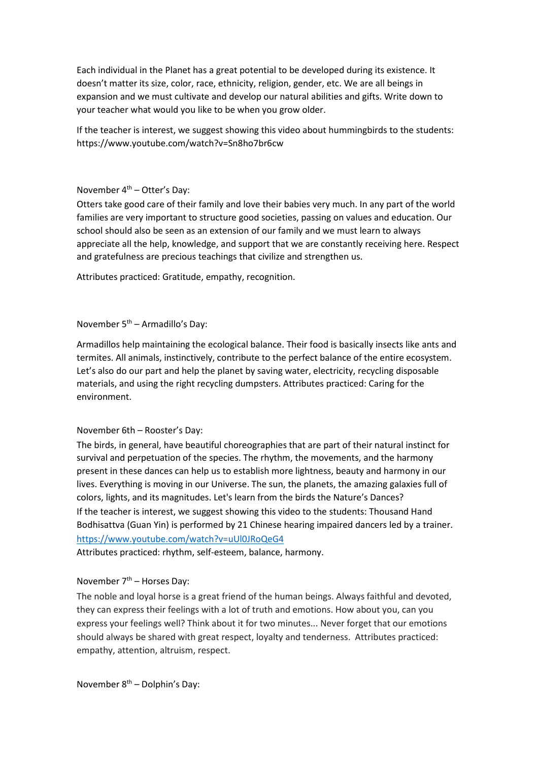Each individual in the Planet has a great potential to be developed during its existence. It doesn't matter its size, color, race, ethnicity, religion, gender, etc. We are all beings in expansion and we must cultivate and develop our natural abilities and gifts. Write down to your teacher what would you like to be when you grow older.

If the teacher is interest, we suggest showing this video about hummingbirds to the students: https://www.youtube.com/watch?v=Sn8ho7br6cw

November 4th – Otter's Day:

Otters take good care of their family and love their babies very much. In any part of the world families are very important to structure good societies, passing on values and education. Our school should also be seen as an extension of our family and we must learn to always appreciate all the help, knowledge, and support that we are constantly receiving here. Respect and gratefulness are precious teachings that civilize and strengthen us.

Attributes practiced: Gratitude, empathy, recognition.

November 5th – Armadillo's Day:

Armadillos help maintaining the ecological balance. Their food is basically insects like ants and termites. All animals, instinctively, contribute to the perfect balance of the entire ecosystem. Let's also do our part and help the planet by saving water, electricity, recycling disposable materials, and using the right recycling dumpsters. Attributes practiced: Caring for the environment.

November 6th – Rooster's Day:

The birds, in general, have beautiful choreographies that are part of their natural instinct for survival and perpetuation of the species. The rhythm, the movements, and the harmony present in these dances can help us to establish more lightness, beauty and harmony in our lives. Everything is moving in our Universe. The sun, the planets, the amazing galaxies full of colors, lights, and its magnitudes. Let's learn from the birds the Nature's Dances?

If the teacher is interest, we suggest showing this video to the students: Thousand Hand Bodhisattva (Guan Yin) is performed by 21 Chinese hearing impaired dancers led by a trainer. https://www.youtube.com/watch?v=uUl0JRoQeG4

Attributes practiced: rhythm, self-esteem, balance, harmony.

November 7th – Horses Day:

The noble and loyal horse is a great friend of the human beings. Always faithful and devoted, they can express their feelings with a lot of truth and emotions. How about you, can you express your feelings well? Think about it for two minutes... Never forget that our emotions should always be shared with great respect, loyalty and tenderness. Attributes practiced: empathy, attention, altruism, respect.

November 8th – Dolphin's Day: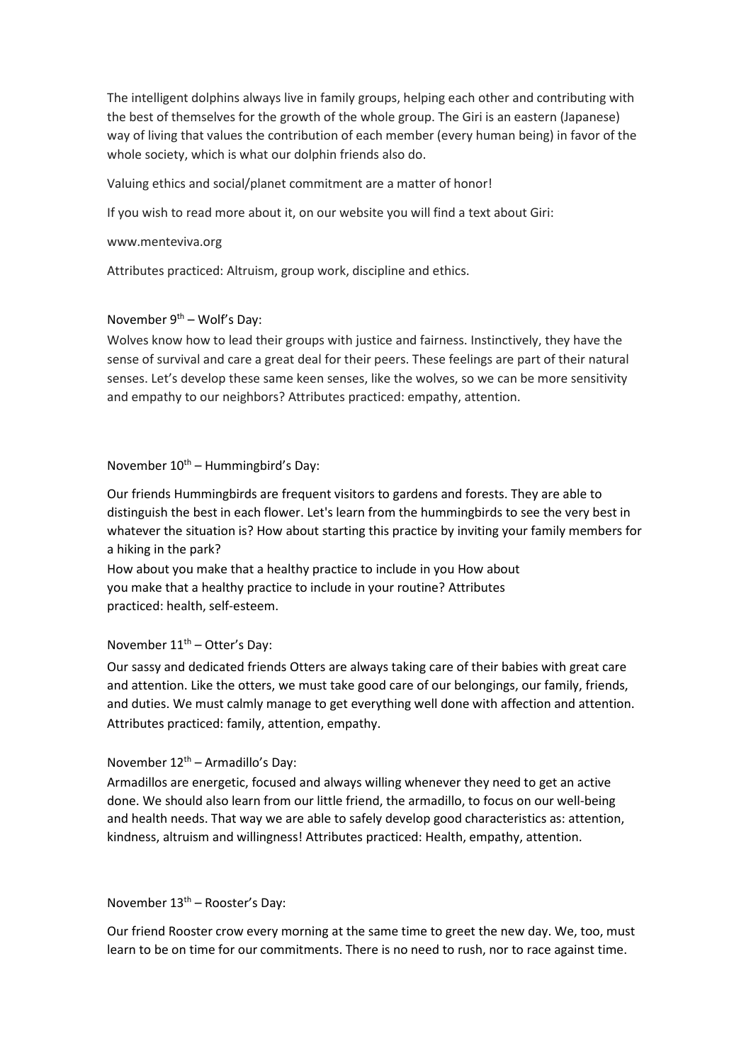The intelligent dolphins always live in family groups, helping each other and contributing with the best of themselves for the growth of the whole group. The Giri is an eastern (Japanese) way of living that values the contribution of each member (every human being) in favor of the whole society, which is what our dolphin friends also do.

Valuing ethics and social/planet commitment are a matter of honor!

If you wish to read more about it, on our website you will find a text about Giri:

www.menteviva.org

Attributes practiced: Altruism, group work, discipline and ethics.

November 9th – Wolf's Day:

Wolves know how to lead their groups with justice and fairness. Instinctively, they have the sense of survival and care a great deal for their peers. These feelings are part of their natural senses. Let's develop these same keen senses, like the wolves, so we can be more sensitivity and empathy to our neighbors? Attributes practiced: empathy, attention.

November 10th – Hummingbird's Day:

Our friends Hummingbirds are frequent visitors to gardens and forests. They are able to distinguish the best in each flower. Let's learn from the hummingbirds to see the very best in whatever the situation is? How about starting this practice by inviting your family members for a hiking in the park?

How about you make that a healthy practice to include in you How about you make that a healthy practice to include in your routine? Attributes practiced: health, self-esteem.

November 11th – Otter's Day:

Our sassy and dedicated friends Otters are always taking care of their babies with great care and attention. Like the otters, we must take good care of our belongings, our family, friends, and duties. We must calmly manage to get everything well done with affection and attention. Attributes practiced: family, attention, empathy.

November 12th – Armadillo's Day:

Armadillos are energetic, focused and always willing whenever they need to get an active done. We should also learn from our little friend, the armadillo, to focus on our well-being and health needs. That way we are able to safely develop good characteristics as: attention, kindness, altruism and willingness! Attributes practiced: Health, empathy, attention.

November 13th – Rooster's Day:

Our friend Rooster crow every morning at the same time to greet the new day. We, too, must learn to be on time for our commitments. There is no need to rush, nor to race against time.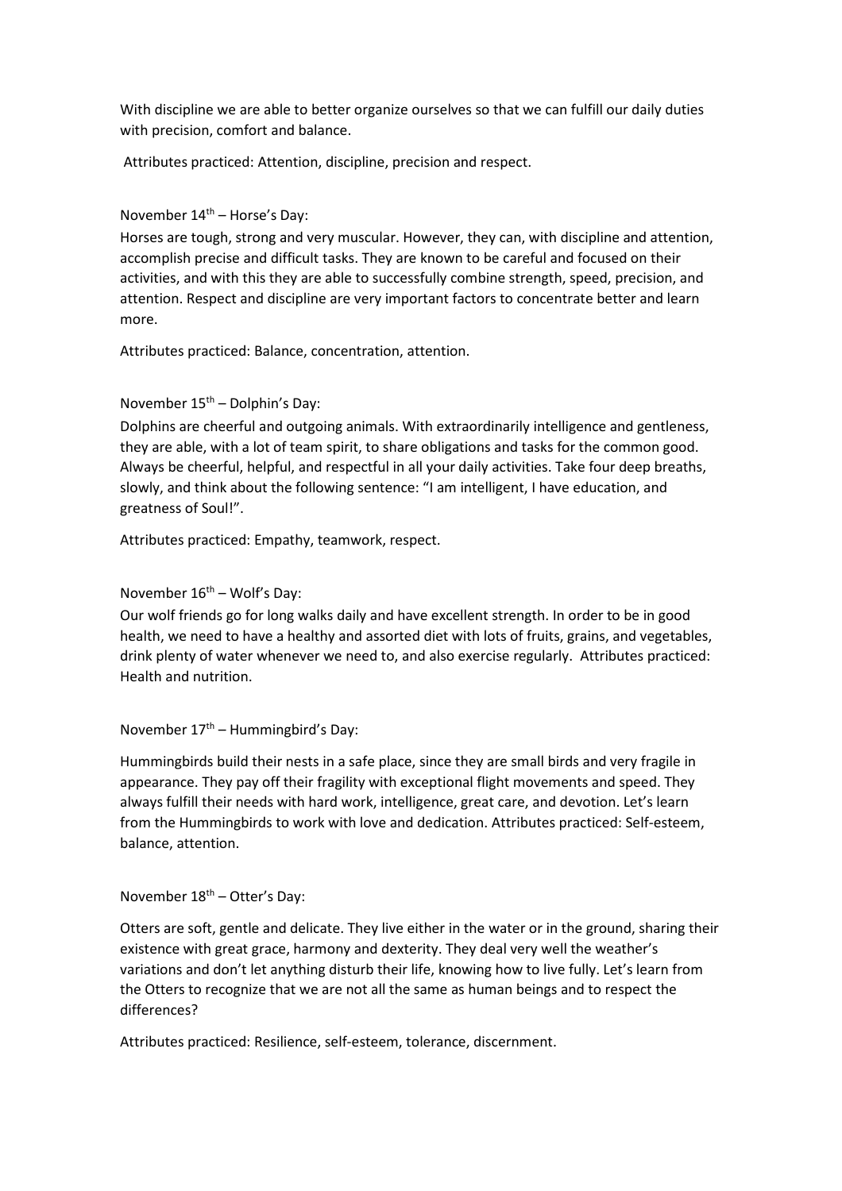With discipline we are able to better organize ourselves so that we can fulfill our daily duties with precision, comfort and balance.

Attributes practiced: Attention, discipline, precision and respect.

November 14th – Horse's Day:

Horses are tough, strong and very muscular. However, they can, with discipline and attention, accomplish precise and difficult tasks. They are known to be careful and focused on their activities, and with this they are able to successfully combine strength, speed, precision, and attention. Respect and discipline are very important factors to concentrate better and learn more.

Attributes practiced: Balance, concentration, attention.

November 15th – Dolphin's Day:

Dolphins are cheerful and outgoing animals. With extraordinarily intelligence and gentleness, they are able, with a lot of team spirit, to share obligations and tasks for the common good. Always be cheerful, helpful, and respectful in all your daily activities. Take four deep breaths, slowly, and think about the following sentence: "I am intelligent, I have education, and greatness of Soul!".

Attributes practiced: Empathy, teamwork, respect.

November 16th – Wolf's Day:

Our wolf friends go for long walks daily and have excellent strength. In order to be in good health, we need to have a healthy and assorted diet with lots of fruits, grains, and vegetables, drink plenty of water whenever we need to, and also exercise regularly. Attributes practiced: Health and nutrition.

November 17th – Hummingbird's Day:

Hummingbirds build their nests in a safe place, since they are small birds and very fragile in appearance. They pay off their fragility with exceptional flight movements and speed. They always fulfill their needs with hard work, intelligence, great care, and devotion. Let's learn from the Hummingbirds to work with love and dedication. Attributes practiced: Self-esteem, balance, attention.

November 18th – Otter's Day:

Otters are soft, gentle and delicate. They live either in the water or in the ground, sharing their existence with great grace, harmony and dexterity. They deal very well the weather's variations and don't let anything disturb their life, knowing how to live fully. Let's learn from the Otters to recognize that we are not all the same as human beings and to respect the differences?

Attributes practiced: Resilience, self-esteem, tolerance, discernment.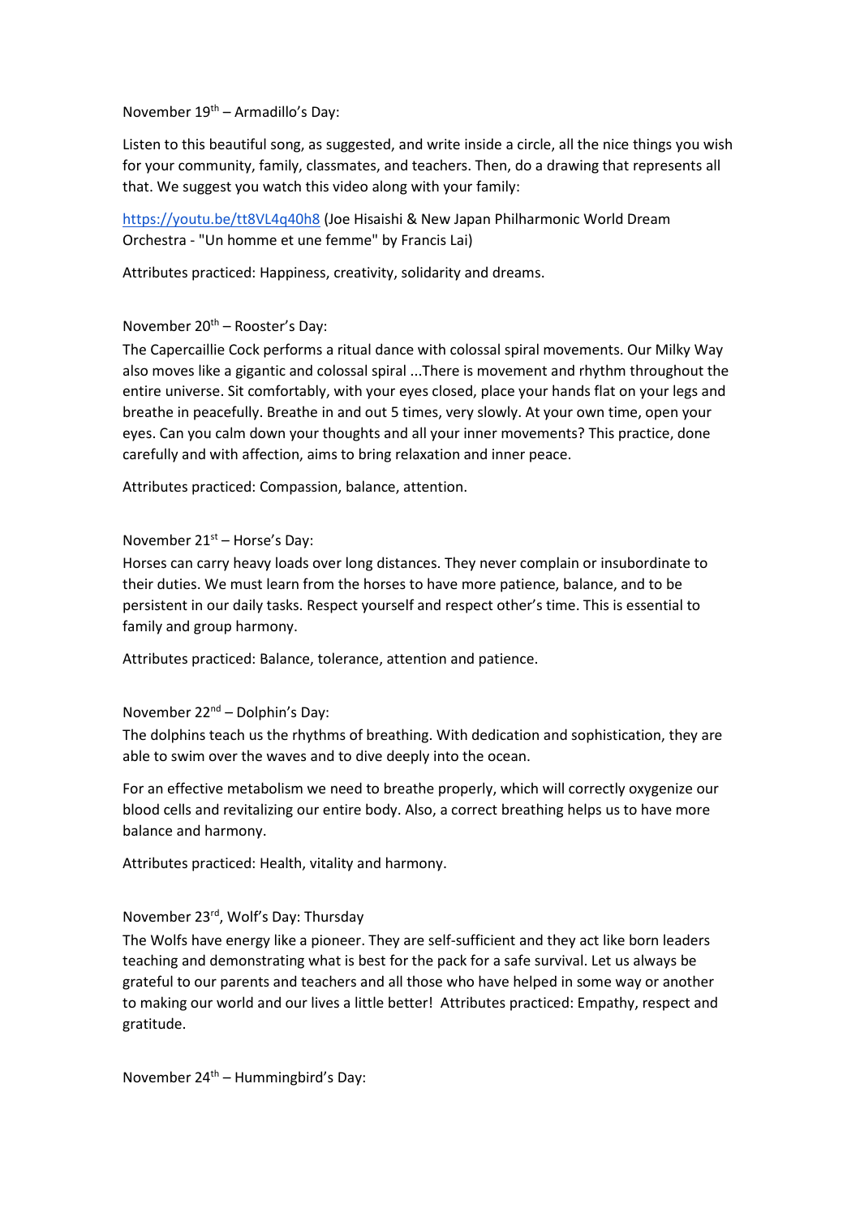November 19th – Armadillo's Day:

Listen to this beautiful song, as suggested, and write inside a circle, all the nice things you wish for your community, family, classmates, and teachers. Then, do a drawing that represents all that. We suggest you watch this video along with your family:

https://youtu.be/tt8VL4q40h8 (Joe Hisaishi & New Japan Philharmonic World Dream Orchestra - "Un homme et une femme" by Francis Lai)

Attributes practiced: Happiness, creativity, solidarity and dreams.

November 20th – Rooster's Day:

The Capercaillie Cock performs a ritual dance with colossal spiral movements. Our Milky Way also moves like a gigantic and colossal spiral ...There is movement and rhythm throughout the entire universe. Sit comfortably, with your eyes closed, place your hands flat on your legs and breathe in peacefully. Breathe in and out 5 times, very slowly. At your own time, open your eyes. Can you calm down your thoughts and all your inner movements? This practice, done carefully and with affection, aims to bring relaxation and inner peace.

Attributes practiced: Compassion, balance, attention.

November 21st – Horse's Day:

Horses can carry heavy loads over long distances. They never complain or insubordinate to their duties. We must learn from the horses to have more patience, balance, and to be persistent in our daily tasks. Respect yourself and respect other's time. This is essential to family and group harmony.

Attributes practiced: Balance, tolerance, attention and patience.

November 22nd – Dolphin's Day:

The dolphins teach us the rhythms of breathing. With dedication and sophistication, they are able to swim over the waves and to dive deeply into the ocean.

For an effective metabolism we need to breathe properly, which will correctly oxygenize our blood cells and revitalizing our entire body. Also, a correct breathing helps us to have more balance and harmony.

Attributes practiced: Health, vitality and harmony.

November 23rd, Wolf's Day: Thursday

The Wolfs have energy like a pioneer. They are self-sufficient and they act like born leaders teaching and demonstrating what is best for the pack for a safe survival. Let us always be grateful to our parents and teachers and all those who have helped in some way or another to making our world and our lives a little better! Attributes practiced: Empathy, respect and gratitude.

November 24th – Hummingbird's Day: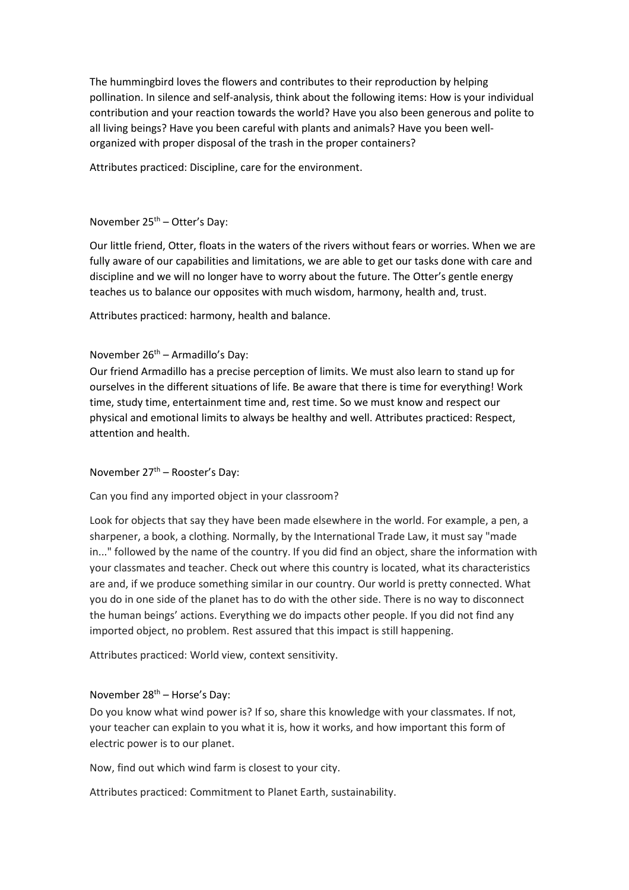The hummingbird loves the flowers and contributes to their reproduction by helping pollination. In silence and self-analysis, think about the following items: How is your individual contribution and your reaction towards the world? Have you also been generous and polite to all living beings? Have you been careful with plants and animals? Have you been well-organized with proper disposal of the trash in the proper containers?

Attributes practiced: Discipline, care for the environment.

November 25th – Otter's Day:

Our little friend, Otter, floats in the waters of the rivers without fears or worries. When we are fully aware of our capabilities and limitations, we are able to get our tasks done with care and discipline and we will no longer have to worry about the future. The Otter's gentle energy teaches us to balance our opposites with much wisdom, harmony, health and, trust.

Attributes practiced: harmony, health and balance.

November 26th – Armadillo's Day:

Our friend Armadillo has a precise perception of limits. We must also learn to stand up for ourselves in the different situations of life. Be aware that there is time for everything! Work time, study time, entertainment time and, rest time. So we must know and respect our physical and emotional limits to always be healthy and well. Attributes practiced: Respect, attention and health.

November 27th – Rooster's Day:

Can you find any imported object in your classroom?

Look for objects that say they have been made elsewhere in the world. For example, a pen, a sharpener, a book, a clothing. Normally, by the International Trade Law, it must say "made in..." followed by the name of the country. If you did find an object, share the information with your classmates and teacher. Check out where this country is located, what its characteristics are and, if we produce something similar in our country. Our world is pretty connected. What you do in one side of the planet has to do with the other side. There is no way to disconnect the human beings' actions. Everything we do impacts other people. If you did not find any imported object, no problem. Rest assured that this impact is still happening.

Attributes practiced: World view, context sensitivity.

November 28th – Horse's Day:

Do you know what wind power is? If so, share this knowledge with your classmates. If not, your teacher can explain to you what it is, how it works, and how important this form of electric power is to our planet.

Now, find out which wind farm is closest to your city.

Attributes practiced: Commitment to Planet Earth, sustainability.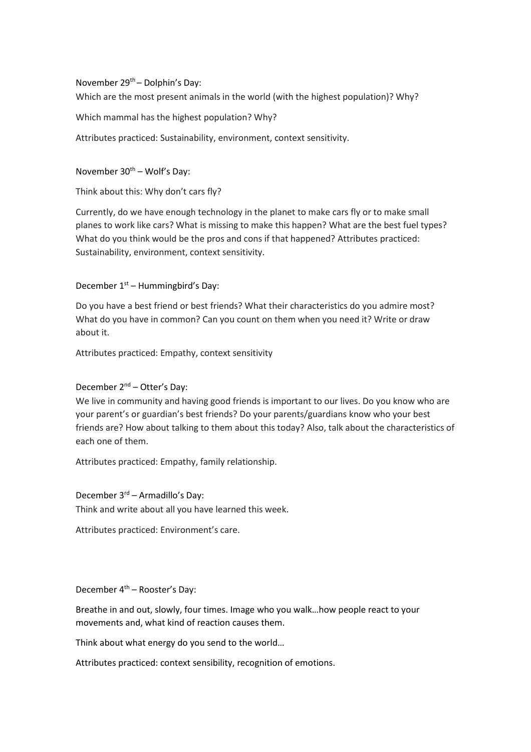November 29th – Dolphin's Day:

Which are the most present animals in the world (with the highest population)? Why?

Which mammal has the highest population? Why?

Attributes practiced: Sustainability, environment, context sensitivity.

November 30th – Wolf's Day:

Think about this: Why don't cars fly?

Currently, do we have enough technology in the planet to make cars fly or to make small planes to work like cars? What is missing to make this happen? What are the best fuel types? What do you think would be the pros and cons if that happened? Attributes practiced: Sustainability, environment, context sensitivity.

December 1st – Hummingbird's Day:

Do you have a best friend or best friends? What their characteristics do you admire most? What do you have in common? Can you count on them when you need it? Write or draw about it.

Attributes practiced: Empathy, context sensitivity

December 2nd – Otter's Day:

We live in community and having good friends is important to our lives. Do you know who are your parent's or guardian's best friends? Do your parents/guardians know who your best friends are? How about talking to them about this today? Also, talk about the characteristics of each one of them.

Attributes practiced: Empathy, family relationship.

December 3rd – Armadillo's Day:

Think and write about all you have learned this week.

Attributes practiced: Environment's care.

December 4th – Rooster's Day:

Breathe in and out, slowly, four times. Image who you walk…how people react to your movements and, what kind of reaction causes them.

Think about what energy do you send to the world…

Attributes practiced: context sensibility, recognition of emotions.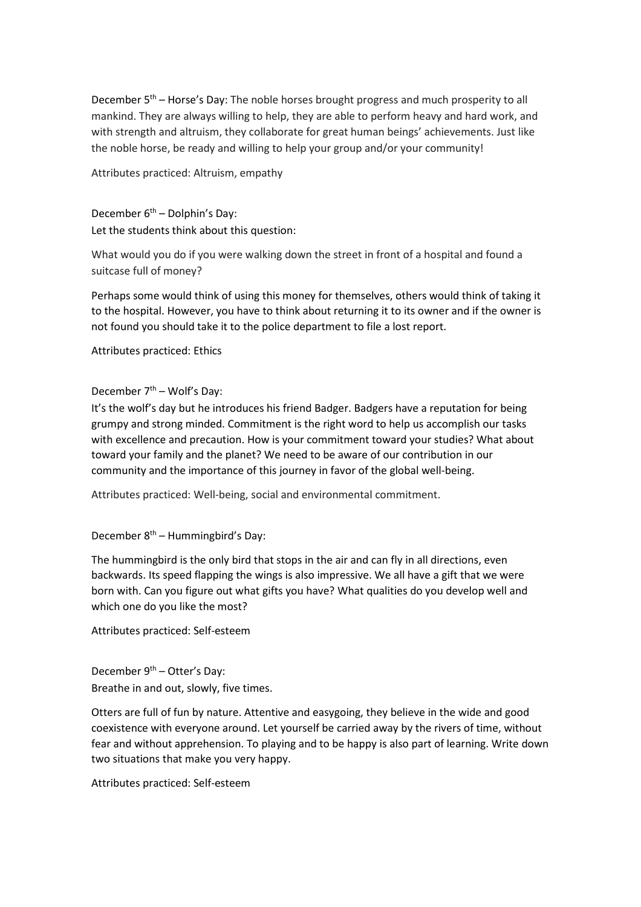December 5th – Horse's Day: The noble horses brought progress and much prosperity to all mankind. They are always willing to help, they are able to perform heavy and hard work, and with strength and altruism, they collaborate for great human beings' achievements. Just like the noble horse, be ready and willing to help your group and/or your community!

Attributes practiced: Altruism, empathy

December 6th – Dolphin's Day:
Let the students think about this question:

What would you do if you were walking down the street in front of a hospital and found a suitcase full of money?

Perhaps some would think of using this money for themselves, others would think of taking it to the hospital. However, you have to think about returning it to its owner and if the owner is not found you should take it to the police department to file a lost report.

Attributes practiced: Ethics

December 7th – Wolf's Day:
It's the wolf's day but he introduces his friend Badger. Badgers have a reputation for being grumpy and strong minded. Commitment is the right word to help us accomplish our tasks with excellence and precaution. How is your commitment toward your studies? What about toward your family and the planet? We need to be aware of our contribution in our community and the importance of this journey in favor of the global well-being.

Attributes practiced: Well-being, social and environmental commitment.

December 8th – Hummingbird's Day:

The hummingbird is the only bird that stops in the air and can fly in all directions, even backwards. Its speed flapping the wings is also impressive. We all have a gift that we were born with. Can you figure out what gifts you have? What qualities do you develop well and which one do you like the most?

Attributes practiced: Self-esteem

December 9th – Otter's Day:
Breathe in and out, slowly, five times.

Otters are full of fun by nature. Attentive and easygoing, they believe in the wide and good coexistence with everyone around. Let yourself be carried away by the rivers of time, without fear and without apprehension. To playing and to be happy is also part of learning. Write down two situations that make you very happy.

Attributes practiced: Self-esteem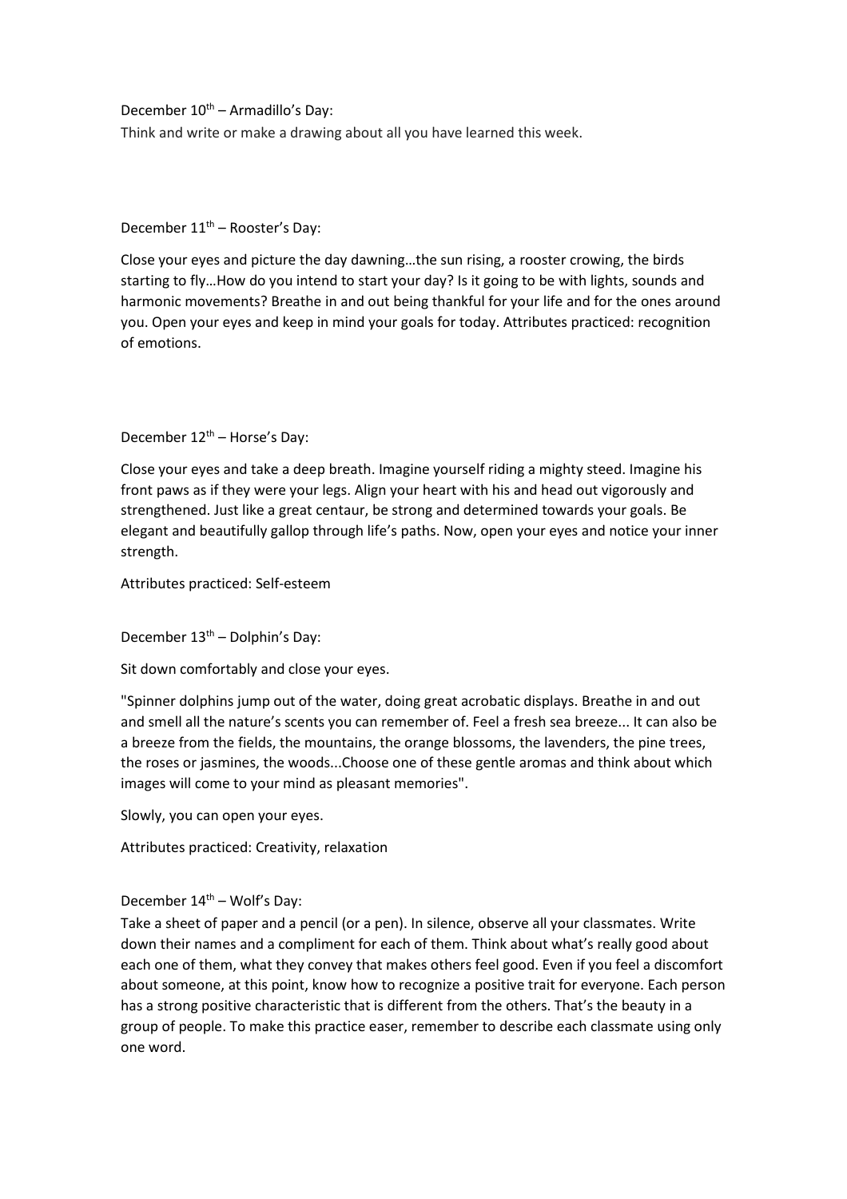December 10th – Armadillo's Day:

Think and write or make a drawing about all you have learned this week.

December 11th – Rooster's Day:

Close your eyes and picture the day dawning…the sun rising, a rooster crowing, the birds starting to fly…How do you intend to start your day? Is it going to be with lights, sounds and harmonic movements? Breathe in and out being thankful for your life and for the ones around you. Open your eyes and keep in mind your goals for today. Attributes practiced: recognition of emotions.

December 12th – Horse's Day:

Close your eyes and take a deep breath. Imagine yourself riding a mighty steed. Imagine his front paws as if they were your legs. Align your heart with his and head out vigorously and strengthened. Just like a great centaur, be strong and determined towards your goals. Be elegant and beautifully gallop through life's paths. Now, open your eyes and notice your inner strength.

Attributes practiced: Self-esteem

December 13th – Dolphin's Day:

Sit down comfortably and close your eyes.

"Spinner dolphins jump out of the water, doing great acrobatic displays. Breathe in and out and smell all the nature's scents you can remember of. Feel a fresh sea breeze... It can also be a breeze from the fields, the mountains, the orange blossoms, the lavenders, the pine trees, the roses or jasmines, the woods...Choose one of these gentle aromas and think about which images will come to your mind as pleasant memories".

Slowly, you can open your eyes.

Attributes practiced: Creativity, relaxation

December 14th – Wolf's Day:

Take a sheet of paper and a pencil (or a pen). In silence, observe all your classmates. Write down their names and a compliment for each of them. Think about what's really good about each one of them, what they convey that makes others feel good. Even if you feel a discomfort about someone, at this point, know how to recognize a positive trait for everyone. Each person has a strong positive characteristic that is different from the others. That's the beauty in a group of people. To make this practice easer, remember to describe each classmate using only one word.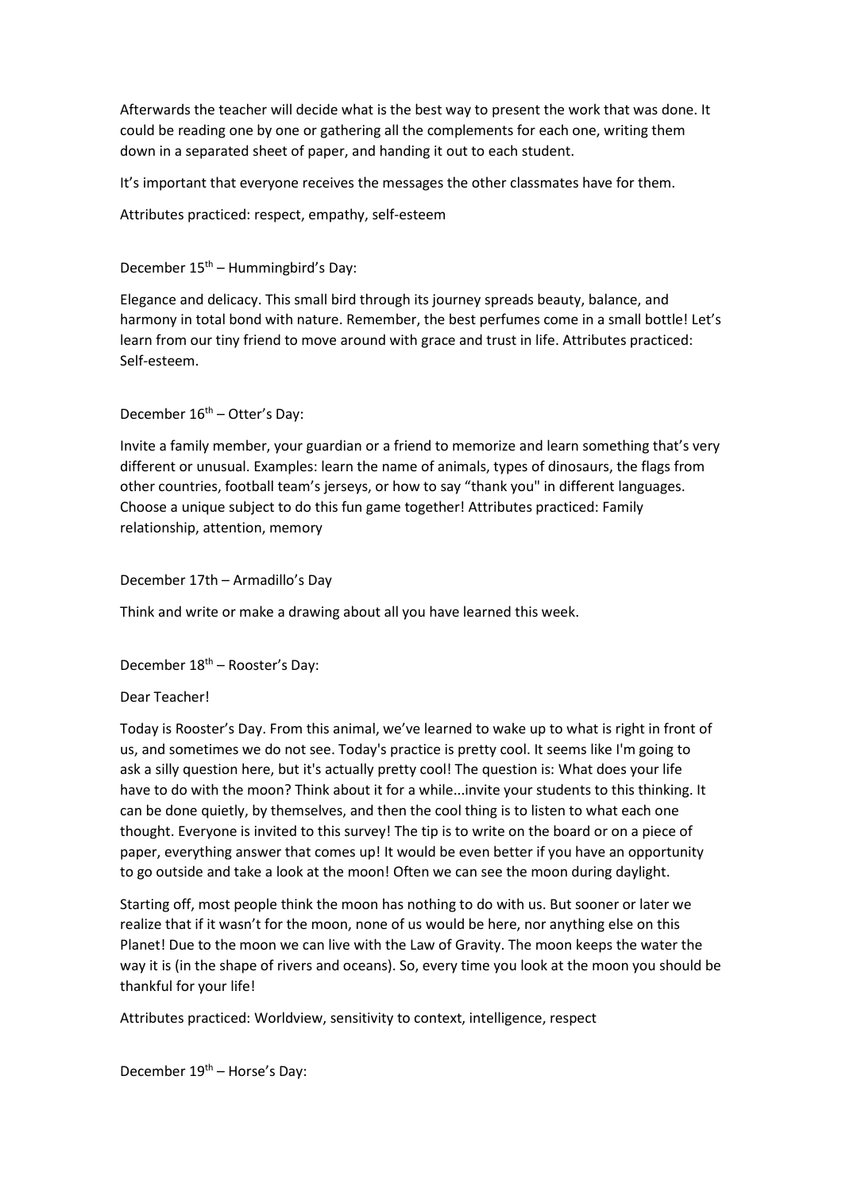Afterwards the teacher will decide what is the best way to present the work that was done. It could be reading one by one or gathering all the complements for each one, writing them down in a separated sheet of paper, and handing it out to each student.

It's important that everyone receives the messages the other classmates have for them.

Attributes practiced: respect, empathy, self-esteem

December 15th – Hummingbird's Day:

Elegance and delicacy. This small bird through its journey spreads beauty, balance, and harmony in total bond with nature. Remember, the best perfumes come in a small bottle! Let's learn from our tiny friend to move around with grace and trust in life. Attributes practiced: Self-esteem.

December 16th – Otter's Day:

Invite a family member, your guardian or a friend to memorize and learn something that's very different or unusual. Examples: learn the name of animals, types of dinosaurs, the flags from other countries, football team's jerseys, or how to say "thank you" in different languages. Choose a unique subject to do this fun game together! Attributes practiced: Family relationship, attention, memory

December 17th – Armadillo's Day

Think and write or make a drawing about all you have learned this week.

December 18th – Rooster's Day:

Dear Teacher!

Today is Rooster's Day. From this animal, we've learned to wake up to what is right in front of us, and sometimes we do not see. Today's practice is pretty cool. It seems like I'm going to ask a silly question here, but it's actually pretty cool! The question is: What does your life have to do with the moon? Think about it for a while...invite your students to this thinking. It can be done quietly, by themselves, and then the cool thing is to listen to what each one thought. Everyone is invited to this survey! The tip is to write on the board or on a piece of paper, everything answer that comes up! It would be even better if you have an opportunity to go outside and take a look at the moon! Often we can see the moon during daylight.

Starting off, most people think the moon has nothing to do with us. But sooner or later we realize that if it wasn't for the moon, none of us would be here, nor anything else on this Planet! Due to the moon we can live with the Law of Gravity. The moon keeps the water the way it is (in the shape of rivers and oceans). So, every time you look at the moon you should be thankful for your life!

Attributes practiced: Worldview, sensitivity to context, intelligence, respect

December 19th – Horse's Day: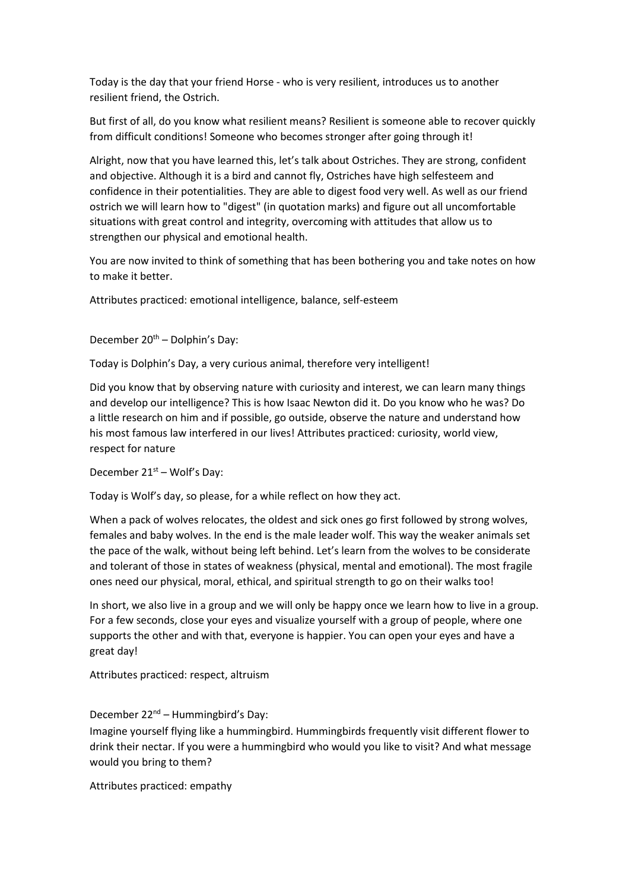Today is the day that your friend Horse - who is very resilient, introduces us to another resilient friend, the Ostrich.

But first of all, do you know what resilient means? Resilient is someone able to recover quickly from difficult conditions! Someone who becomes stronger after going through it!

Alright, now that you have learned this, let's talk about Ostriches. They are strong, confident and objective. Although it is a bird and cannot fly, Ostriches have high selfesteem and confidence in their potentialities. They are able to digest food very well. As well as our friend ostrich we will learn how to "digest" (in quotation marks) and figure out all uncomfortable situations with great control and integrity, overcoming with attitudes that allow us to strengthen our physical and emotional health.

You are now invited to think of something that has been bothering you and take notes on how to make it better.

Attributes practiced: emotional intelligence, balance, self-esteem

December 20th – Dolphin's Day:

Today is Dolphin's Day, a very curious animal, therefore very intelligent!

Did you know that by observing nature with curiosity and interest, we can learn many things and develop our intelligence? This is how Isaac Newton did it. Do you know who he was? Do a little research on him and if possible, go outside, observe the nature and understand how his most famous law interfered in our lives! Attributes practiced: curiosity, world view, respect for nature

December 21st – Wolf's Day:

Today is Wolf's day, so please, for a while reflect on how they act.

When a pack of wolves relocates, the oldest and sick ones go first followed by strong wolves, females and baby wolves. In the end is the male leader wolf. This way the weaker animals set the pace of the walk, without being left behind. Let's learn from the wolves to be considerate and tolerant of those in states of weakness (physical, mental and emotional). The most fragile ones need our physical, moral, ethical, and spiritual strength to go on their walks too!

In short, we also live in a group and we will only be happy once we learn how to live in a group. For a few seconds, close your eyes and visualize yourself with a group of people, where one supports the other and with that, everyone is happier. You can open your eyes and have a great day!

Attributes practiced: respect, altruism

December 22nd – Hummingbird's Day:

Imagine yourself flying like a hummingbird. Hummingbirds frequently visit different flower to drink their nectar. If you were a hummingbird who would you like to visit? And what message would you bring to them?

Attributes practiced: empathy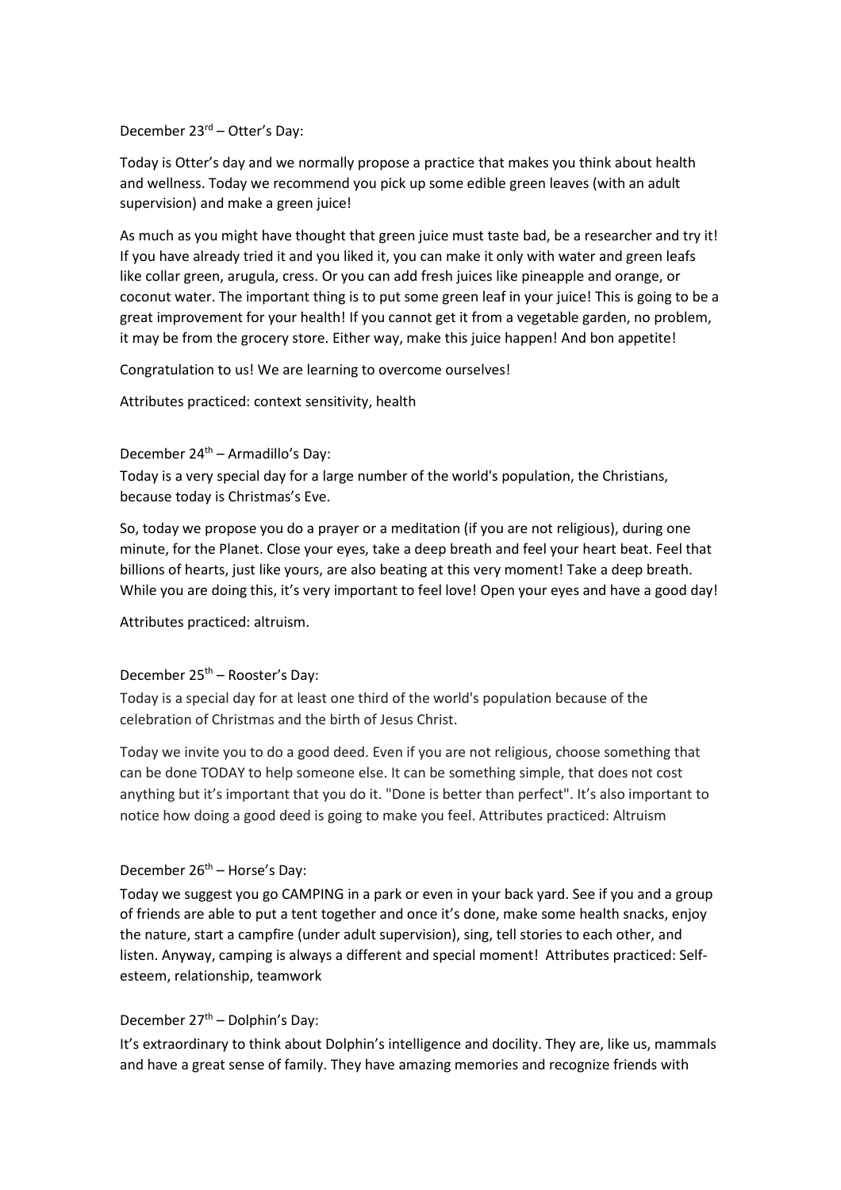December 23rd – Otter's Day:

Today is Otter's day and we normally propose a practice that makes you think about health and wellness. Today we recommend you pick up some edible green leaves (with an adult supervision) and make a green juice!

As much as you might have thought that green juice must taste bad, be a researcher and try it! If you have already tried it and you liked it, you can make it only with water and green leafs like collar green, arugula, cress. Or you can add fresh juices like pineapple and orange, or coconut water. The important thing is to put some green leaf in your juice! This is going to be a great improvement for your health! If you cannot get it from a vegetable garden, no problem, it may be from the grocery store. Either way, make this juice happen! And bon appetite!

Congratulation to us! We are learning to overcome ourselves!

Attributes practiced: context sensitivity, health

December 24th – Armadillo's Day:

Today is a very special day for a large number of the world's population, the Christians, because today is Christmas's Eve.

So, today we propose you do a prayer or a meditation (if you are not religious), during one minute, for the Planet. Close your eyes, take a deep breath and feel your heart beat. Feel that billions of hearts, just like yours, are also beating at this very moment! Take a deep breath. While you are doing this, it's very important to feel love! Open your eyes and have a good day!

Attributes practiced: altruism.

December 25th – Rooster's Day:

Today is a special day for at least one third of the world's population because of the celebration of Christmas and the birth of Jesus Christ.

Today we invite you to do a good deed. Even if you are not religious, choose something that can be done TODAY to help someone else. It can be something simple, that does not cost anything but it's important that you do it. "Done is better than perfect". It's also important to notice how doing a good deed is going to make you feel. Attributes practiced: Altruism

December 26th – Horse's Day:

Today we suggest you go CAMPING in a park or even in your back yard. See if you and a group of friends are able to put a tent together and once it's done, make some health snacks, enjoy the nature, start a campfire (under adult supervision), sing, tell stories to each other, and listen. Anyway, camping is always a different and special moment! Attributes practiced: Self-esteem, relationship, teamwork

December 27th – Dolphin's Day:

It's extraordinary to think about Dolphin's intelligence and docility. They are, like us, mammals and have a great sense of family. They have amazing memories and recognize friends with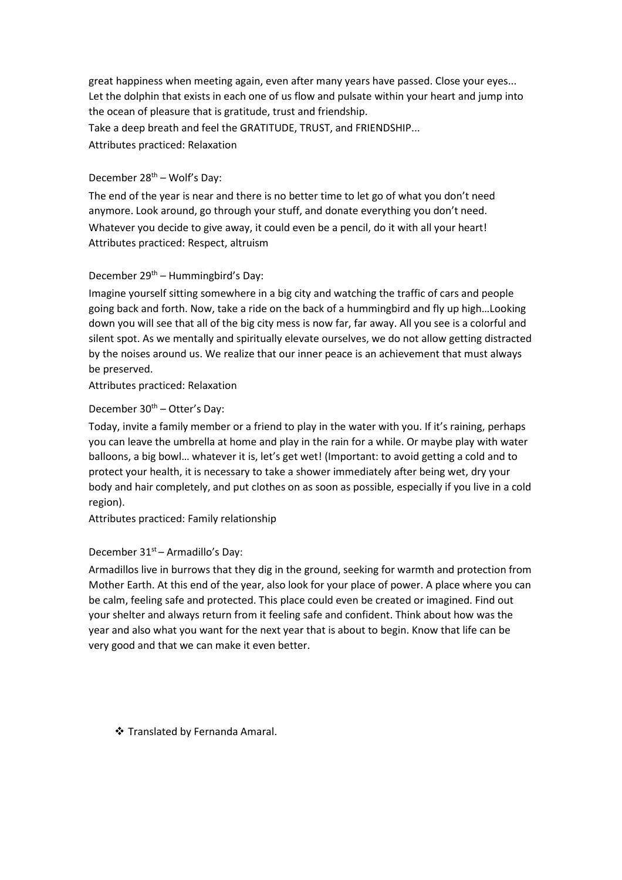great happiness when meeting again, even after many years have passed. Close your eyes... Let the dolphin that exists in each one of us flow and pulsate within your heart and jump into the ocean of pleasure that is gratitude, trust and friendship.

Take a deep breath and feel the GRATITUDE, TRUST, and FRIENDSHIP...

Attributes practiced: Relaxation

December 28th – Wolf's Day:

The end of the year is near and there is no better time to let go of what you don't need anymore. Look around, go through your stuff, and donate everything you don't need. Whatever you decide to give away, it could even be a pencil, do it with all your heart!

Attributes practiced: Respect, altruism

December 29th – Hummingbird's Day:

Imagine yourself sitting somewhere in a big city and watching the traffic of cars and people going back and forth. Now, take a ride on the back of a hummingbird and fly up high…Looking down you will see that all of the big city mess is now far, far away. All you see is a colorful and silent spot. As we mentally and spiritually elevate ourselves, we do not allow getting distracted by the noises around us. We realize that our inner peace is an achievement that must always be preserved.

Attributes practiced: Relaxation

December 30th – Otter's Day:

Today, invite a family member or a friend to play in the water with you. If it's raining, perhaps you can leave the umbrella at home and play in the rain for a while. Or maybe play with water balloons, a big bowl… whatever it is, let's get wet! (Important: to avoid getting a cold and to protect your health, it is necessary to take a shower immediately after being wet, dry your body and hair completely, and put clothes on as soon as possible, especially if you live in a cold region).

Attributes practiced: Family relationship

December 31st – Armadillo's Day:

Armadillos live in burrows that they dig in the ground, seeking for warmth and protection from Mother Earth. At this end of the year, also look for your place of power. A place where you can be calm, feeling safe and protected. This place could even be created or imagined. Find out your shelter and always return from it feeling safe and confident. Think about how was the year and also what you want for the next year that is about to begin. Know that life can be very good and that we can make it even better.

- Translated by Fernanda Amaral.